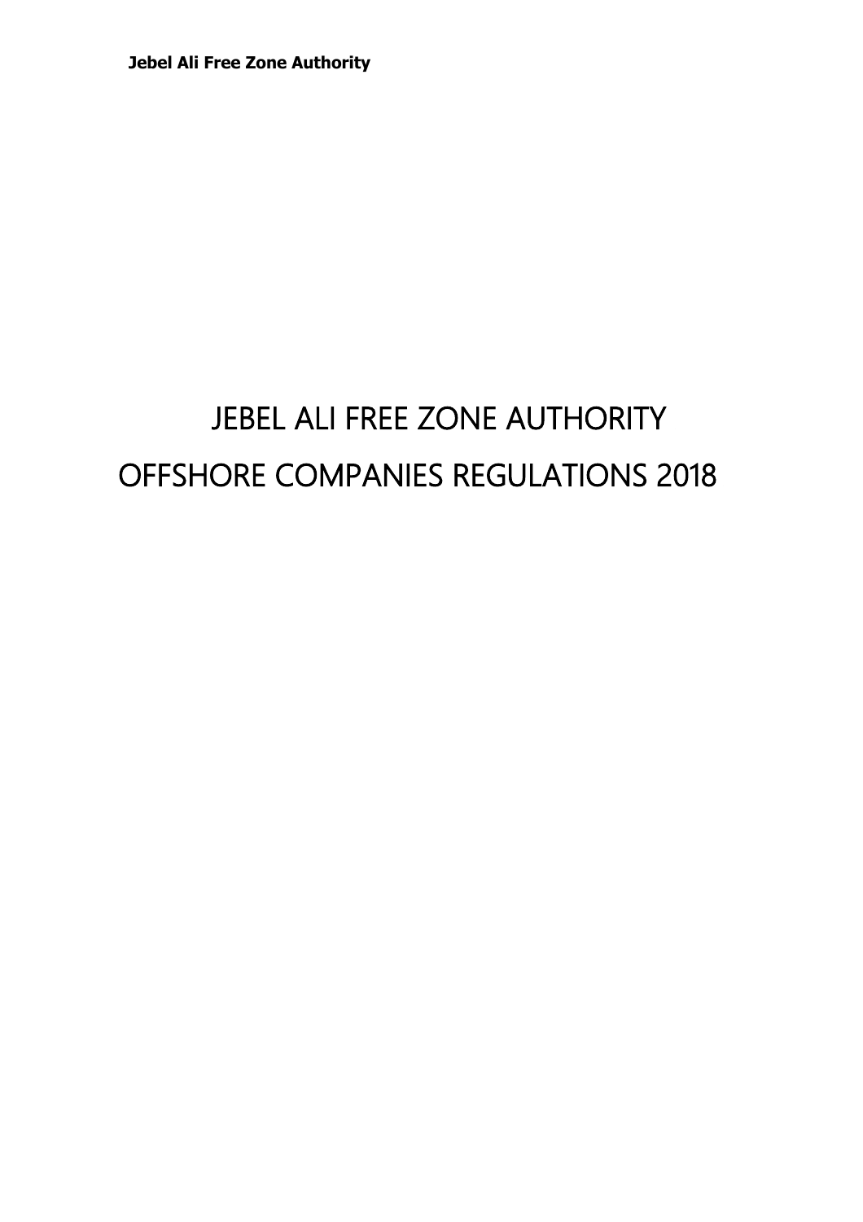# JEBEL ALI FREE ZONE AUTHORITY
# OFFSHORE COMPANIES REGULATIONS 2018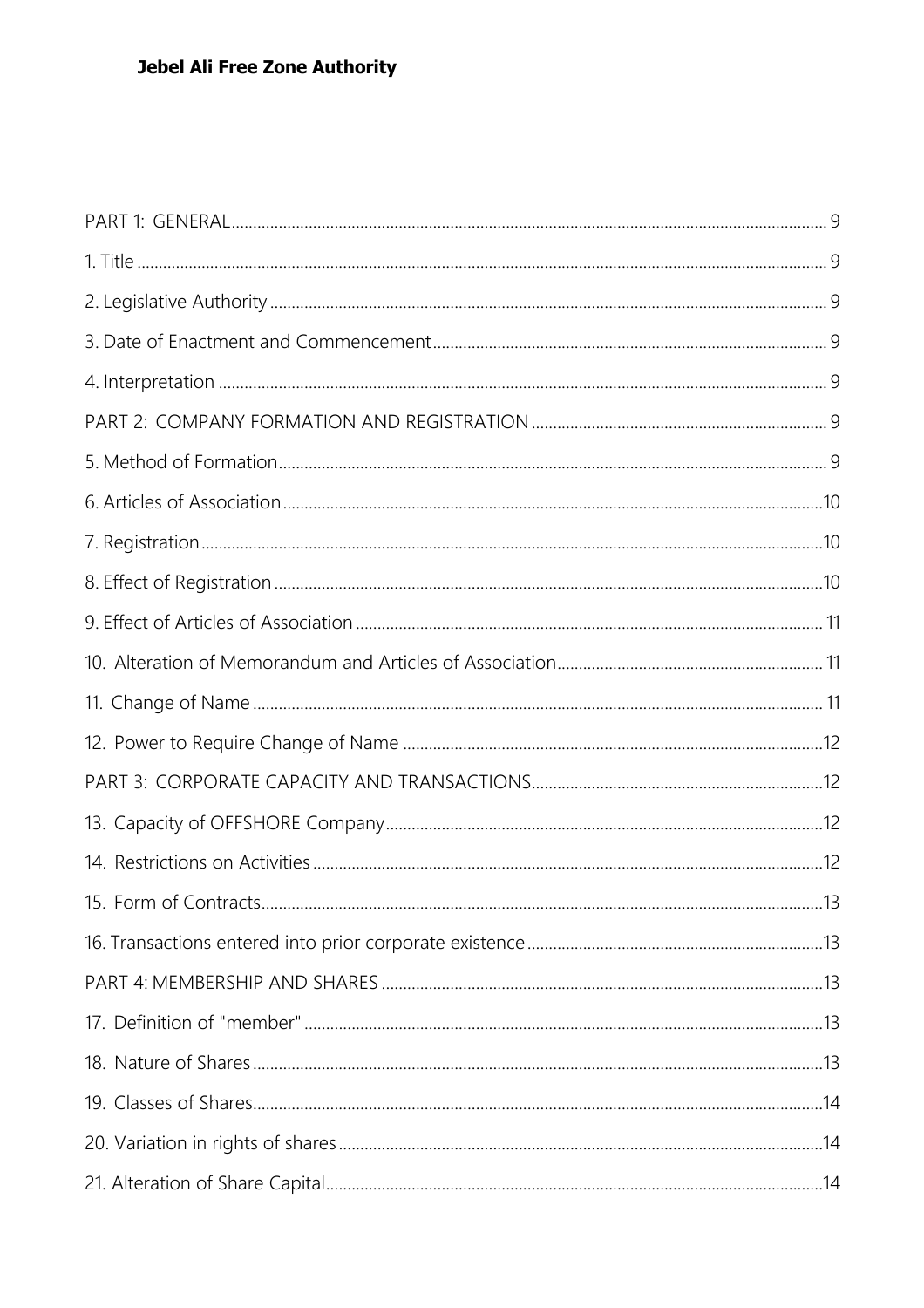**Jebel Ali Free Zone Authority**

PART 1: GENERAL ............ 9

1. Title ............ 9

2. Legislative Authority ............ 9

3. Date of Enactment and Commencement ............ 9

4. Interpretation ............ 9

PART 2: COMPANY FORMATION AND REGISTRATION ............ 9

5. Method of Formation ............ 9

6. Articles of Association ............ 10

7. Registration ............ 10

8. Effect of Registration ............ 10

9. Effect of Articles of Association ............ 11

10. Alteration of Memorandum and Articles of Association ............ 11

11. Change of Name ............ 11

12. Power to Require Change of Name ............ 12

PART 3: CORPORATE CAPACITY AND TRANSACTIONS ............ 12

13. Capacity of OFFSHORE Company ............ 12

14. Restrictions on Activities ............ 12

15. Form of Contracts ............ 13

16. Transactions entered into prior corporate existence ............ 13

PART 4: MEMBERSHIP AND SHARES ............ 13

17. Definition of "member" ............ 13

18. Nature of Shares ............ 13

19. Classes of Shares ............ 14

20. Variation in rights of shares ............ 14

21. Alteration of Share Capital ............ 14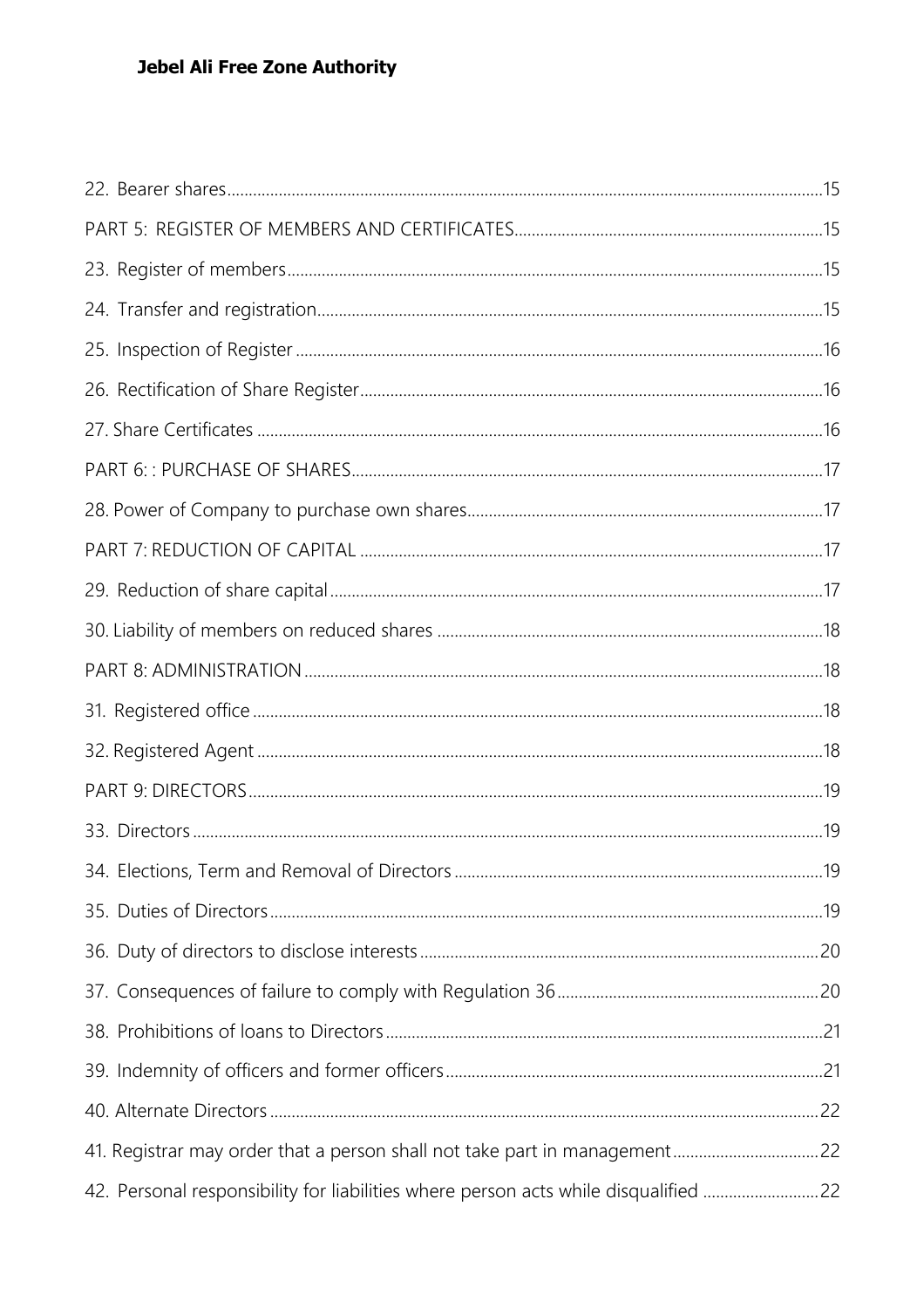22. Bearer shares ..... 15

PART 5: REGISTER OF MEMBERS AND CERTIFICATES ..... 15

23. Register of members ..... 15

24. Transfer and registration ..... 15

25. Inspection of Register ..... 16

26. Rectification of Share Register ..... 16

27. Share Certificates ..... 16

PART 6: : PURCHASE OF SHARES ..... 17

28. Power of Company to purchase own shares ..... 17

PART 7: REDUCTION OF CAPITAL ..... 17

29. Reduction of share capital ..... 17

30. Liability of members on reduced shares ..... 18

PART 8: ADMINISTRATION ..... 18

31. Registered office ..... 18

32. Registered Agent ..... 18

PART 9: DIRECTORS ..... 19

33. Directors ..... 19

34. Elections, Term and Removal of Directors ..... 19

35. Duties of Directors ..... 19

36. Duty of directors to disclose interests ..... 20

37. Consequences of failure to comply with Regulation 36 ..... 20

38. Prohibitions of loans to Directors ..... 21

39. Indemnity of officers and former officers ..... 21

40. Alternate Directors ..... 22

41. Registrar may order that a person shall not take part in management ..... 22

42. Personal responsibility for liabilities where person acts while disqualified ..... 22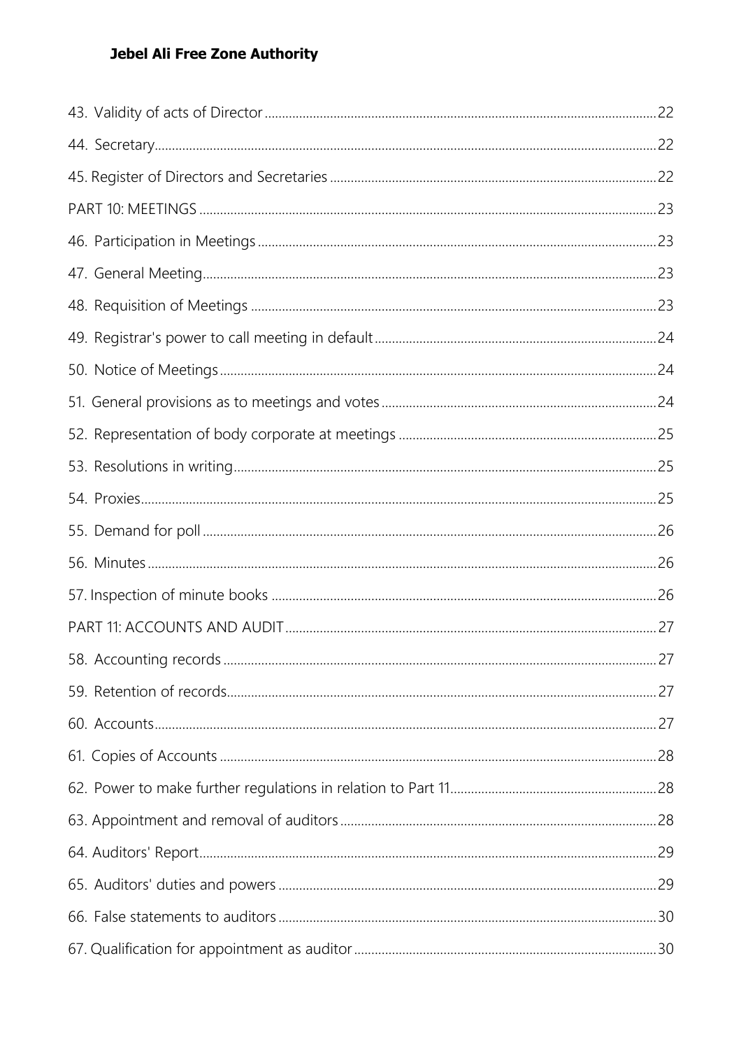43. Validity of acts of Director ....................................................................................................................22

44. Secretary....................................................................................................................................................22

45. Register of Directors and Secretaries ....................................................................................................22

PART 10: MEETINGS ......................................................................................................................................23

46. Participation in Meetings .........................................................................................................................23

47. General Meeting.........................................................................................................................................23

48. Requisition of Meetings ...........................................................................................................................23

49. Registrar's power to call meeting in default ........................................................................................24

50. Notice of Meetings ....................................................................................................................................24

51. General provisions as to meetings and votes ......................................................................................24

52. Representation of body corporate at meetings ..................................................................................25

53. Resolutions in writing................................................................................................................................25

54. Proxies..........................................................................................................................................................25

55. Demand for poll .........................................................................................................................................26

56. Minutes .......................................................................................................................................................26

57. Inspection of minute books .....................................................................................................................26

PART 11: ACCOUNTS AND AUDIT.............................................................................................................27

58. Accounting records ...................................................................................................................................27

59. Retention of records..................................................................................................................................27

60. Accounts......................................................................................................................................................27

61. Copies of Accounts ...................................................................................................................................28

62. Power to make further regulations in relation to Part 11..................................................................28

63. Appointment and removal of auditors .................................................................................................28

64. Auditors' Report.........................................................................................................................................29

65. Auditors' duties and powers ...................................................................................................................29

66. False statements to auditors ...................................................................................................................30

67. Qualification for appointment as auditor ............................................................................................30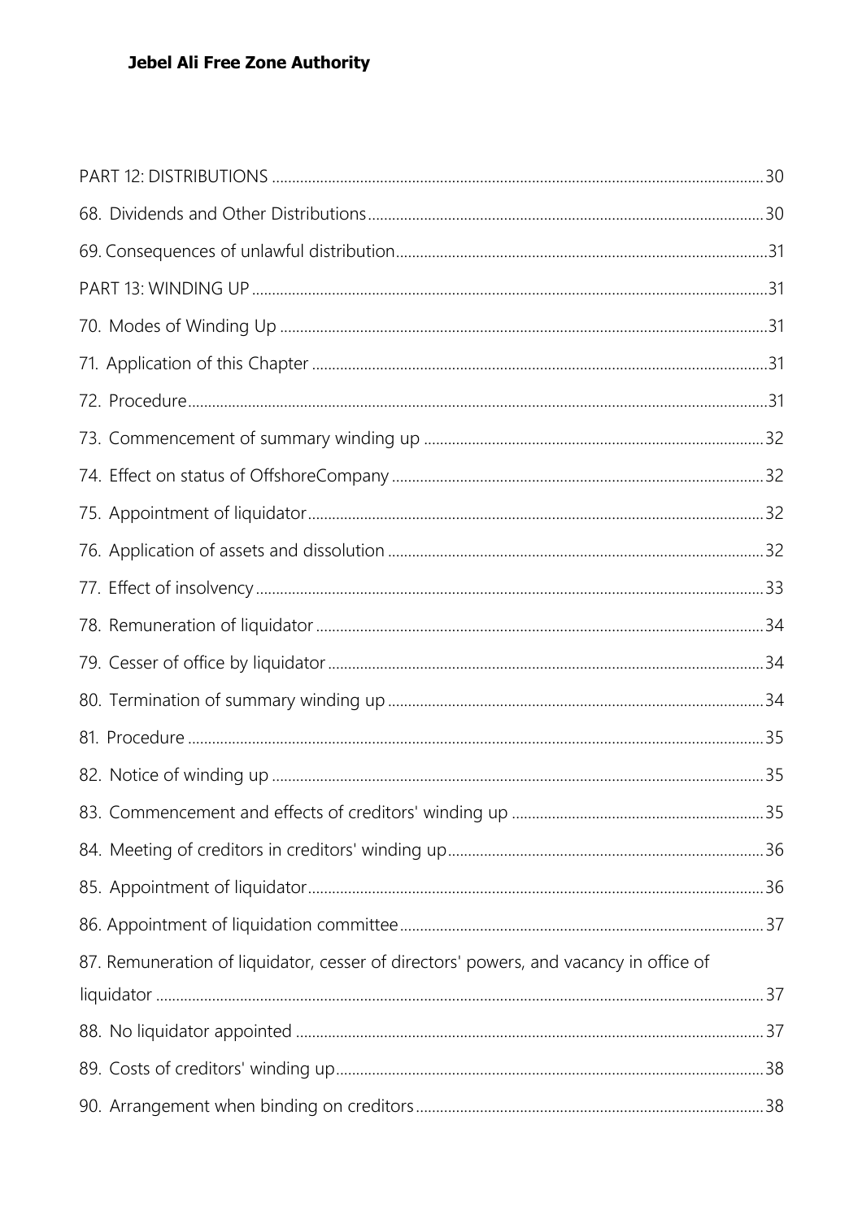PART 12: DISTRIBUTIONS .......... 30

68. Dividends and Other Distributions .......... 30

69. Consequences of unlawful distribution .......... 31

PART 13: WINDING UP .......... 31

70. Modes of Winding Up .......... 31

71. Application of this Chapter .......... 31

72. Procedure .......... 31

73. Commencement of summary winding up .......... 32

74. Effect on status of OffshoreCompany .......... 32

75. Appointment of liquidator .......... 32

76. Application of assets and dissolution .......... 32

77. Effect of insolvency .......... 33

78. Remuneration of liquidator .......... 34

79. Cesser of office by liquidator .......... 34

80. Termination of summary winding up .......... 34

81. Procedure .......... 35

82. Notice of winding up .......... 35

83. Commencement and effects of creditors' winding up .......... 35

84. Meeting of creditors in creditors' winding up .......... 36

85. Appointment of liquidator .......... 36

86. Appointment of liquidation committee .......... 37

87. Remuneration of liquidator, cesser of directors' powers, and vacancy in office of liquidator .......... 37

88. No liquidator appointed .......... 37

89. Costs of creditors' winding up .......... 38

90. Arrangement when binding on creditors .......... 38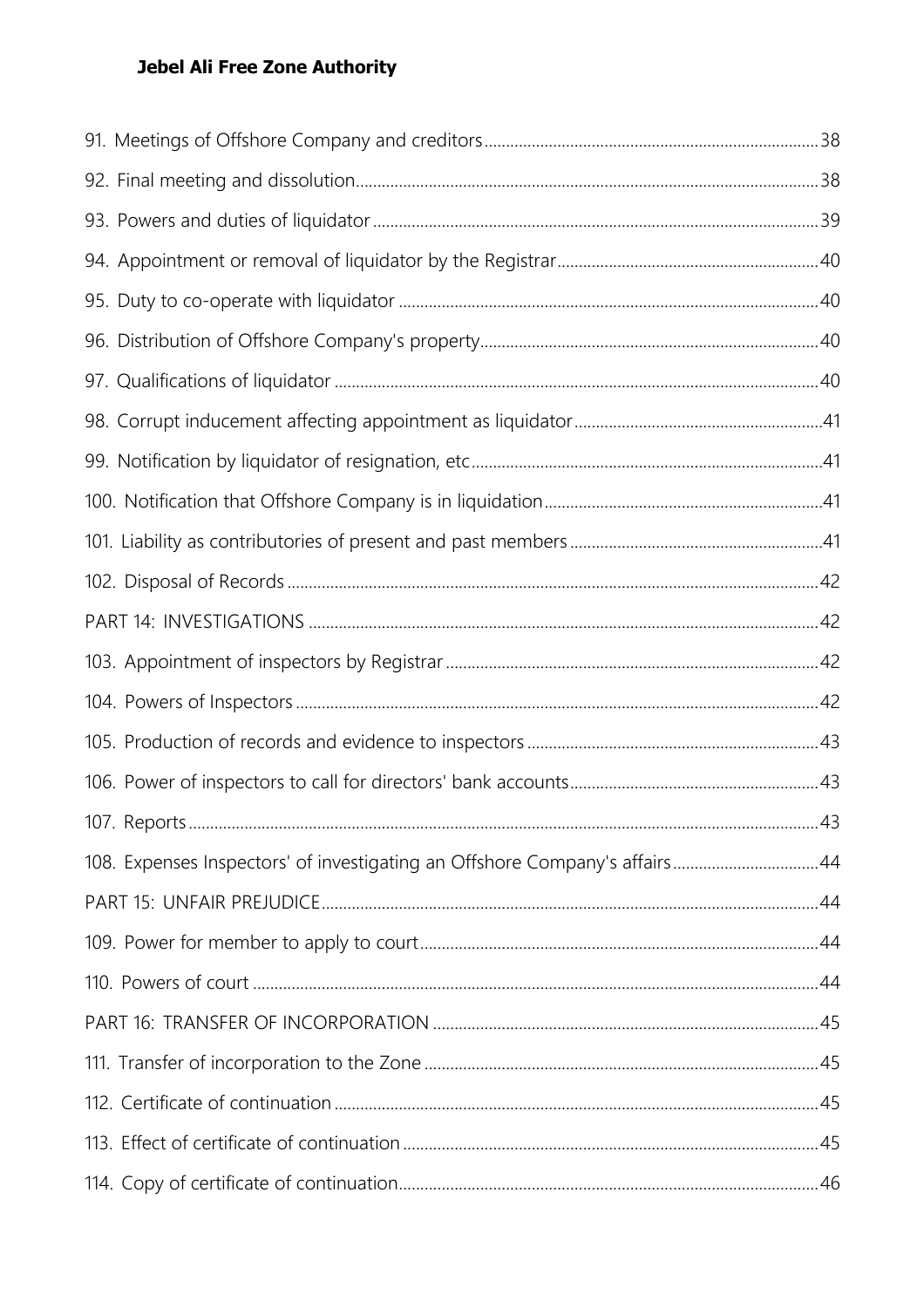91. Meetings of Offshore Company and creditors ... 38

92. Final meeting and dissolution ... 38

93. Powers and duties of liquidator ... 39

94. Appointment or removal of liquidator by the Registrar ... 40

95. Duty to co-operate with liquidator ... 40

96. Distribution of Offshore Company's property ... 40

97. Qualifications of liquidator ... 40

98. Corrupt inducement affecting appointment as liquidator ... 41

99. Notification by liquidator of resignation, etc ... 41

100. Notification that Offshore Company is in liquidation ... 41

101. Liability as contributories of present and past members ... 41

102. Disposal of Records ... 42

PART 14: INVESTIGATIONS ... 42

103. Appointment of inspectors by Registrar ... 42

104. Powers of Inspectors ... 42

105. Production of records and evidence to inspectors ... 43

106. Power of inspectors to call for directors' bank accounts ... 43

107. Reports ... 43

108. Expenses Inspectors' of investigating an Offshore Company's affairs ... 44

PART 15: UNFAIR PREJUDICE ... 44

109. Power for member to apply to court ... 44

110. Powers of court ... 44

PART 16: TRANSFER OF INCORPORATION ... 45

111. Transfer of incorporation to the Zone ... 45

112. Certificate of continuation ... 45

113. Effect of certificate of continuation ... 45

114. Copy of certificate of continuation ... 46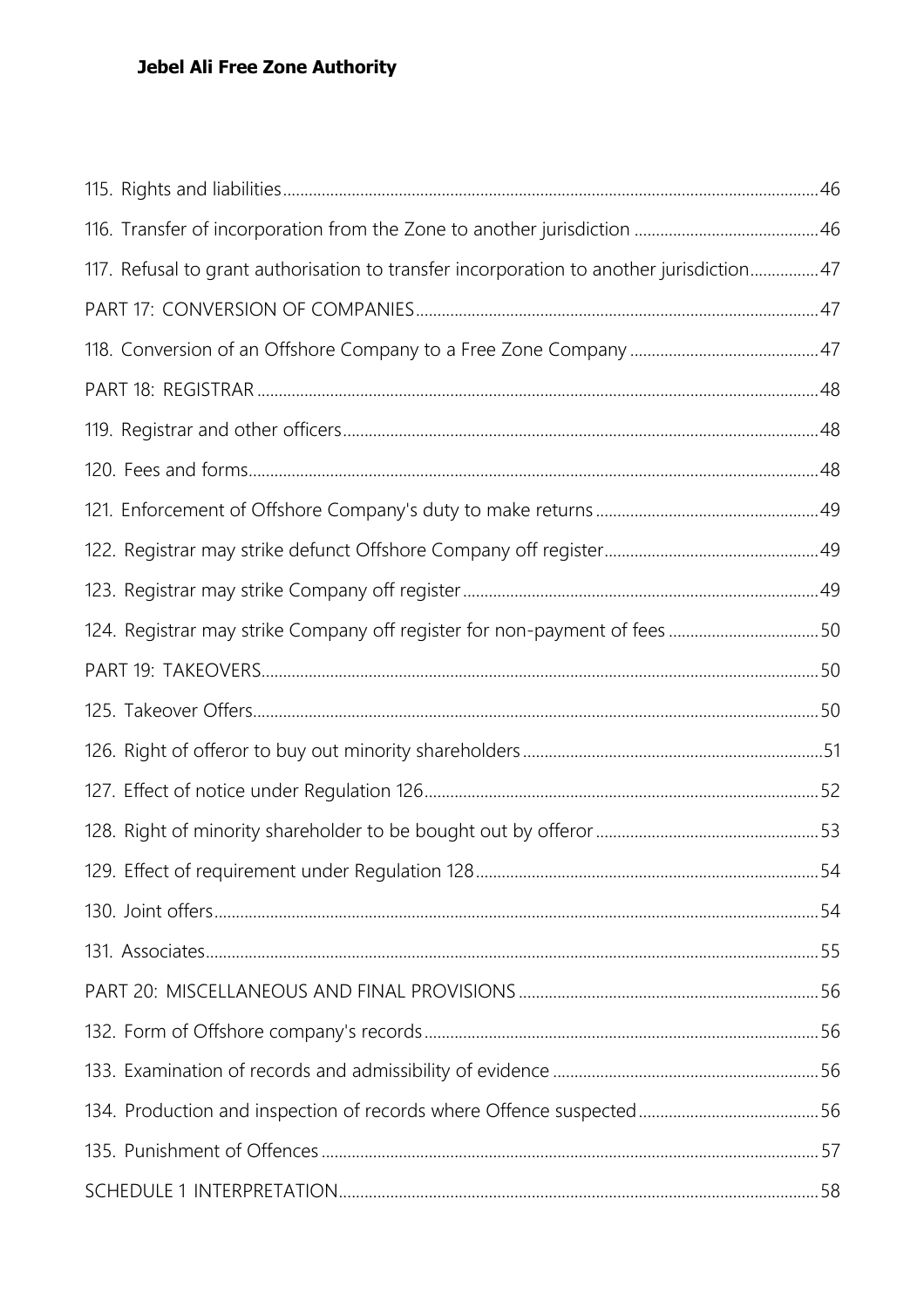115. Rights and liabilities 46

116. Transfer of incorporation from the Zone to another jurisdiction 46

117. Refusal to grant authorisation to transfer incorporation to another jurisdiction 47

PART 17: CONVERSION OF COMPANIES 47

118. Conversion of an Offshore Company to a Free Zone Company 47

PART 18: REGISTRAR 48

119. Registrar and other officers 48

120. Fees and forms 48

121. Enforcement of Offshore Company's duty to make returns 49

122. Registrar may strike defunct Offshore Company off register 49

123. Registrar may strike Company off register 49

124. Registrar may strike Company off register for non-payment of fees 50

PART 19: TAKEOVERS 50

125. Takeover Offers 50

126. Right of offeror to buy out minority shareholders 51

127. Effect of notice under Regulation 126 52

128. Right of minority shareholder to be bought out by offeror 53

129. Effect of requirement under Regulation 128 54

130. Joint offers 54

131. Associates 55

PART 20: MISCELLANEOUS AND FINAL PROVISIONS 56

132. Form of Offshore company's records 56

133. Examination of records and admissibility of evidence 56

134. Production and inspection of records where Offence suspected 56

135. Punishment of Offences 57

SCHEDULE 1 INTERPRETATION 58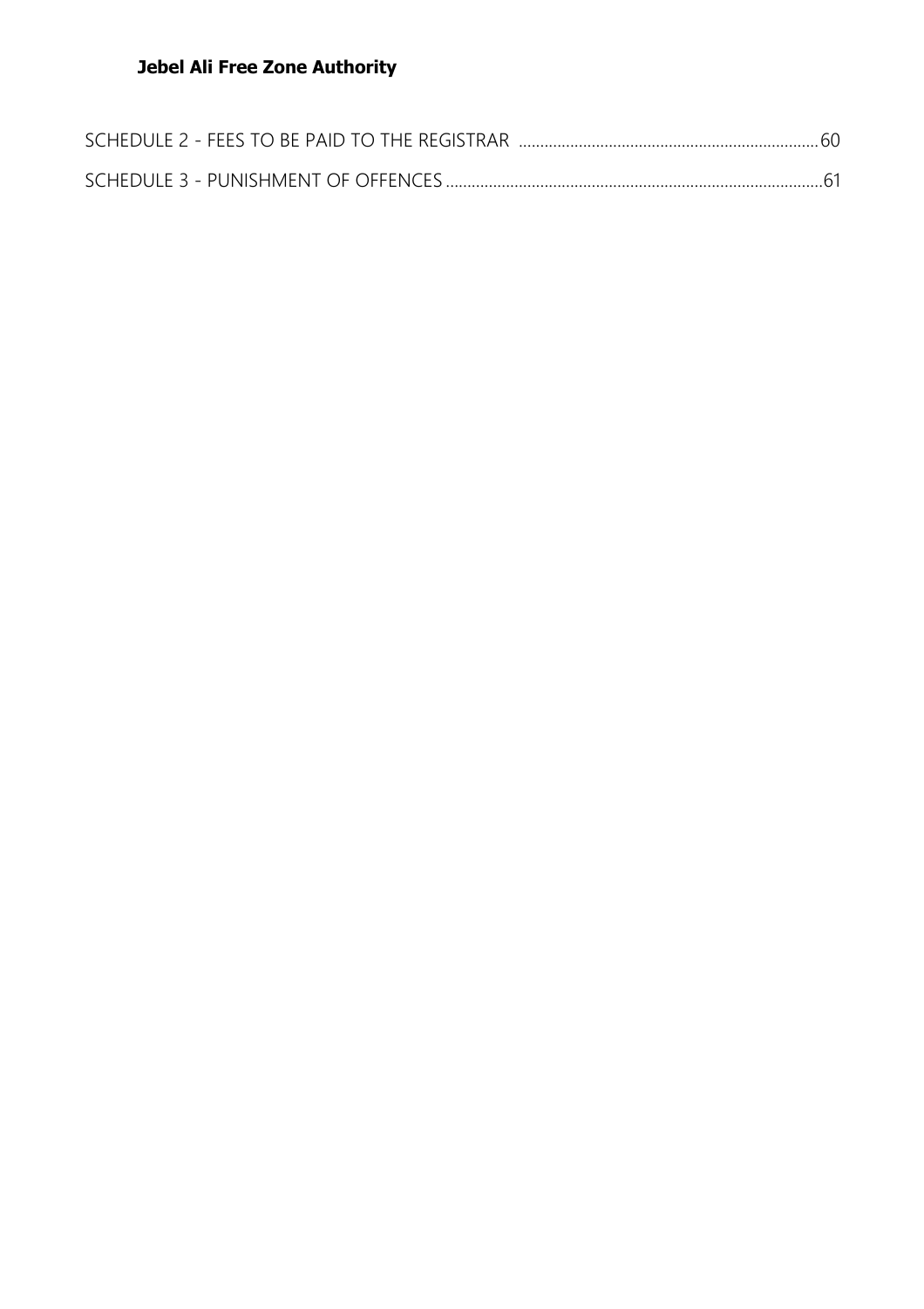SCHEDULE 2 - FEES TO BE PAID TO THE REGISTRAR ........................................................................ 60

SCHEDULE 3 - PUNISHMENT OF OFFENCES ........................................................................................ 61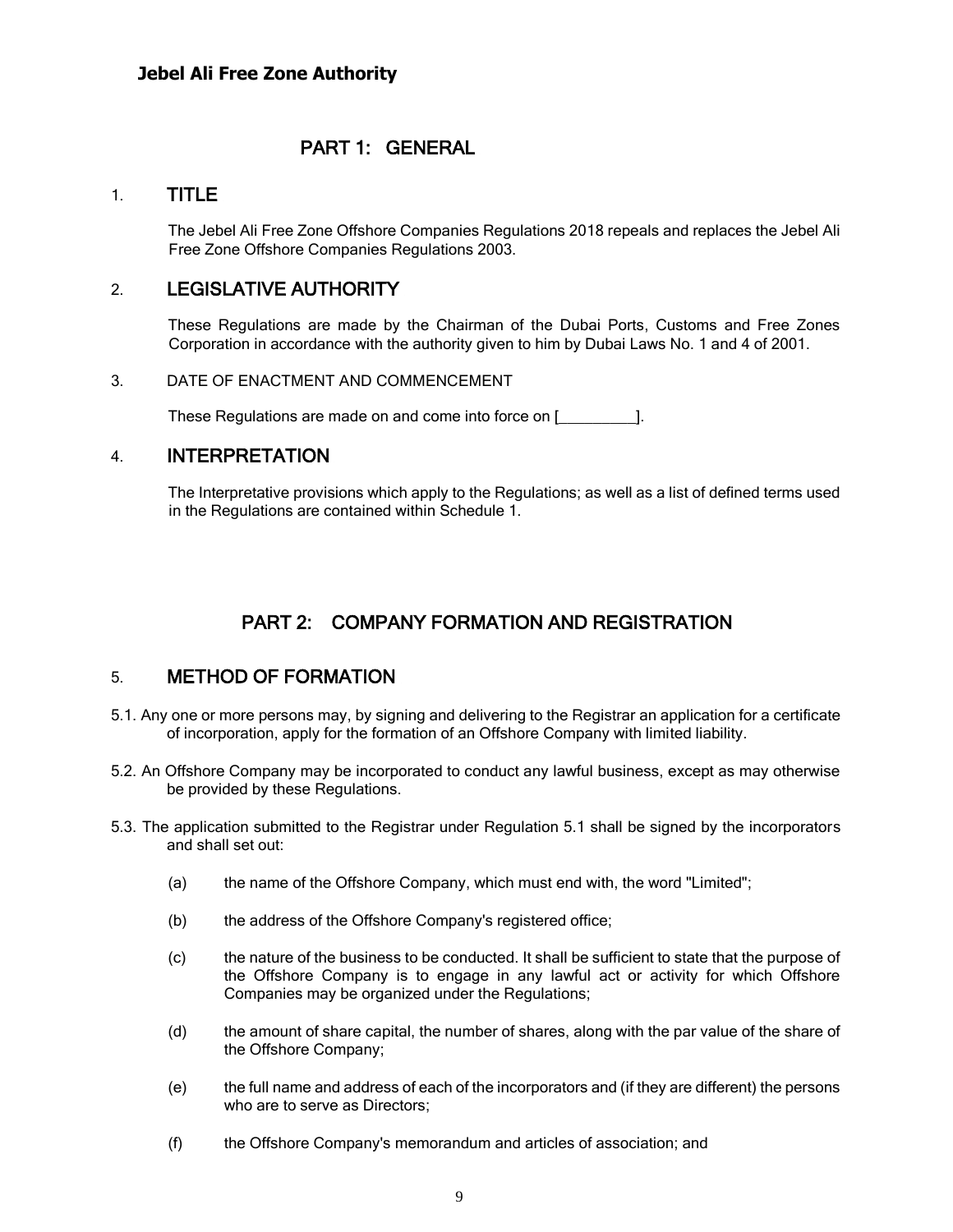## PART 1: GENERAL

### 1. TITLE

The Jebel Ali Free Zone Offshore Companies Regulations 2018 repeals and replaces the Jebel Ali Free Zone Offshore Companies Regulations 2003.

### 2. LEGISLATIVE AUTHORITY

These Regulations are made by the Chairman of the Dubai Ports, Customs and Free Zones Corporation in accordance with the authority given to him by Dubai Laws No. 1 and 4 of 2001.

### 3. DATE OF ENACTMENT AND COMMENCEMENT

These Regulations are made on and come into force on [__________].

### 4. INTERPRETATION

The Interpretative provisions which apply to the Regulations; as well as a list of defined terms used in the Regulations are contained within Schedule 1.

## PART 2: COMPANY FORMATION AND REGISTRATION

### 5. METHOD OF FORMATION

5.1. Any one or more persons may, by signing and delivering to the Registrar an application for a certificate of incorporation, apply for the formation of an Offshore Company with limited liability.

5.2. An Offshore Company may be incorporated to conduct any lawful business, except as may otherwise be provided by these Regulations.

5.3. The application submitted to the Registrar under Regulation 5.1 shall be signed by the incorporators and shall set out:

(a) the name of the Offshore Company, which must end with, the word "Limited";

(b) the address of the Offshore Company's registered office;

(c) the nature of the business to be conducted. It shall be sufficient to state that the purpose of the Offshore Company is to engage in any lawful act or activity for which Offshore Companies may be organized under the Regulations;

(d) the amount of share capital, the number of shares, along with the par value of the share of the Offshore Company;

(e) the full name and address of each of the incorporators and (if they are different) the persons who are to serve as Directors;

(f) the Offshore Company's memorandum and articles of association; and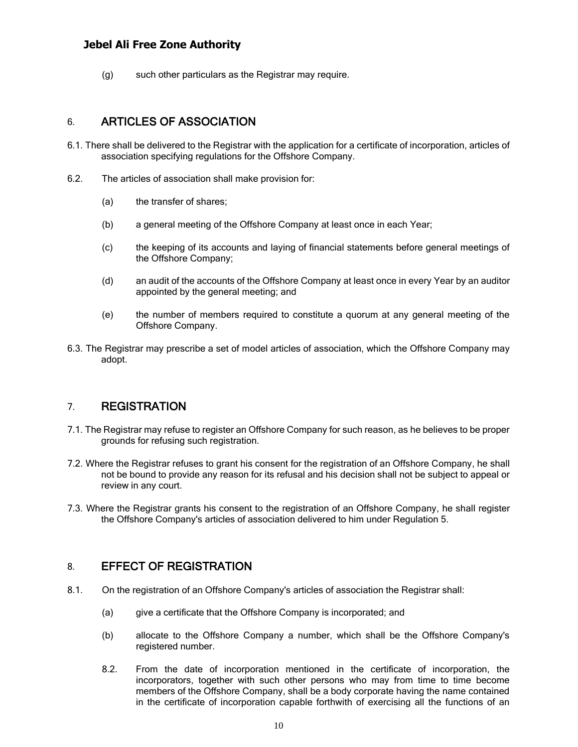(g) such other particulars as the Registrar may require.

## 6. ARTICLES OF ASSOCIATION

6.1. There shall be delivered to the Registrar with the application for a certificate of incorporation, articles of association specifying regulations for the Offshore Company.

6.2. The articles of association shall make provision for:

(a) the transfer of shares;

(b) a general meeting of the Offshore Company at least once in each Year;

(c) the keeping of its accounts and laying of financial statements before general meetings of the Offshore Company;

(d) an audit of the accounts of the Offshore Company at least once in every Year by an auditor appointed by the general meeting; and

(e) the number of members required to constitute a quorum at any general meeting of the Offshore Company.

6.3. The Registrar may prescribe a set of model articles of association, which the Offshore Company may adopt.

## 7. REGISTRATION

7.1. The Registrar may refuse to register an Offshore Company for such reason, as he believes to be proper grounds for refusing such registration.

7.2. Where the Registrar refuses to grant his consent for the registration of an Offshore Company, he shall not be bound to provide any reason for its refusal and his decision shall not be subject to appeal or review in any court.

7.3. Where the Registrar grants his consent to the registration of an Offshore Company, he shall register the Offshore Company's articles of association delivered to him under Regulation 5.

## 8. EFFECT OF REGISTRATION

8.1. On the registration of an Offshore Company's articles of association the Registrar shall:

(a) give a certificate that the Offshore Company is incorporated; and

(b) allocate to the Offshore Company a number, which shall be the Offshore Company's registered number.

8.2. From the date of incorporation mentioned in the certificate of incorporation, the incorporators, together with such other persons who may from time to time become members of the Offshore Company, shall be a body corporate having the name contained in the certificate of incorporation capable forthwith of exercising all the functions of an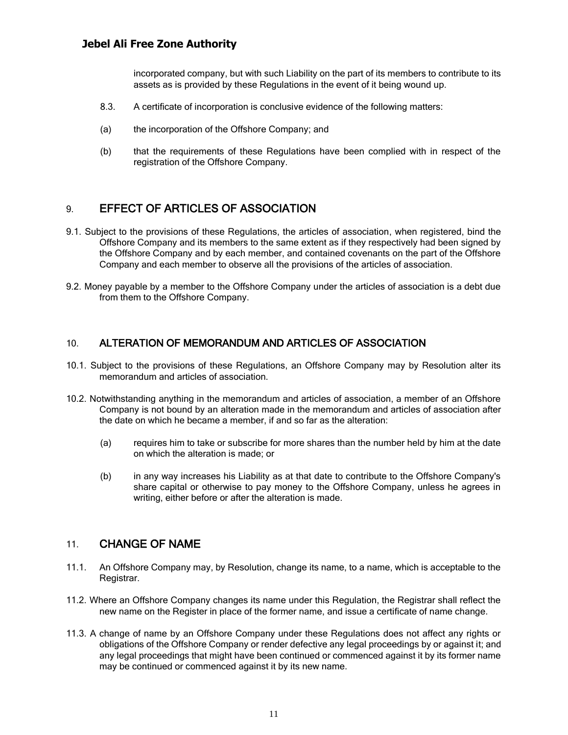incorporated company, but with such Liability on the part of its members to contribute to its assets as is provided by these Regulations in the event of it being wound up.

8.3. A certificate of incorporation is conclusive evidence of the following matters:

(a) the incorporation of the Offshore Company; and

(b) that the requirements of these Regulations have been complied with in respect of the registration of the Offshore Company.

## 9. EFFECT OF ARTICLES OF ASSOCIATION

9.1. Subject to the provisions of these Regulations, the articles of association, when registered, bind the Offshore Company and its members to the same extent as if they respectively had been signed by the Offshore Company and by each member, and contained covenants on the part of the Offshore Company and each member to observe all the provisions of the articles of association.

9.2. Money payable by a member to the Offshore Company under the articles of association is a debt due from them to the Offshore Company.

## 10. ALTERATION OF MEMORANDUM AND ARTICLES OF ASSOCIATION

10.1. Subject to the provisions of these Regulations, an Offshore Company may by Resolution alter its memorandum and articles of association.

10.2. Notwithstanding anything in the memorandum and articles of association, a member of an Offshore Company is not bound by an alteration made in the memorandum and articles of association after the date on which he became a member, if and so far as the alteration:

(a) requires him to take or subscribe for more shares than the number held by him at the date on which the alteration is made; or

(b) in any way increases his Liability as at that date to contribute to the Offshore Company's share capital or otherwise to pay money to the Offshore Company, unless he agrees in writing, either before or after the alteration is made.

## 11. CHANGE OF NAME

11.1. An Offshore Company may, by Resolution, change its name, to a name, which is acceptable to the Registrar.

11.2. Where an Offshore Company changes its name under this Regulation, the Registrar shall reflect the new name on the Register in place of the former name, and issue a certificate of name change.

11.3. A change of name by an Offshore Company under these Regulations does not affect any rights or obligations of the Offshore Company or render defective any legal proceedings by or against it; and any legal proceedings that might have been continued or commenced against it by its former name may be continued or commenced against it by its new name.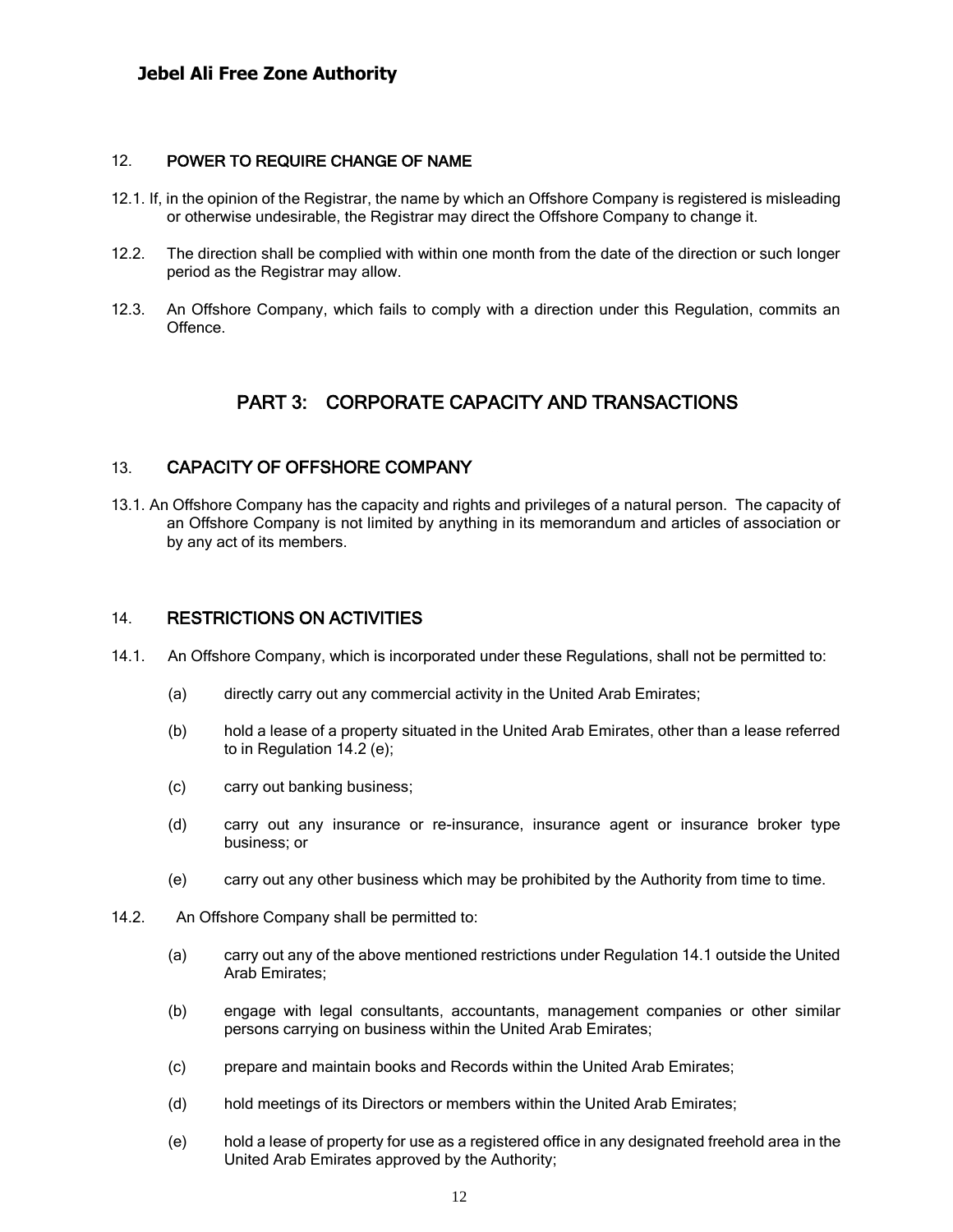### 12. POWER TO REQUIRE CHANGE OF NAME

12.1. If, in the opinion of the Registrar, the name by which an Offshore Company is registered is misleading or otherwise undesirable, the Registrar may direct the Offshore Company to change it.

12.2. The direction shall be complied with within one month from the date of the direction or such longer period as the Registrar may allow.

12.3. An Offshore Company, which fails to comply with a direction under this Regulation, commits an Offence.

## PART 3: CORPORATE CAPACITY AND TRANSACTIONS

### 13. CAPACITY OF OFFSHORE COMPANY

13.1. An Offshore Company has the capacity and rights and privileges of a natural person. The capacity of an Offshore Company is not limited by anything in its memorandum and articles of association or by any act of its members.

### 14. RESTRICTIONS ON ACTIVITIES

14.1. An Offshore Company, which is incorporated under these Regulations, shall not be permitted to:

- (a) directly carry out any commercial activity in the United Arab Emirates;
- (b) hold a lease of a property situated in the United Arab Emirates, other than a lease referred to in Regulation 14.2 (e);
- (c) carry out banking business;
- (d) carry out any insurance or re-insurance, insurance agent or insurance broker type business; or
- (e) carry out any other business which may be prohibited by the Authority from time to time.

14.2. An Offshore Company shall be permitted to:

- (a) carry out any of the above mentioned restrictions under Regulation 14.1 outside the United Arab Emirates;
- (b) engage with legal consultants, accountants, management companies or other similar persons carrying on business within the United Arab Emirates;
- (c) prepare and maintain books and Records within the United Arab Emirates;
- (d) hold meetings of its Directors or members within the United Arab Emirates;
- (e) hold a lease of property for use as a registered office in any designated freehold area in the United Arab Emirates approved by the Authority;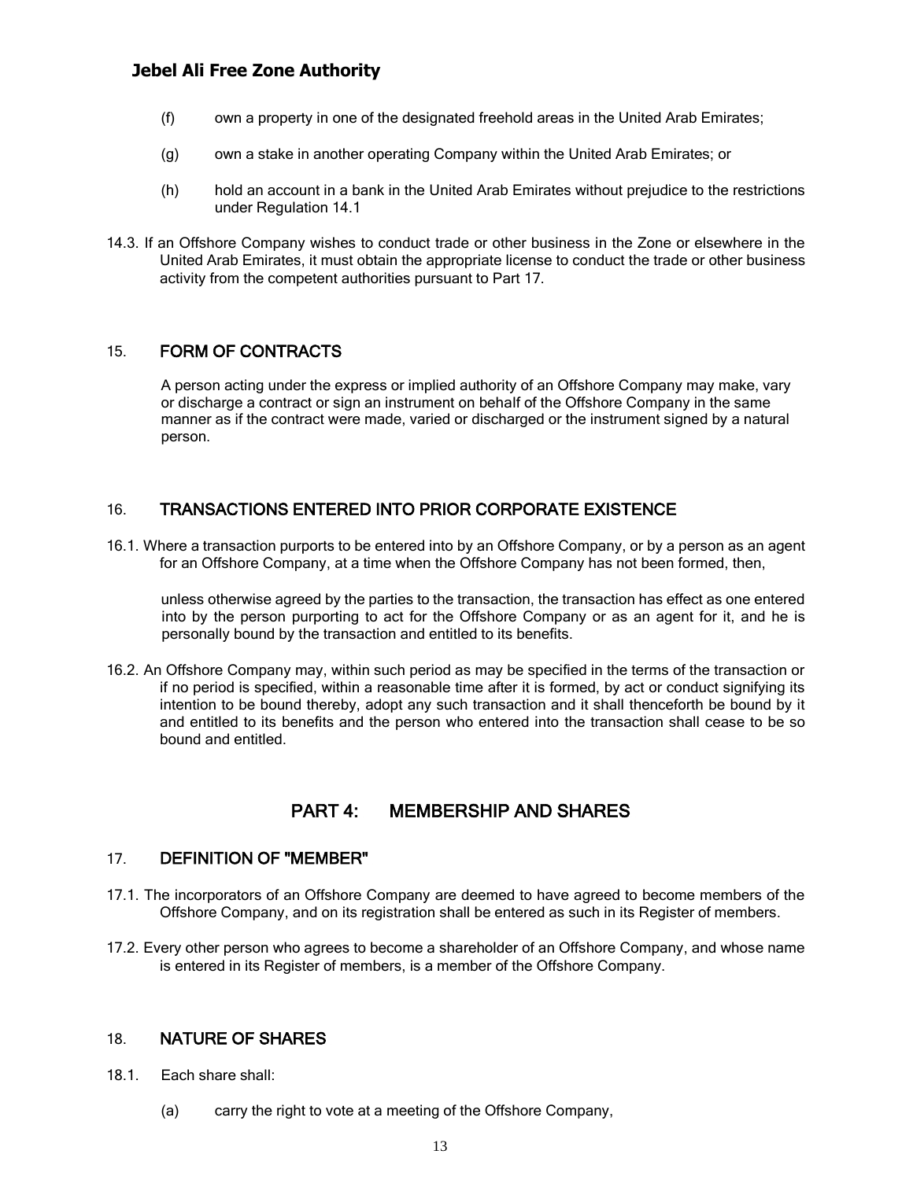(f) own a property in one of the designated freehold areas in the United Arab Emirates;

(g) own a stake in another operating Company within the United Arab Emirates; or

(h) hold an account in a bank in the United Arab Emirates without prejudice to the restrictions under Regulation 14.1

14.3. If an Offshore Company wishes to conduct trade or other business in the Zone or elsewhere in the United Arab Emirates, it must obtain the appropriate license to conduct the trade or other business activity from the competent authorities pursuant to Part 17.

## 15. FORM OF CONTRACTS

A person acting under the express or implied authority of an Offshore Company may make, vary or discharge a contract or sign an instrument on behalf of the Offshore Company in the same manner as if the contract were made, varied or discharged or the instrument signed by a natural person.

## 16. TRANSACTIONS ENTERED INTO PRIOR CORPORATE EXISTENCE

16.1. Where a transaction purports to be entered into by an Offshore Company, or by a person as an agent for an Offshore Company, at a time when the Offshore Company has not been formed, then,

unless otherwise agreed by the parties to the transaction, the transaction has effect as one entered into by the person purporting to act for the Offshore Company or as an agent for it, and he is personally bound by the transaction and entitled to its benefits.

16.2. An Offshore Company may, within such period as may be specified in the terms of the transaction or if no period is specified, within a reasonable time after it is formed, by act or conduct signifying its intention to be bound thereby, adopt any such transaction and it shall thenceforth be bound by it and entitled to its benefits and the person who entered into the transaction shall cease to be so bound and entitled.

# PART 4: MEMBERSHIP AND SHARES

## 17. DEFINITION OF "MEMBER"

17.1. The incorporators of an Offshore Company are deemed to have agreed to become members of the Offshore Company, and on its registration shall be entered as such in its Register of members.

17.2. Every other person who agrees to become a shareholder of an Offshore Company, and whose name is entered in its Register of members, is a member of the Offshore Company.

## 18. NATURE OF SHARES

18.1. Each share shall:

(a) carry the right to vote at a meeting of the Offshore Company,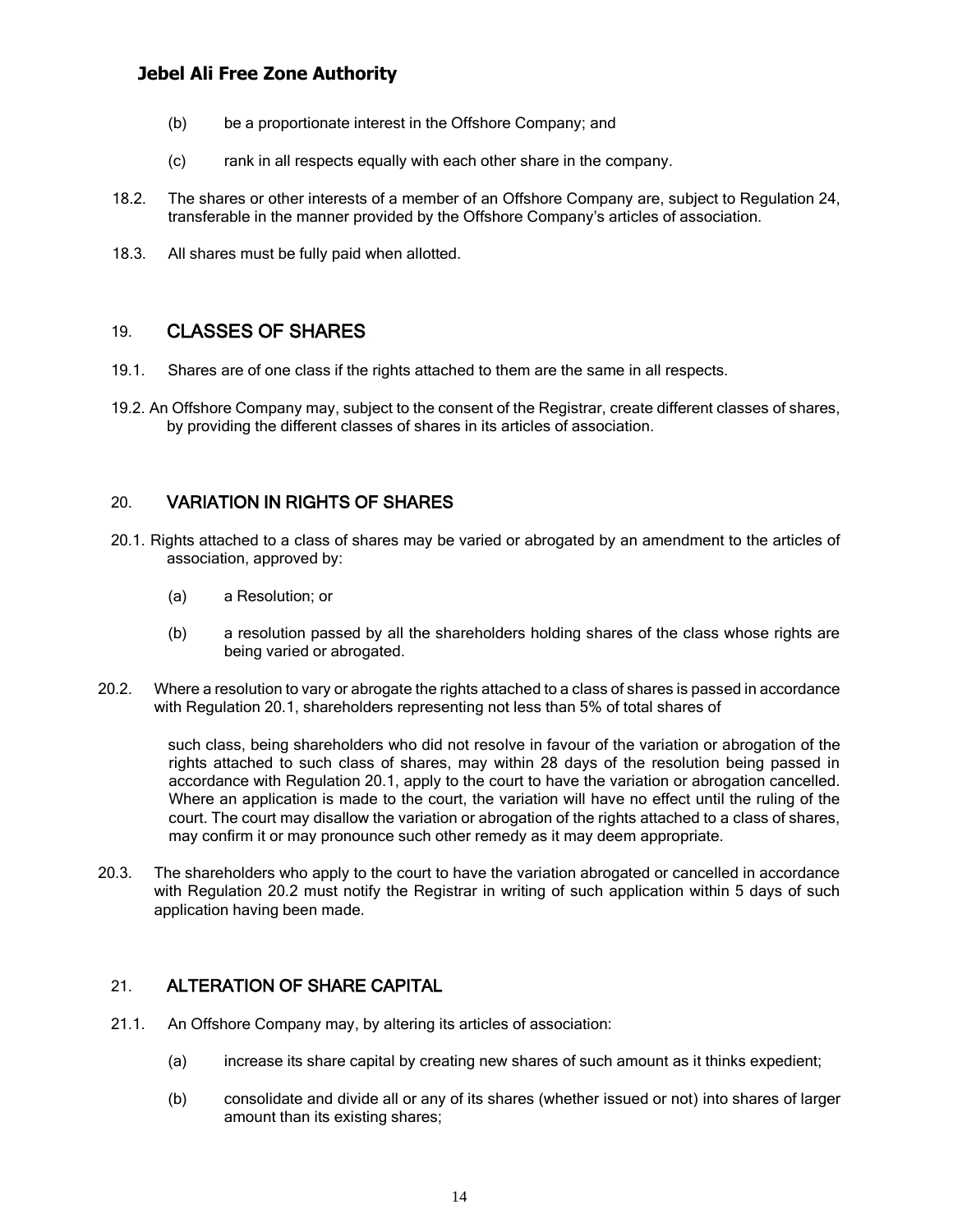(b) be a proportionate interest in the Offshore Company; and

(c) rank in all respects equally with each other share in the company.

18.2. The shares or other interests of a member of an Offshore Company are, subject to Regulation 24, transferable in the manner provided by the Offshore Company's articles of association.

18.3. All shares must be fully paid when allotted.

## 19. CLASSES OF SHARES

19.1. Shares are of one class if the rights attached to them are the same in all respects.

19.2. An Offshore Company may, subject to the consent of the Registrar, create different classes of shares, by providing the different classes of shares in its articles of association.

## 20. VARIATION IN RIGHTS OF SHARES

20.1. Rights attached to a class of shares may be varied or abrogated by an amendment to the articles of association, approved by:

(a) a Resolution; or

(b) a resolution passed by all the shareholders holding shares of the class whose rights are being varied or abrogated.

20.2. Where a resolution to vary or abrogate the rights attached to a class of shares is passed in accordance with Regulation 20.1, shareholders representing not less than 5% of total shares of such class, being shareholders who did not resolve in favour of the variation or abrogation of the rights attached to such class of shares, may within 28 days of the resolution being passed in accordance with Regulation 20.1, apply to the court to have the variation or abrogation cancelled. Where an application is made to the court, the variation will have no effect until the ruling of the court. The court may disallow the variation or abrogation of the rights attached to a class of shares, may confirm it or may pronounce such other remedy as it may deem appropriate.

20.3. The shareholders who apply to the court to have the variation abrogated or cancelled in accordance with Regulation 20.2 must notify the Registrar in writing of such application within 5 days of such application having been made.

## 21. ALTERATION OF SHARE CAPITAL

21.1. An Offshore Company may, by altering its articles of association:

(a) increase its share capital by creating new shares of such amount as it thinks expedient;

(b) consolidate and divide all or any of its shares (whether issued or not) into shares of larger amount than its existing shares;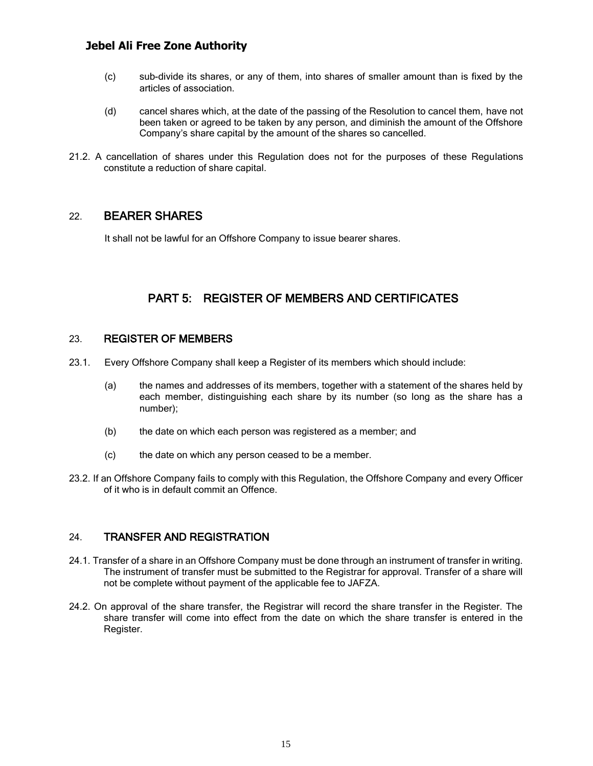(c) sub-divide its shares, or any of them, into shares of smaller amount than is fixed by the articles of association.

(d) cancel shares which, at the date of the passing of the Resolution to cancel them, have not been taken or agreed to be taken by any person, and diminish the amount of the Offshore Company's share capital by the amount of the shares so cancelled.

21.2. A cancellation of shares under this Regulation does not for the purposes of these Regulations constitute a reduction of share capital.

### 22. BEARER SHARES

It shall not be lawful for an Offshore Company to issue bearer shares.

## PART 5: REGISTER OF MEMBERS AND CERTIFICATES

### 23. REGISTER OF MEMBERS

23.1. Every Offshore Company shall keep a Register of its members which should include:

(a) the names and addresses of its members, together with a statement of the shares held by each member, distinguishing each share by its number (so long as the share has a number);

(b) the date on which each person was registered as a member; and

(c) the date on which any person ceased to be a member.

23.2. If an Offshore Company fails to comply with this Regulation, the Offshore Company and every Officer of it who is in default commit an Offence.

### 24. TRANSFER AND REGISTRATION

24.1. Transfer of a share in an Offshore Company must be done through an instrument of transfer in writing. The instrument of transfer must be submitted to the Registrar for approval. Transfer of a share will not be complete without payment of the applicable fee to JAFZA.

24.2. On approval of the share transfer, the Registrar will record the share transfer in the Register. The share transfer will come into effect from the date on which the share transfer is entered in the Register.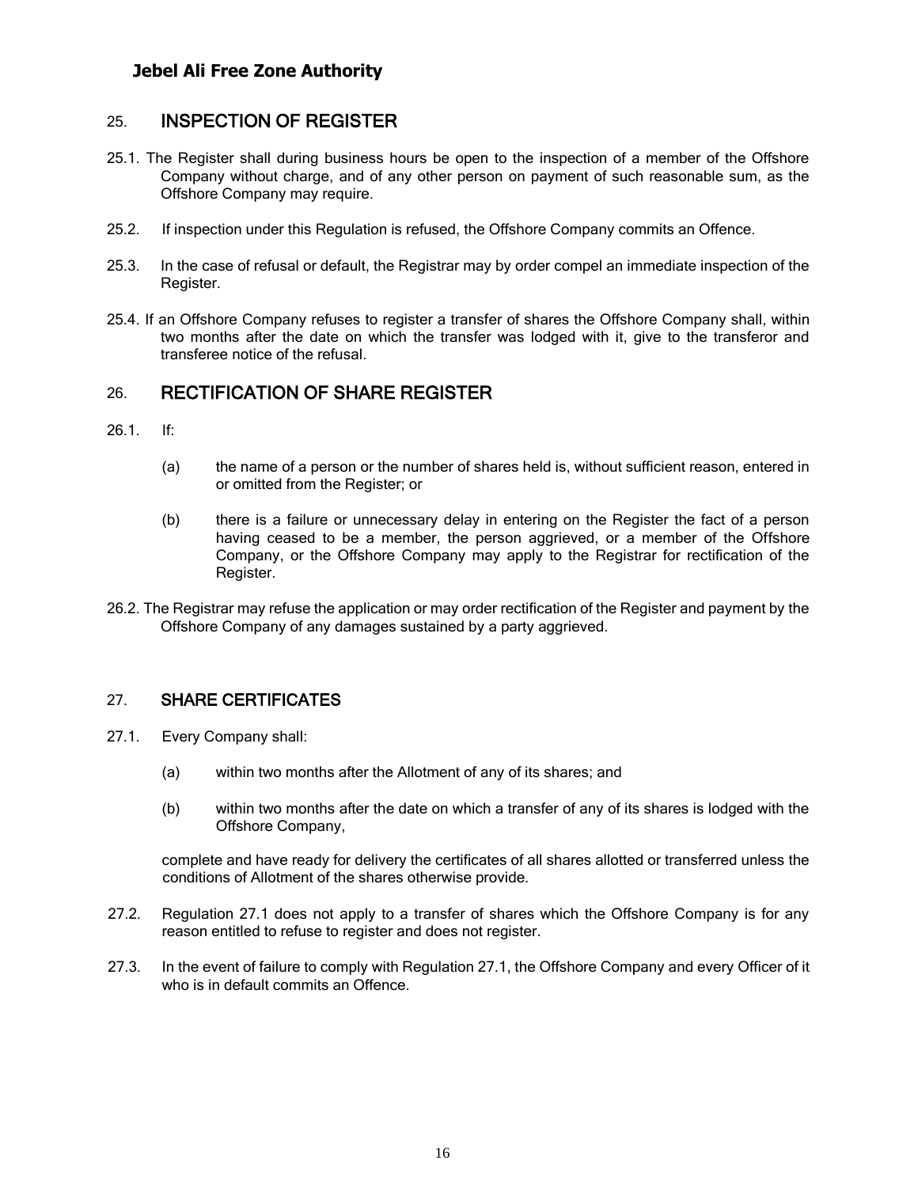## 25. INSPECTION OF REGISTER

25.1. The Register shall during business hours be open to the inspection of a member of the Offshore Company without charge, and of any other person on payment of such reasonable sum, as the Offshore Company may require.

25.2. If inspection under this Regulation is refused, the Offshore Company commits an Offence.

25.3. In the case of refusal or default, the Registrar may by order compel an immediate inspection of the Register.

25.4. If an Offshore Company refuses to register a transfer of shares the Offshore Company shall, within two months after the date on which the transfer was lodged with it, give to the transferor and transferee notice of the refusal.

## 26. RECTIFICATION OF SHARE REGISTER

26.1. If:

(a) the name of a person or the number of shares held is, without sufficient reason, entered in or omitted from the Register; or

(b) there is a failure or unnecessary delay in entering on the Register the fact of a person having ceased to be a member, the person aggrieved, or a member of the Offshore Company, or the Offshore Company may apply to the Registrar for rectification of the Register.

26.2. The Registrar may refuse the application or may order rectification of the Register and payment by the Offshore Company of any damages sustained by a party aggrieved.

## 27. SHARE CERTIFICATES

27.1. Every Company shall:

(a) within two months after the Allotment of any of its shares; and

(b) within two months after the date on which a transfer of any of its shares is lodged with the Offshore Company,

complete and have ready for delivery the certificates of all shares allotted or transferred unless the conditions of Allotment of the shares otherwise provide.

27.2. Regulation 27.1 does not apply to a transfer of shares which the Offshore Company is for any reason entitled to refuse to register and does not register.

27.3. In the event of failure to comply with Regulation 27.1, the Offshore Company and every Officer of it who is in default commits an Offence.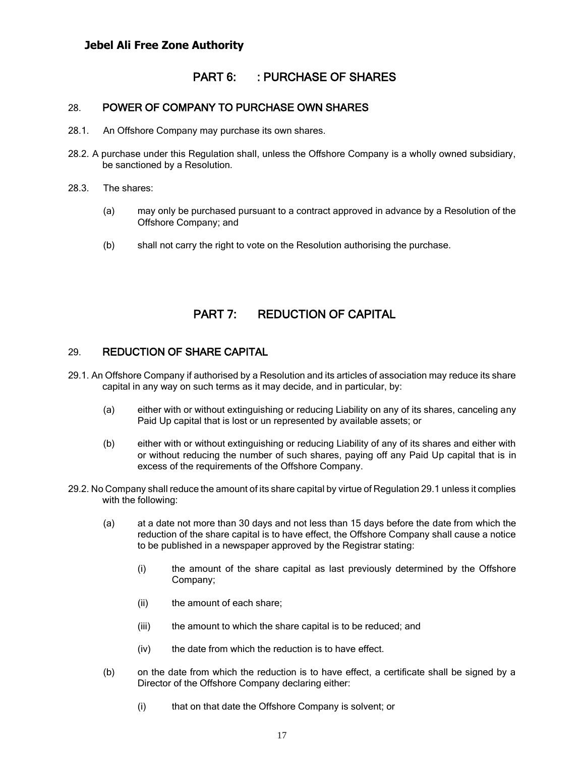## PART 6: : PURCHASE OF SHARES

### 28. POWER OF COMPANY TO PURCHASE OWN SHARES

28.1. An Offshore Company may purchase its own shares.

28.2. A purchase under this Regulation shall, unless the Offshore Company is a wholly owned subsidiary, be sanctioned by a Resolution.

28.3. The shares:

(a) may only be purchased pursuant to a contract approved in advance by a Resolution of the Offshore Company; and

(b) shall not carry the right to vote on the Resolution authorising the purchase.

## PART 7: REDUCTION OF CAPITAL

### 29. REDUCTION OF SHARE CAPITAL

29.1. An Offshore Company if authorised by a Resolution and its articles of association may reduce its share capital in any way on such terms as it may decide, and in particular, by:

(a) either with or without extinguishing or reducing Liability on any of its shares, canceling any Paid Up capital that is lost or un represented by available assets; or

(b) either with or without extinguishing or reducing Liability of any of its shares and either with or without reducing the number of such shares, paying off any Paid Up capital that is in excess of the requirements of the Offshore Company.

29.2. No Company shall reduce the amount of its share capital by virtue of Regulation 29.1 unless it complies with the following:

(a) at a date not more than 30 days and not less than 15 days before the date from which the reduction of the share capital is to have effect, the Offshore Company shall cause a notice to be published in a newspaper approved by the Registrar stating:

(i) the amount of the share capital as last previously determined by the Offshore Company;

(ii) the amount of each share;

(iii) the amount to which the share capital is to be reduced; and

(iv) the date from which the reduction is to have effect.

(b) on the date from which the reduction is to have effect, a certificate shall be signed by a Director of the Offshore Company declaring either:

(i) that on that date the Offshore Company is solvent; or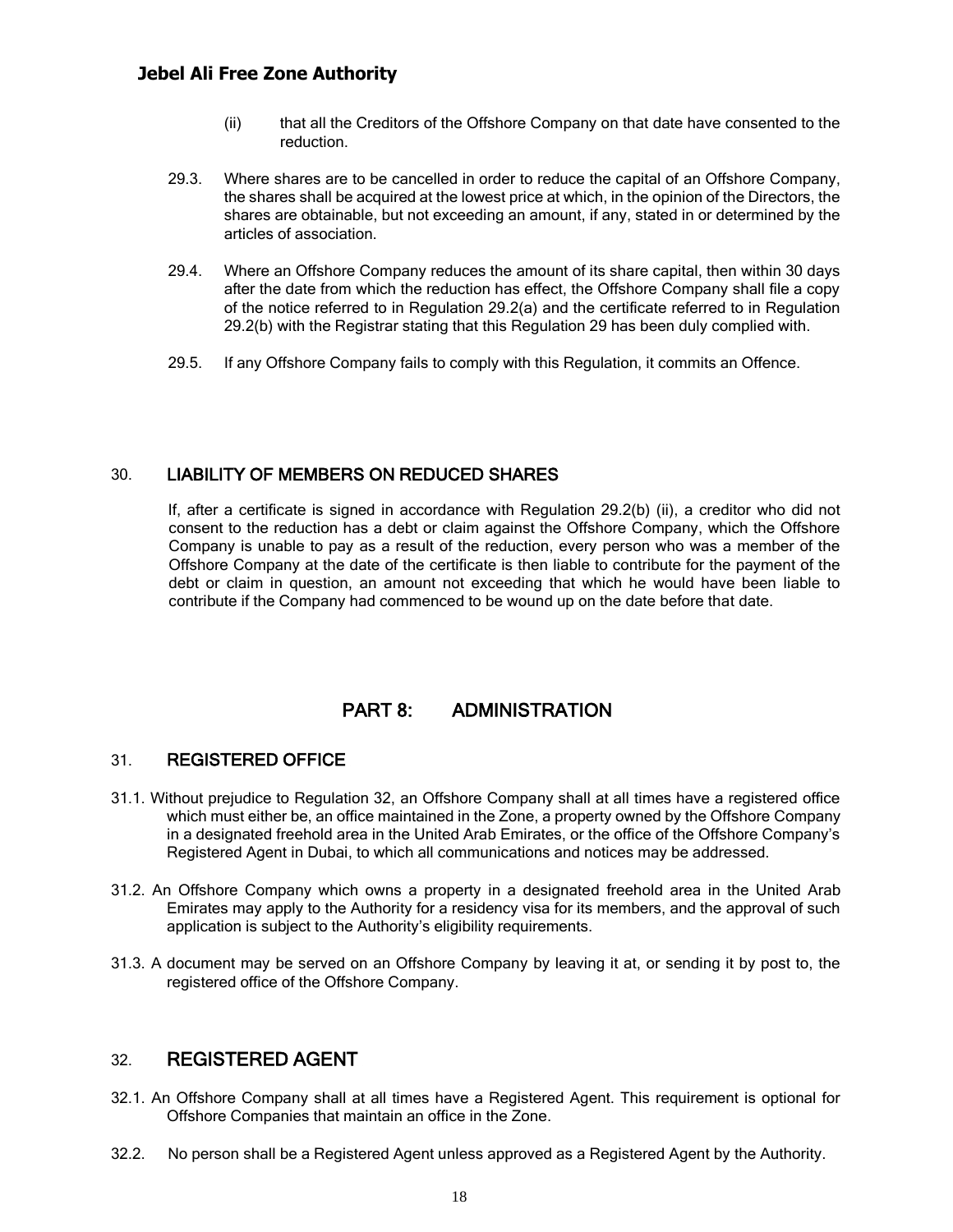(ii) that all the Creditors of the Offshore Company on that date have consented to the reduction.

29.3. Where shares are to be cancelled in order to reduce the capital of an Offshore Company, the shares shall be acquired at the lowest price at which, in the opinion of the Directors, the shares are obtainable, but not exceeding an amount, if any, stated in or determined by the articles of association.

29.4. Where an Offshore Company reduces the amount of its share capital, then within 30 days after the date from which the reduction has effect, the Offshore Company shall file a copy of the notice referred to in Regulation 29.2(a) and the certificate referred to in Regulation 29.2(b) with the Registrar stating that this Regulation 29 has been duly complied with.

29.5. If any Offshore Company fails to comply with this Regulation, it commits an Offence.

### 30. LIABILITY OF MEMBERS ON REDUCED SHARES

If, after a certificate is signed in accordance with Regulation 29.2(b) (ii), a creditor who did not consent to the reduction has a debt or claim against the Offshore Company, which the Offshore Company is unable to pay as a result of the reduction, every person who was a member of the Offshore Company at the date of the certificate is then liable to contribute for the payment of the debt or claim in question, an amount not exceeding that which he would have been liable to contribute if the Company had commenced to be wound up on the date before that date.

## PART 8: ADMINISTRATION

### 31. REGISTERED OFFICE

31.1. Without prejudice to Regulation 32, an Offshore Company shall at all times have a registered office which must either be, an office maintained in the Zone, a property owned by the Offshore Company in a designated freehold area in the United Arab Emirates, or the office of the Offshore Company's Registered Agent in Dubai, to which all communications and notices may be addressed.

31.2. An Offshore Company which owns a property in a designated freehold area in the United Arab Emirates may apply to the Authority for a residency visa for its members, and the approval of such application is subject to the Authority's eligibility requirements.

31.3. A document may be served on an Offshore Company by leaving it at, or sending it by post to, the registered office of the Offshore Company.

### 32. REGISTERED AGENT

32.1. An Offshore Company shall at all times have a Registered Agent. This requirement is optional for Offshore Companies that maintain an office in the Zone.

32.2. No person shall be a Registered Agent unless approved as a Registered Agent by the Authority.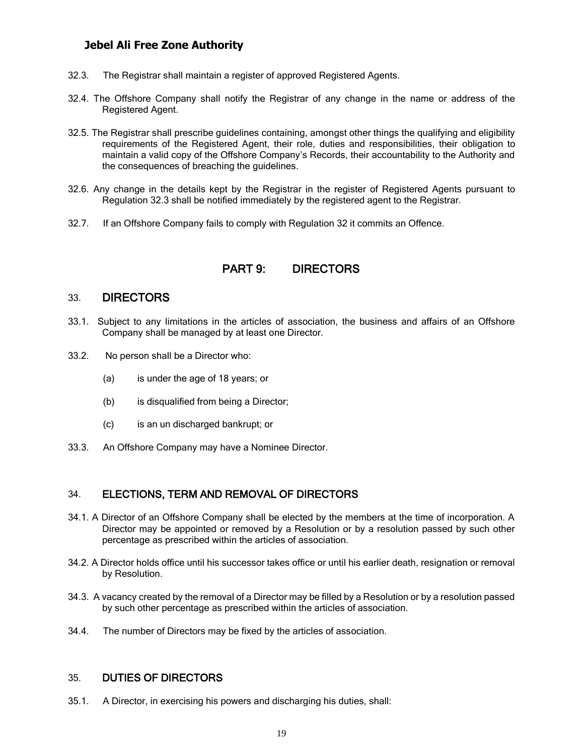32.3. The Registrar shall maintain a register of approved Registered Agents.

32.4. The Offshore Company shall notify the Registrar of any change in the name or address of the Registered Agent.

32.5. The Registrar shall prescribe guidelines containing, amongst other things the qualifying and eligibility requirements of the Registered Agent, their role, duties and responsibilities, their obligation to maintain a valid copy of the Offshore Company's Records, their accountability to the Authority and the consequences of breaching the guidelines.

32.6. Any change in the details kept by the Registrar in the register of Registered Agents pursuant to Regulation 32.3 shall be notified immediately by the registered agent to the Registrar.

32.7. If an Offshore Company fails to comply with Regulation 32 it commits an Offence.

## PART 9: DIRECTORS

### 33. DIRECTORS

33.1. Subject to any limitations in the articles of association, the business and affairs of an Offshore Company shall be managed by at least one Director.

33.2. No person shall be a Director who:

(a) is under the age of 18 years; or

(b) is disqualified from being a Director;

(c) is an un discharged bankrupt; or

33.3. An Offshore Company may have a Nominee Director.

### 34. ELECTIONS, TERM AND REMOVAL OF DIRECTORS

34.1. A Director of an Offshore Company shall be elected by the members at the time of incorporation. A Director may be appointed or removed by a Resolution or by a resolution passed by such other percentage as prescribed within the articles of association.

34.2. A Director holds office until his successor takes office or until his earlier death, resignation or removal by Resolution.

34.3. A vacancy created by the removal of a Director may be filled by a Resolution or by a resolution passed by such other percentage as prescribed within the articles of association.

34.4. The number of Directors may be fixed by the articles of association.

### 35. DUTIES OF DIRECTORS

35.1. A Director, in exercising his powers and discharging his duties, shall: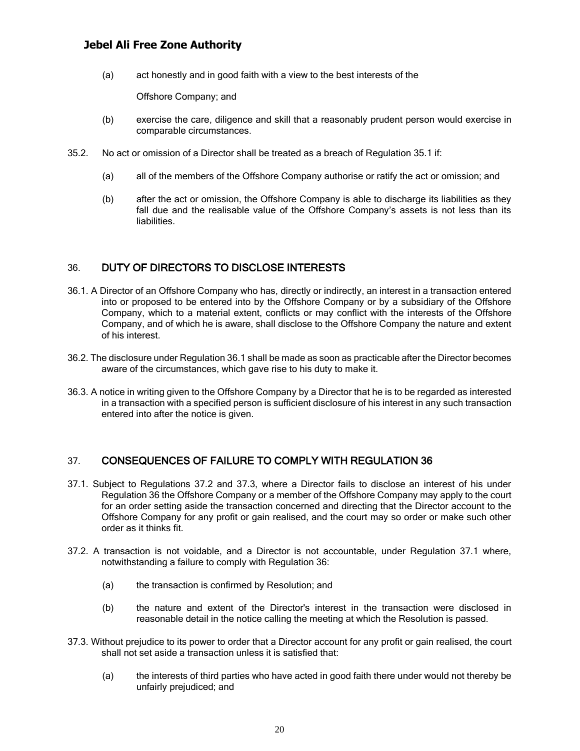(a) act honestly and in good faith with a view to the best interests of the Offshore Company; and

(b) exercise the care, diligence and skill that a reasonably prudent person would exercise in comparable circumstances.

35.2. No act or omission of a Director shall be treated as a breach of Regulation 35.1 if:

(a) all of the members of the Offshore Company authorise or ratify the act or omission; and

(b) after the act or omission, the Offshore Company is able to discharge its liabilities as they fall due and the realisable value of the Offshore Company's assets is not less than its liabilities.

## 36. DUTY OF DIRECTORS TO DISCLOSE INTERESTS

36.1. A Director of an Offshore Company who has, directly or indirectly, an interest in a transaction entered into or proposed to be entered into by the Offshore Company or by a subsidiary of the Offshore Company, which to a material extent, conflicts or may conflict with the interests of the Offshore Company, and of which he is aware, shall disclose to the Offshore Company the nature and extent of his interest.

36.2. The disclosure under Regulation 36.1 shall be made as soon as practicable after the Director becomes aware of the circumstances, which gave rise to his duty to make it.

36.3. A notice in writing given to the Offshore Company by a Director that he is to be regarded as interested in a transaction with a specified person is sufficient disclosure of his interest in any such transaction entered into after the notice is given.

## 37. CONSEQUENCES OF FAILURE TO COMPLY WITH REGULATION 36

37.1. Subject to Regulations 37.2 and 37.3, where a Director fails to disclose an interest of his under Regulation 36 the Offshore Company or a member of the Offshore Company may apply to the court for an order setting aside the transaction concerned and directing that the Director account to the Offshore Company for any profit or gain realised, and the court may so order or make such other order as it thinks fit.

37.2. A transaction is not voidable, and a Director is not accountable, under Regulation 37.1 where, notwithstanding a failure to comply with Regulation 36:

(a) the transaction is confirmed by Resolution; and

(b) the nature and extent of the Director's interest in the transaction were disclosed in reasonable detail in the notice calling the meeting at which the Resolution is passed.

37.3. Without prejudice to its power to order that a Director account for any profit or gain realised, the court shall not set aside a transaction unless it is satisfied that:

(a) the interests of third parties who have acted in good faith there under would not thereby be unfairly prejudiced; and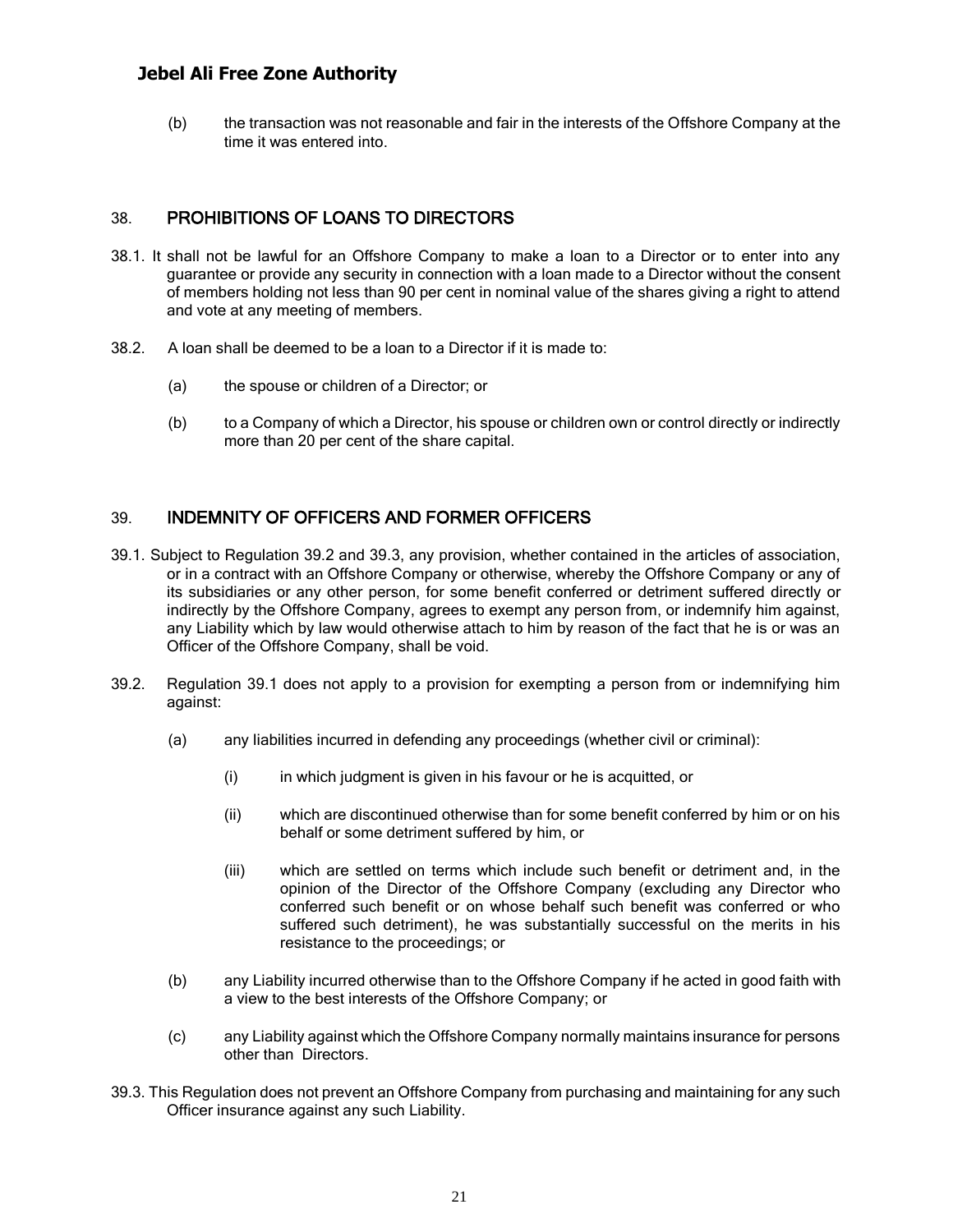(b) the transaction was not reasonable and fair in the interests of the Offshore Company at the time it was entered into.

## 38. PROHIBITIONS OF LOANS TO DIRECTORS

38.1. It shall not be lawful for an Offshore Company to make a loan to a Director or to enter into any guarantee or provide any security in connection with a loan made to a Director without the consent of members holding not less than 90 per cent in nominal value of the shares giving a right to attend and vote at any meeting of members.

38.2. A loan shall be deemed to be a loan to a Director if it is made to:

(a) the spouse or children of a Director; or

(b) to a Company of which a Director, his spouse or children own or control directly or indirectly more than 20 per cent of the share capital.

## 39. INDEMNITY OF OFFICERS AND FORMER OFFICERS

39.1. Subject to Regulation 39.2 and 39.3, any provision, whether contained in the articles of association, or in a contract with an Offshore Company or otherwise, whereby the Offshore Company or any of its subsidiaries or any other person, for some benefit conferred or detriment suffered directly or indirectly by the Offshore Company, agrees to exempt any person from, or indemnify him against, any Liability which by law would otherwise attach to him by reason of the fact that he is or was an Officer of the Offshore Company, shall be void.

39.2. Regulation 39.1 does not apply to a provision for exempting a person from or indemnifying him against:

(a) any liabilities incurred in defending any proceedings (whether civil or criminal):

(i) in which judgment is given in his favour or he is acquitted, or

(ii) which are discontinued otherwise than for some benefit conferred by him or on his behalf or some detriment suffered by him, or

(iii) which are settled on terms which include such benefit or detriment and, in the opinion of the Director of the Offshore Company (excluding any Director who conferred such benefit or on whose behalf such benefit was conferred or who suffered such detriment), he was substantially successful on the merits in his resistance to the proceedings; or

(b) any Liability incurred otherwise than to the Offshore Company if he acted in good faith with a view to the best interests of the Offshore Company; or

(c) any Liability against which the Offshore Company normally maintains insurance for persons other than Directors.

39.3. This Regulation does not prevent an Offshore Company from purchasing and maintaining for any such Officer insurance against any such Liability.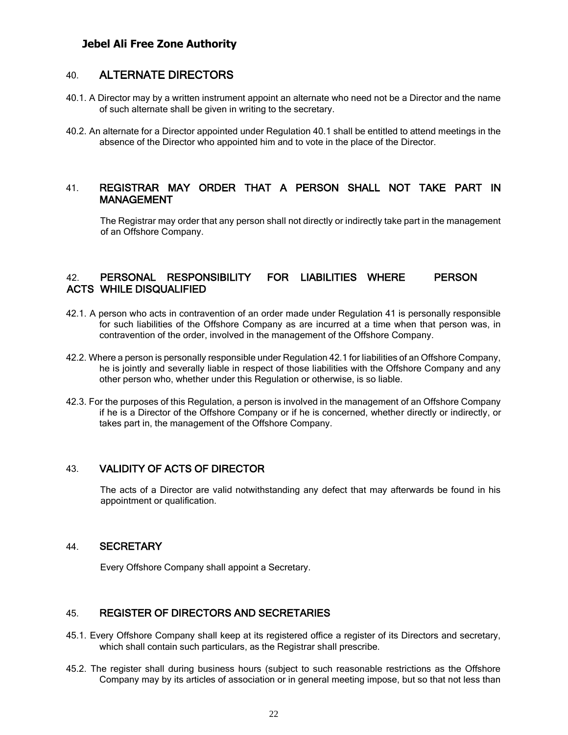## 40. ALTERNATE DIRECTORS

40.1. A Director may by a written instrument appoint an alternate who need not be a Director and the name of such alternate shall be given in writing to the secretary.

40.2. An alternate for a Director appointed under Regulation 40.1 shall be entitled to attend meetings in the absence of the Director who appointed him and to vote in the place of the Director.

## 41. REGISTRAR MAY ORDER THAT A PERSON SHALL NOT TAKE PART IN MANAGEMENT

The Registrar may order that any person shall not directly or indirectly take part in the management of an Offshore Company.

## 42. PERSONAL RESPONSIBILITY FOR LIABILITIES WHERE PERSON ACTS WHILE DISQUALIFIED

42.1. A person who acts in contravention of an order made under Regulation 41 is personally responsible for such liabilities of the Offshore Company as are incurred at a time when that person was, in contravention of the order, involved in the management of the Offshore Company.

42.2. Where a person is personally responsible under Regulation 42.1 for liabilities of an Offshore Company, he is jointly and severally liable in respect of those liabilities with the Offshore Company and any other person who, whether under this Regulation or otherwise, is so liable.

42.3. For the purposes of this Regulation, a person is involved in the management of an Offshore Company if he is a Director of the Offshore Company or if he is concerned, whether directly or indirectly, or takes part in, the management of the Offshore Company.

## 43. VALIDITY OF ACTS OF DIRECTOR

The acts of a Director are valid notwithstanding any defect that may afterwards be found in his appointment or qualification.

## 44. SECRETARY

Every Offshore Company shall appoint a Secretary.

## 45. REGISTER OF DIRECTORS AND SECRETARIES

45.1. Every Offshore Company shall keep at its registered office a register of its Directors and secretary, which shall contain such particulars, as the Registrar shall prescribe.

45.2. The register shall during business hours (subject to such reasonable restrictions as the Offshore Company may by its articles of association or in general meeting impose, but so that not less than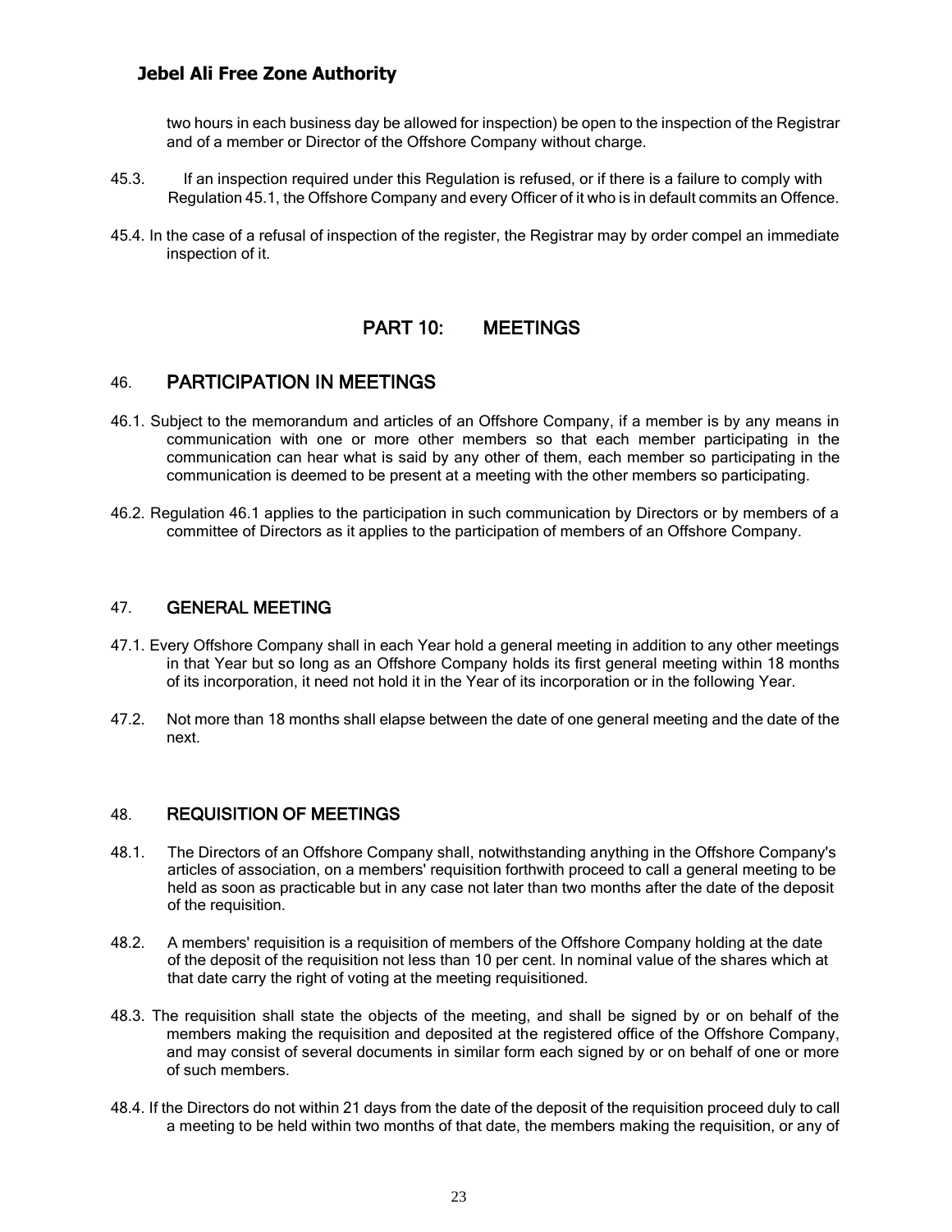two hours in each business day be allowed for inspection) be open to the inspection of the Registrar and of a member or Director of the Offshore Company without charge.

45.3. If an inspection required under this Regulation is refused, or if there is a failure to comply with Regulation 45.1, the Offshore Company and every Officer of it who is in default commits an Offence.

45.4. In the case of a refusal of inspection of the register, the Registrar may by order compel an immediate inspection of it.

# PART 10: MEETINGS

## 46. PARTICIPATION IN MEETINGS

46.1. Subject to the memorandum and articles of an Offshore Company, if a member is by any means in communication with one or more other members so that each member participating in the communication can hear what is said by any other of them, each member so participating in the communication is deemed to be present at a meeting with the other members so participating.

46.2. Regulation 46.1 applies to the participation in such communication by Directors or by members of a committee of Directors as it applies to the participation of members of an Offshore Company.

## 47. GENERAL MEETING

47.1. Every Offshore Company shall in each Year hold a general meeting in addition to any other meetings in that Year but so long as an Offshore Company holds its first general meeting within 18 months of its incorporation, it need not hold it in the Year of its incorporation or in the following Year.

47.2. Not more than 18 months shall elapse between the date of one general meeting and the date of the next.

## 48. REQUISITION OF MEETINGS

48.1. The Directors of an Offshore Company shall, notwithstanding anything in the Offshore Company's articles of association, on a members' requisition forthwith proceed to call a general meeting to be held as soon as practicable but in any case not later than two months after the date of the deposit of the requisition.

48.2. A members' requisition is a requisition of members of the Offshore Company holding at the date of the deposit of the requisition not less than 10 per cent. In nominal value of the shares which at that date carry the right of voting at the meeting requisitioned.

48.3. The requisition shall state the objects of the meeting, and shall be signed by or on behalf of the members making the requisition and deposited at the registered office of the Offshore Company, and may consist of several documents in similar form each signed by or on behalf of one or more of such members.

48.4. If the Directors do not within 21 days from the date of the deposit of the requisition proceed duly to call a meeting to be held within two months of that date, the members making the requisition, or any of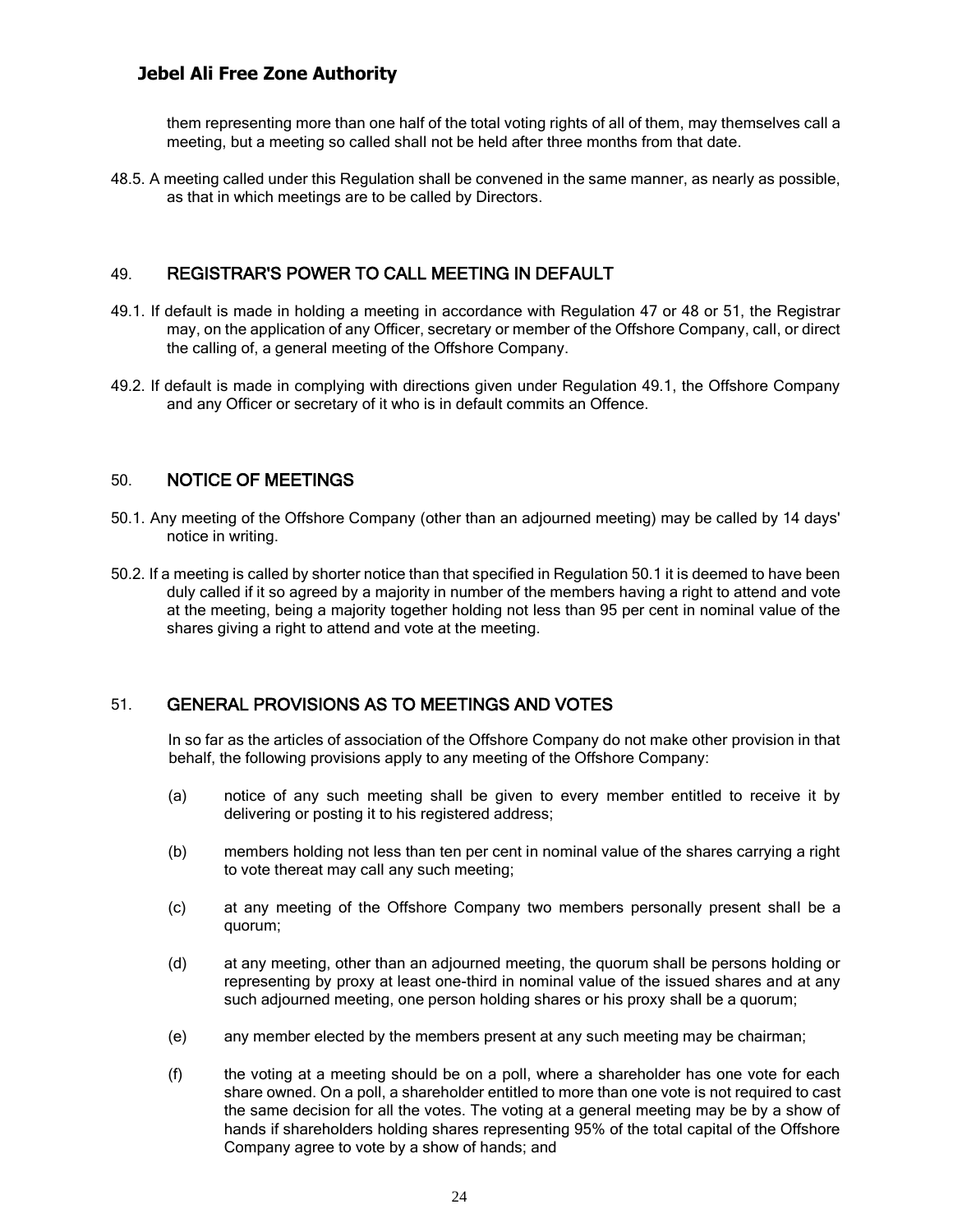them representing more than one half of the total voting rights of all of them, may themselves call a meeting, but a meeting so called shall not be held after three months from that date.

48.5. A meeting called under this Regulation shall be convened in the same manner, as nearly as possible, as that in which meetings are to be called by Directors.

## 49. REGISTRAR'S POWER TO CALL MEETING IN DEFAULT

49.1. If default is made in holding a meeting in accordance with Regulation 47 or 48 or 51, the Registrar may, on the application of any Officer, secretary or member of the Offshore Company, call, or direct the calling of, a general meeting of the Offshore Company.

49.2. If default is made in complying with directions given under Regulation 49.1, the Offshore Company and any Officer or secretary of it who is in default commits an Offence.

## 50. NOTICE OF MEETINGS

50.1. Any meeting of the Offshore Company (other than an adjourned meeting) may be called by 14 days' notice in writing.

50.2. If a meeting is called by shorter notice than that specified in Regulation 50.1 it is deemed to have been duly called if it so agreed by a majority in number of the members having a right to attend and vote at the meeting, being a majority together holding not less than 95 per cent in nominal value of the shares giving a right to attend and vote at the meeting.

## 51. GENERAL PROVISIONS AS TO MEETINGS AND VOTES

In so far as the articles of association of the Offshore Company do not make other provision in that behalf, the following provisions apply to any meeting of the Offshore Company:

(a) notice of any such meeting shall be given to every member entitled to receive it by delivering or posting it to his registered address;

(b) members holding not less than ten per cent in nominal value of the shares carrying a right to vote thereat may call any such meeting;

(c) at any meeting of the Offshore Company two members personally present shall be a quorum;

(d) at any meeting, other than an adjourned meeting, the quorum shall be persons holding or representing by proxy at least one-third in nominal value of the issued shares and at any such adjourned meeting, one person holding shares or his proxy shall be a quorum;

(e) any member elected by the members present at any such meeting may be chairman;

(f) the voting at a meeting should be on a poll, where a shareholder has one vote for each share owned. On a poll, a shareholder entitled to more than one vote is not required to cast the same decision for all the votes. The voting at a general meeting may be by a show of hands if shareholders holding shares representing 95% of the total capital of the Offshore Company agree to vote by a show of hands; and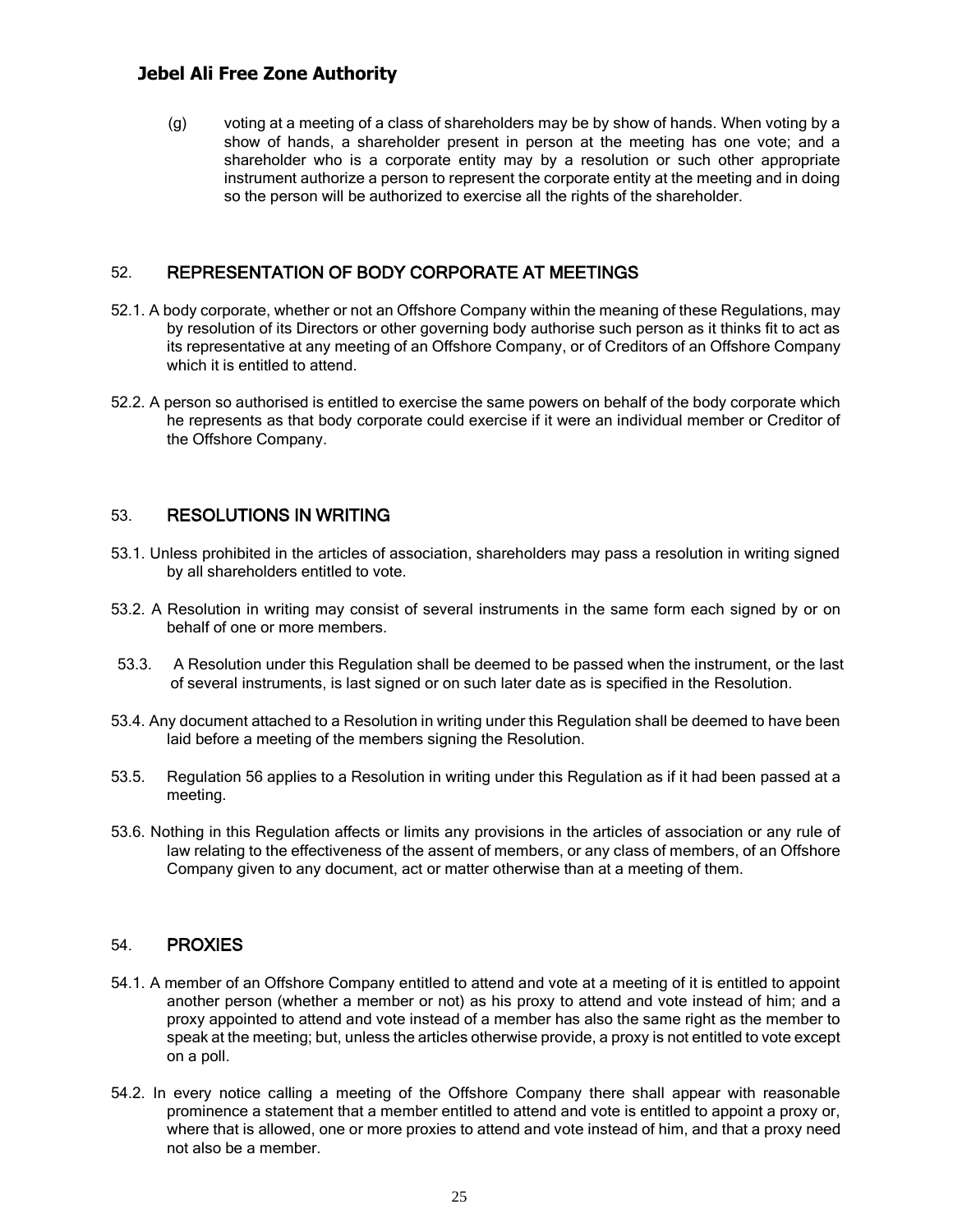(g) voting at a meeting of a class of shareholders may be by show of hands. When voting by a show of hands, a shareholder present in person at the meeting has one vote; and a shareholder who is a corporate entity may by a resolution or such other appropriate instrument authorize a person to represent the corporate entity at the meeting and in doing so the person will be authorized to exercise all the rights of the shareholder.

## 52. REPRESENTATION OF BODY CORPORATE AT MEETINGS

52.1. A body corporate, whether or not an Offshore Company within the meaning of these Regulations, may by resolution of its Directors or other governing body authorise such person as it thinks fit to act as its representative at any meeting of an Offshore Company, or of Creditors of an Offshore Company which it is entitled to attend.

52.2. A person so authorised is entitled to exercise the same powers on behalf of the body corporate which he represents as that body corporate could exercise if it were an individual member or Creditor of the Offshore Company.

## 53. RESOLUTIONS IN WRITING

53.1. Unless prohibited in the articles of association, shareholders may pass a resolution in writing signed by all shareholders entitled to vote.

53.2. A Resolution in writing may consist of several instruments in the same form each signed by or on behalf of one or more members.

53.3. A Resolution under this Regulation shall be deemed to be passed when the instrument, or the last of several instruments, is last signed or on such later date as is specified in the Resolution.

53.4. Any document attached to a Resolution in writing under this Regulation shall be deemed to have been laid before a meeting of the members signing the Resolution.

53.5. Regulation 56 applies to a Resolution in writing under this Regulation as if it had been passed at a meeting.

53.6. Nothing in this Regulation affects or limits any provisions in the articles of association or any rule of law relating to the effectiveness of the assent of members, or any class of members, of an Offshore Company given to any document, act or matter otherwise than at a meeting of them.

## 54. PROXIES

54.1. A member of an Offshore Company entitled to attend and vote at a meeting of it is entitled to appoint another person (whether a member or not) as his proxy to attend and vote instead of him; and a proxy appointed to attend and vote instead of a member has also the same right as the member to speak at the meeting; but, unless the articles otherwise provide, a proxy is not entitled to vote except on a poll.

54.2. In every notice calling a meeting of the Offshore Company there shall appear with reasonable prominence a statement that a member entitled to attend and vote is entitled to appoint a proxy or, where that is allowed, one or more proxies to attend and vote instead of him, and that a proxy need not also be a member.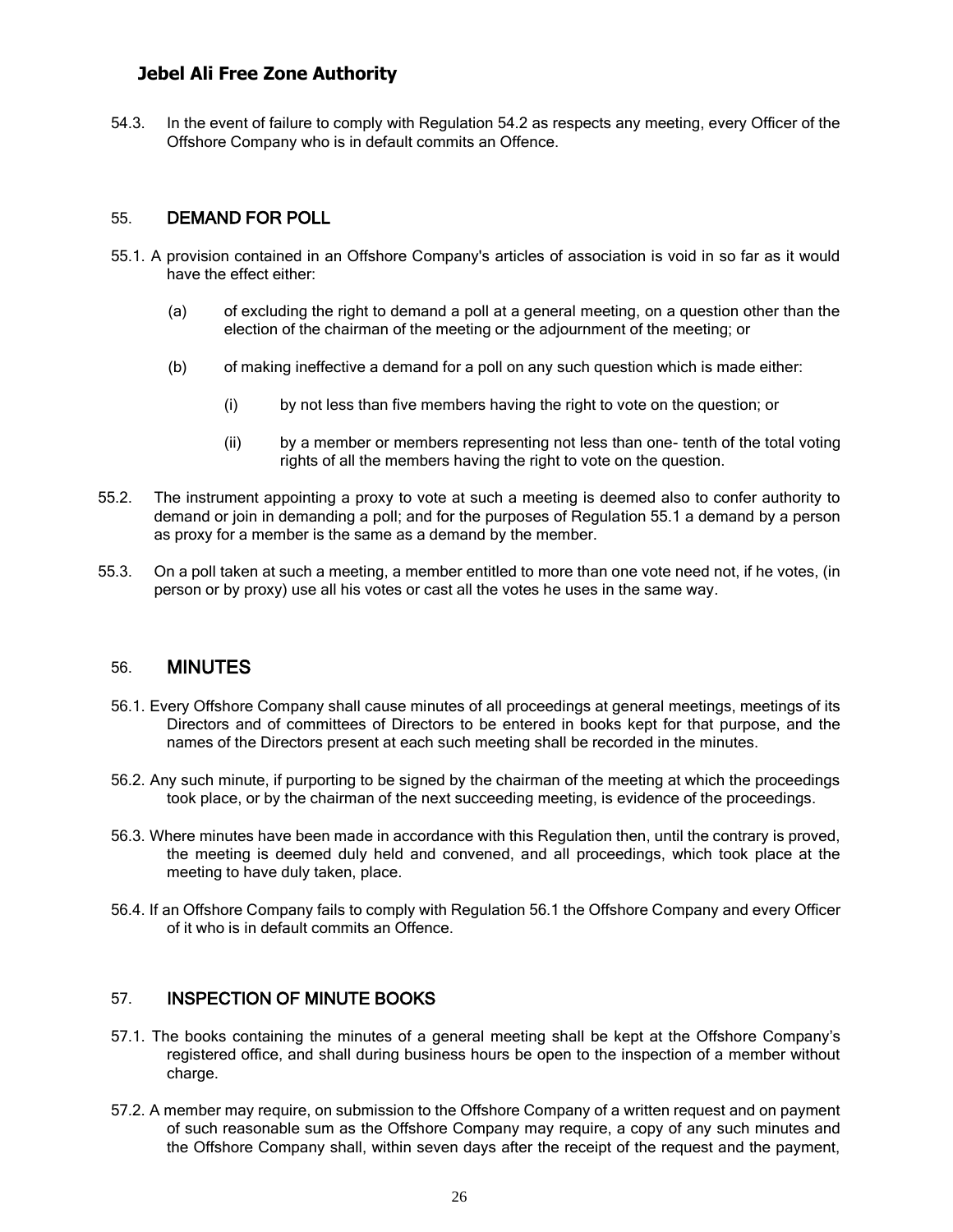54.3. In the event of failure to comply with Regulation 54.2 as respects any meeting, every Officer of the Offshore Company who is in default commits an Offence.

## 55. DEMAND FOR POLL

55.1. A provision contained in an Offshore Company's articles of association is void in so far as it would have the effect either:

(a) of excluding the right to demand a poll at a general meeting, on a question other than the election of the chairman of the meeting or the adjournment of the meeting; or

(b) of making ineffective a demand for a poll on any such question which is made either:

(i) by not less than five members having the right to vote on the question; or

(ii) by a member or members representing not less than one- tenth of the total voting rights of all the members having the right to vote on the question.

55.2. The instrument appointing a proxy to vote at such a meeting is deemed also to confer authority to demand or join in demanding a poll; and for the purposes of Regulation 55.1 a demand by a person as proxy for a member is the same as a demand by the member.

55.3. On a poll taken at such a meeting, a member entitled to more than one vote need not, if he votes, (in person or by proxy) use all his votes or cast all the votes he uses in the same way.

## 56. MINUTES

56.1. Every Offshore Company shall cause minutes of all proceedings at general meetings, meetings of its Directors and of committees of Directors to be entered in books kept for that purpose, and the names of the Directors present at each such meeting shall be recorded in the minutes.

56.2. Any such minute, if purporting to be signed by the chairman of the meeting at which the proceedings took place, or by the chairman of the next succeeding meeting, is evidence of the proceedings.

56.3. Where minutes have been made in accordance with this Regulation then, until the contrary is proved, the meeting is deemed duly held and convened, and all proceedings, which took place at the meeting to have duly taken, place.

56.4. If an Offshore Company fails to comply with Regulation 56.1 the Offshore Company and every Officer of it who is in default commits an Offence.

## 57. INSPECTION OF MINUTE BOOKS

57.1. The books containing the minutes of a general meeting shall be kept at the Offshore Company's registered office, and shall during business hours be open to the inspection of a member without charge.

57.2. A member may require, on submission to the Offshore Company of a written request and on payment of such reasonable sum as the Offshore Company may require, a copy of any such minutes and the Offshore Company shall, within seven days after the receipt of the request and the payment,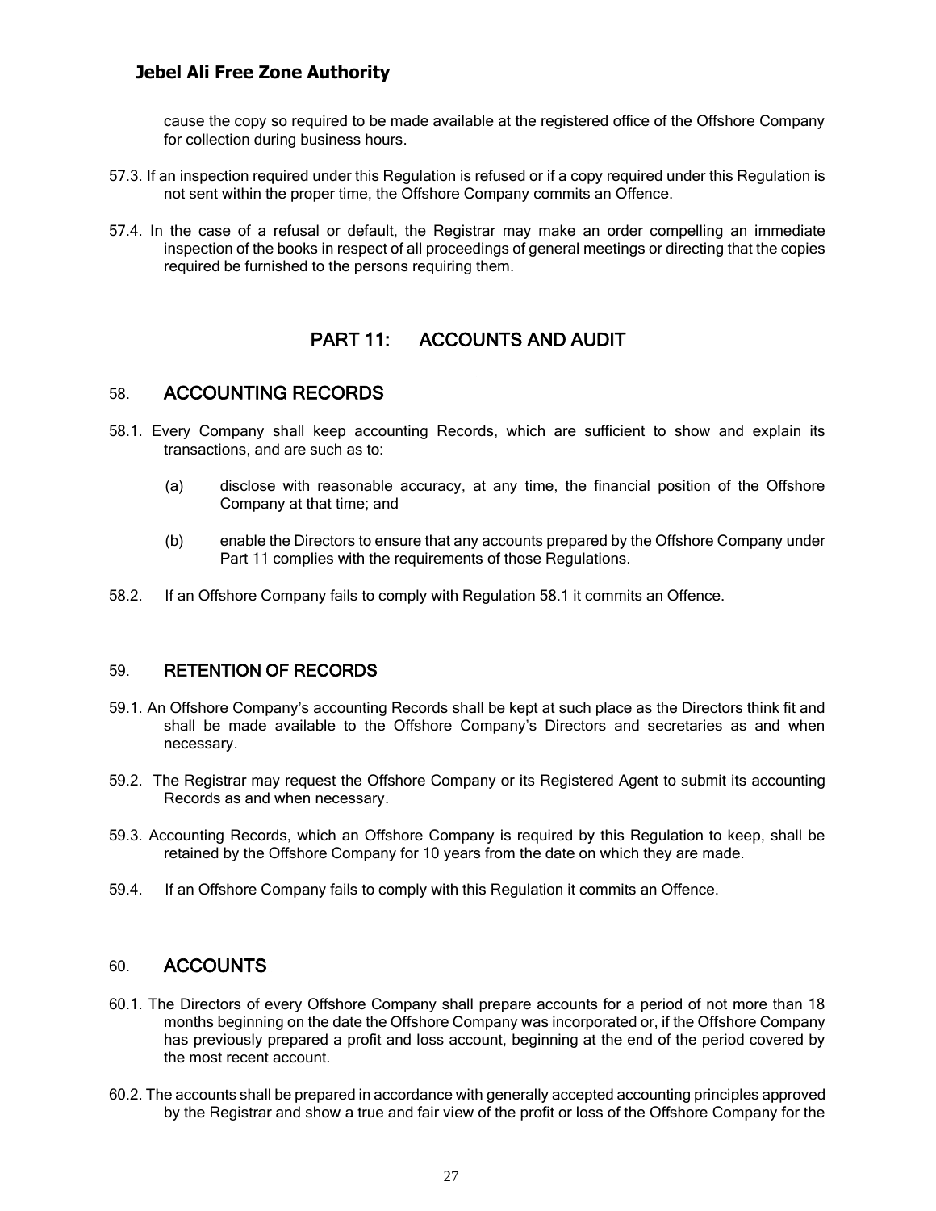cause the copy so required to be made available at the registered office of the Offshore Company for collection during business hours.

57.3. If an inspection required under this Regulation is refused or if a copy required under this Regulation is not sent within the proper time, the Offshore Company commits an Offence.

57.4. In the case of a refusal or default, the Registrar may make an order compelling an immediate inspection of the books in respect of all proceedings of general meetings or directing that the copies required be furnished to the persons requiring them.

## PART 11: ACCOUNTS AND AUDIT

### 58. ACCOUNTING RECORDS

58.1. Every Company shall keep accounting Records, which are sufficient to show and explain its transactions, and are such as to:

(a) disclose with reasonable accuracy, at any time, the financial position of the Offshore Company at that time; and

(b) enable the Directors to ensure that any accounts prepared by the Offshore Company under Part 11 complies with the requirements of those Regulations.

58.2. If an Offshore Company fails to comply with Regulation 58.1 it commits an Offence.

### 59. RETENTION OF RECORDS

59.1. An Offshore Company's accounting Records shall be kept at such place as the Directors think fit and shall be made available to the Offshore Company's Directors and secretaries as and when necessary.

59.2. The Registrar may request the Offshore Company or its Registered Agent to submit its accounting Records as and when necessary.

59.3. Accounting Records, which an Offshore Company is required by this Regulation to keep, shall be retained by the Offshore Company for 10 years from the date on which they are made.

59.4. If an Offshore Company fails to comply with this Regulation it commits an Offence.

### 60. ACCOUNTS

60.1. The Directors of every Offshore Company shall prepare accounts for a period of not more than 18 months beginning on the date the Offshore Company was incorporated or, if the Offshore Company has previously prepared a profit and loss account, beginning at the end of the period covered by the most recent account.

60.2. The accounts shall be prepared in accordance with generally accepted accounting principles approved by the Registrar and show a true and fair view of the profit or loss of the Offshore Company for the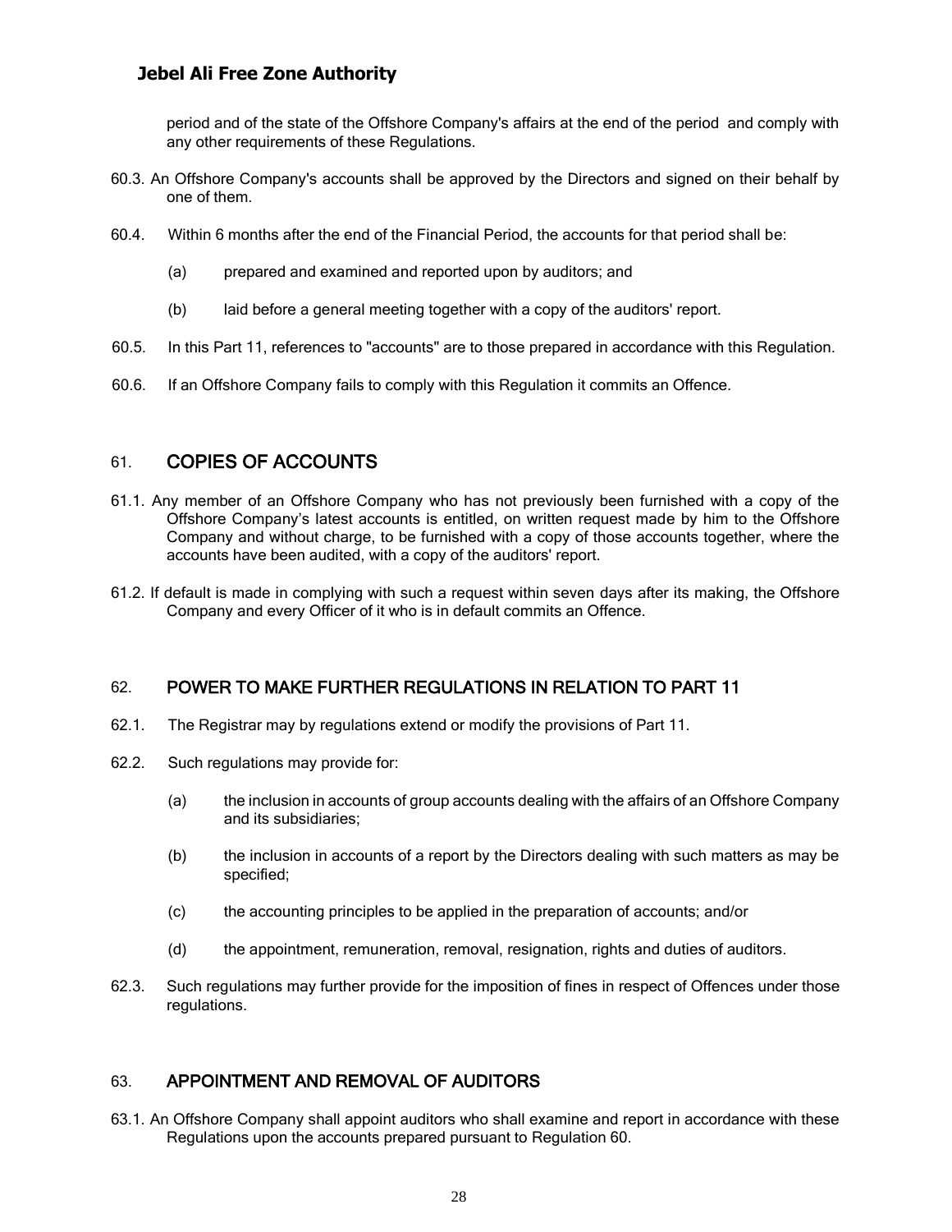period and of the state of the Offshore Company's affairs at the end of the period and comply with any other requirements of these Regulations.

60.3. An Offshore Company's accounts shall be approved by the Directors and signed on their behalf by one of them.

60.4. Within 6 months after the end of the Financial Period, the accounts for that period shall be:

(a) prepared and examined and reported upon by auditors; and

(b) laid before a general meeting together with a copy of the auditors' report.

60.5. In this Part 11, references to "accounts" are to those prepared in accordance with this Regulation.

60.6. If an Offshore Company fails to comply with this Regulation it commits an Offence.

## 61. COPIES OF ACCOUNTS

61.1. Any member of an Offshore Company who has not previously been furnished with a copy of the Offshore Company's latest accounts is entitled, on written request made by him to the Offshore Company and without charge, to be furnished with a copy of those accounts together, where the accounts have been audited, with a copy of the auditors' report.

61.2. If default is made in complying with such a request within seven days after its making, the Offshore Company and every Officer of it who is in default commits an Offence.

## 62. POWER TO MAKE FURTHER REGULATIONS IN RELATION TO PART 11

62.1. The Registrar may by regulations extend or modify the provisions of Part 11.

62.2. Such regulations may provide for:

(a) the inclusion in accounts of group accounts dealing with the affairs of an Offshore Company and its subsidiaries;

(b) the inclusion in accounts of a report by the Directors dealing with such matters as may be specified;

(c) the accounting principles to be applied in the preparation of accounts; and/or

(d) the appointment, remuneration, removal, resignation, rights and duties of auditors.

62.3. Such regulations may further provide for the imposition of fines in respect of Offences under those regulations.

## 63. APPOINTMENT AND REMOVAL OF AUDITORS

63.1. An Offshore Company shall appoint auditors who shall examine and report in accordance with these Regulations upon the accounts prepared pursuant to Regulation 60.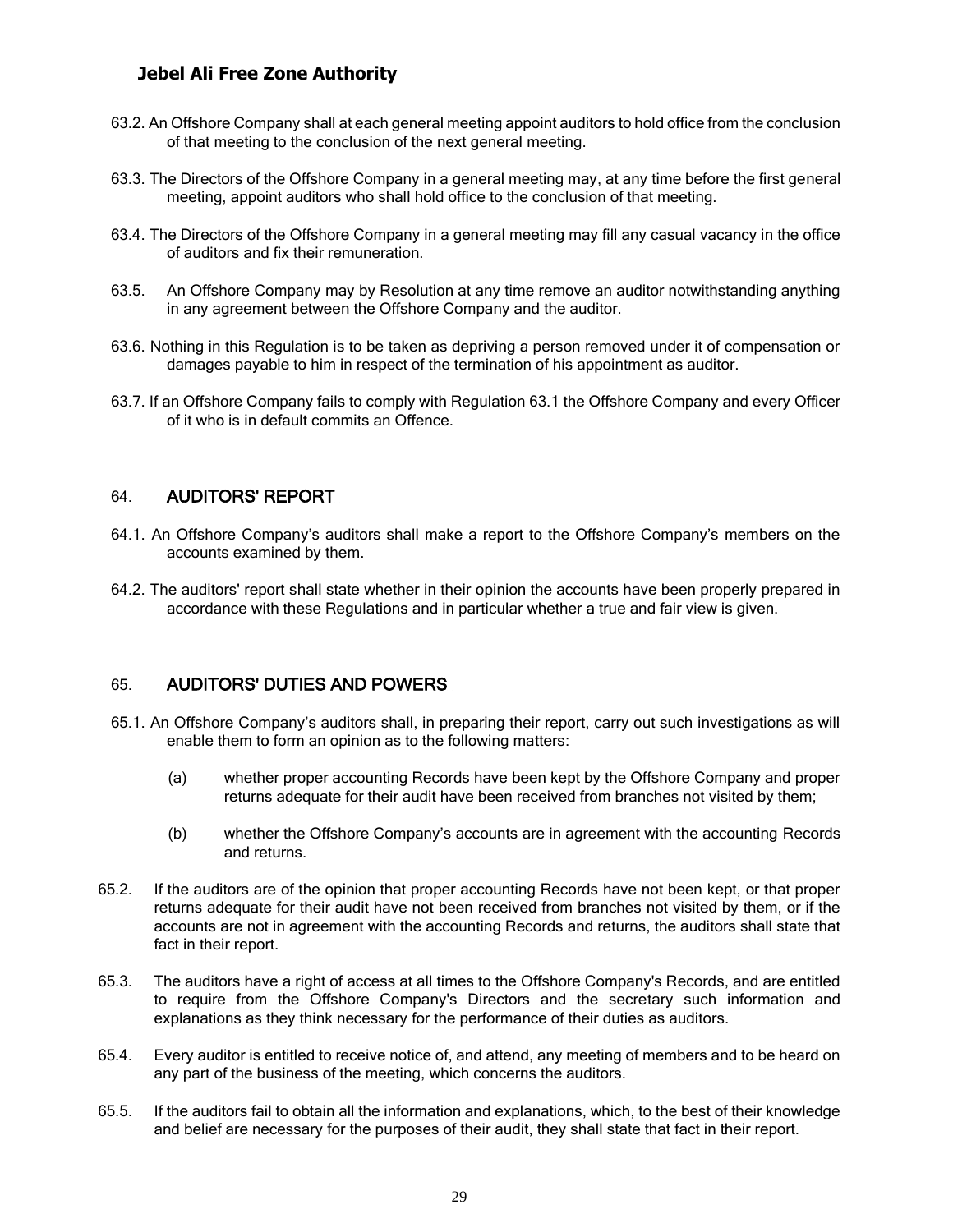63.2. An Offshore Company shall at each general meeting appoint auditors to hold office from the conclusion of that meeting to the conclusion of the next general meeting.

63.3. The Directors of the Offshore Company in a general meeting may, at any time before the first general meeting, appoint auditors who shall hold office to the conclusion of that meeting.

63.4. The Directors of the Offshore Company in a general meeting may fill any casual vacancy in the office of auditors and fix their remuneration.

63.5. An Offshore Company may by Resolution at any time remove an auditor notwithstanding anything in any agreement between the Offshore Company and the auditor.

63.6. Nothing in this Regulation is to be taken as depriving a person removed under it of compensation or damages payable to him in respect of the termination of his appointment as auditor.

63.7. If an Offshore Company fails to comply with Regulation 63.1 the Offshore Company and every Officer of it who is in default commits an Offence.

## 64. AUDITORS' REPORT

64.1. An Offshore Company's auditors shall make a report to the Offshore Company's members on the accounts examined by them.

64.2. The auditors' report shall state whether in their opinion the accounts have been properly prepared in accordance with these Regulations and in particular whether a true and fair view is given.

## 65. AUDITORS' DUTIES AND POWERS

65.1. An Offshore Company's auditors shall, in preparing their report, carry out such investigations as will enable them to form an opinion as to the following matters:

(a) whether proper accounting Records have been kept by the Offshore Company and proper returns adequate for their audit have been received from branches not visited by them;

(b) whether the Offshore Company's accounts are in agreement with the accounting Records and returns.

65.2. If the auditors are of the opinion that proper accounting Records have not been kept, or that proper returns adequate for their audit have not been received from branches not visited by them, or if the accounts are not in agreement with the accounting Records and returns, the auditors shall state that fact in their report.

65.3. The auditors have a right of access at all times to the Offshore Company's Records, and are entitled to require from the Offshore Company's Directors and the secretary such information and explanations as they think necessary for the performance of their duties as auditors.

65.4. Every auditor is entitled to receive notice of, and attend, any meeting of members and to be heard on any part of the business of the meeting, which concerns the auditors.

65.5. If the auditors fail to obtain all the information and explanations, which, to the best of their knowledge and belief are necessary for the purposes of their audit, they shall state that fact in their report.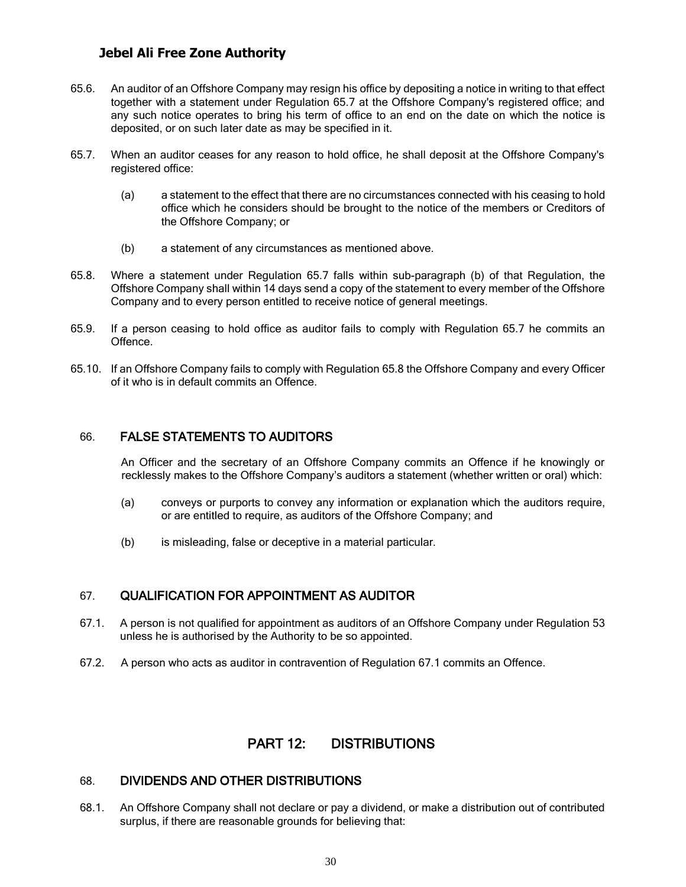65.6. An auditor of an Offshore Company may resign his office by depositing a notice in writing to that effect together with a statement under Regulation 65.7 at the Offshore Company's registered office; and any such notice operates to bring his term of office to an end on the date on which the notice is deposited, or on such later date as may be specified in it.

65.7. When an auditor ceases for any reason to hold office, he shall deposit at the Offshore Company's registered office:

(a) a statement to the effect that there are no circumstances connected with his ceasing to hold office which he considers should be brought to the notice of the members or Creditors of the Offshore Company; or

(b) a statement of any circumstances as mentioned above.

65.8. Where a statement under Regulation 65.7 falls within sub-paragraph (b) of that Regulation, the Offshore Company shall within 14 days send a copy of the statement to every member of the Offshore Company and to every person entitled to receive notice of general meetings.

65.9. If a person ceasing to hold office as auditor fails to comply with Regulation 65.7 he commits an Offence.

65.10. If an Offshore Company fails to comply with Regulation 65.8 the Offshore Company and every Officer of it who is in default commits an Offence.

## 66. FALSE STATEMENTS TO AUDITORS

An Officer and the secretary of an Offshore Company commits an Offence if he knowingly or recklessly makes to the Offshore Company's auditors a statement (whether written or oral) which:

(a) conveys or purports to convey any information or explanation which the auditors require, or are entitled to require, as auditors of the Offshore Company; and

(b) is misleading, false or deceptive in a material particular.

## 67. QUALIFICATION FOR APPOINTMENT AS AUDITOR

67.1. A person is not qualified for appointment as auditors of an Offshore Company under Regulation 53 unless he is authorised by the Authority to be so appointed.

67.2. A person who acts as auditor in contravention of Regulation 67.1 commits an Offence.

# PART 12: DISTRIBUTIONS

## 68. DIVIDENDS AND OTHER DISTRIBUTIONS

68.1. An Offshore Company shall not declare or pay a dividend, or make a distribution out of contributed surplus, if there are reasonable grounds for believing that: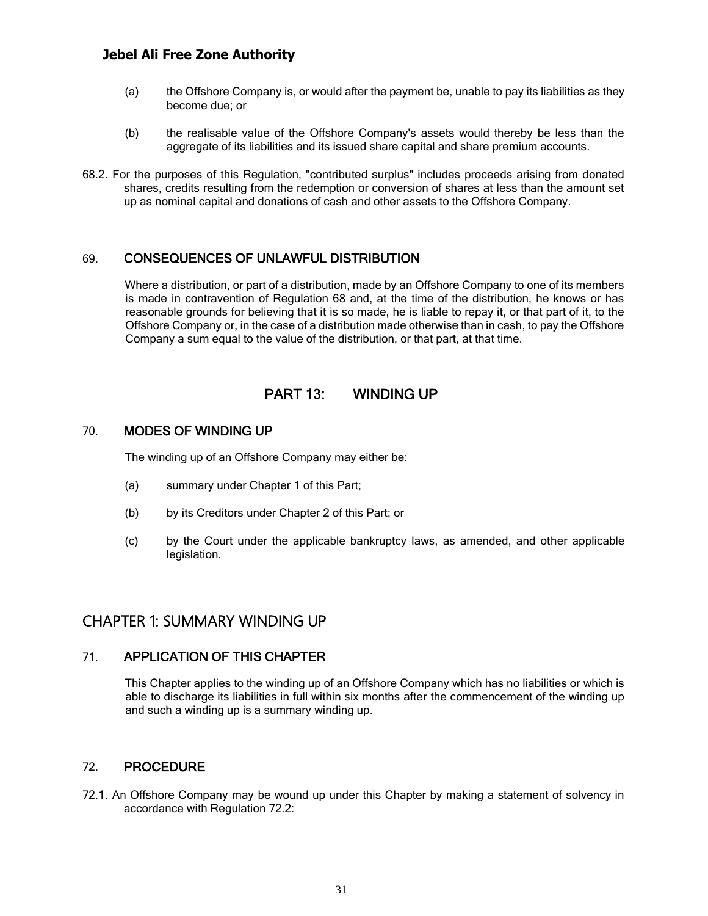(a) the Offshore Company is, or would after the payment be, unable to pay its liabilities as they become due; or

(b) the realisable value of the Offshore Company's assets would thereby be less than the aggregate of its liabilities and its issued share capital and share premium accounts.

68.2. For the purposes of this Regulation, "contributed surplus" includes proceeds arising from donated shares, credits resulting from the redemption or conversion of shares at less than the amount set up as nominal capital and donations of cash and other assets to the Offshore Company.

### 69. CONSEQUENCES OF UNLAWFUL DISTRIBUTION

Where a distribution, or part of a distribution, made by an Offshore Company to one of its members is made in contravention of Regulation 68 and, at the time of the distribution, he knows or has reasonable grounds for believing that it is so made, he is liable to repay it, or that part of it, to the Offshore Company or, in the case of a distribution made otherwise than in cash, to pay the Offshore Company a sum equal to the value of the distribution, or that part, at that time.

## PART 13: WINDING UP

### 70. MODES OF WINDING UP

The winding up of an Offshore Company may either be:

(a) summary under Chapter 1 of this Part;

(b) by its Creditors under Chapter 2 of this Part; or

(c) by the Court under the applicable bankruptcy laws, as amended, and other applicable legislation.

## CHAPTER 1: SUMMARY WINDING UP

### 71. APPLICATION OF THIS CHAPTER

This Chapter applies to the winding up of an Offshore Company which has no liabilities or which is able to discharge its liabilities in full within six months after the commencement of the winding up and such a winding up is a summary winding up.

### 72. PROCEDURE

72.1. An Offshore Company may be wound up under this Chapter by making a statement of solvency in accordance with Regulation 72.2: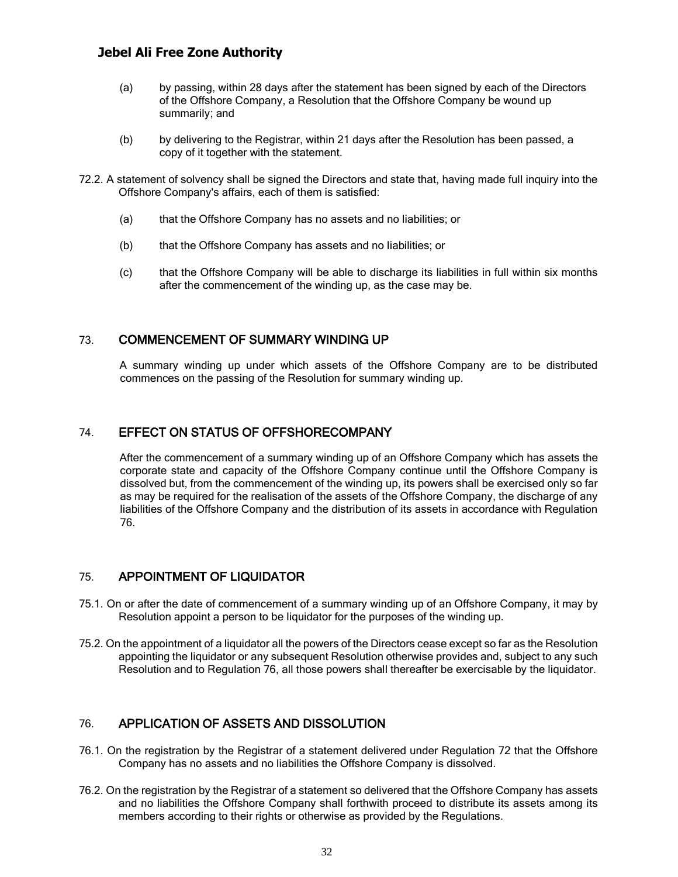(a) by passing, within 28 days after the statement has been signed by each of the Directors of the Offshore Company, a Resolution that the Offshore Company be wound up summarily; and

(b) by delivering to the Registrar, within 21 days after the Resolution has been passed, a copy of it together with the statement.

72.2. A statement of solvency shall be signed the Directors and state that, having made full inquiry into the Offshore Company's affairs, each of them is satisfied:

(a) that the Offshore Company has no assets and no liabilities; or

(b) that the Offshore Company has assets and no liabilities; or

(c) that the Offshore Company will be able to discharge its liabilities in full within six months after the commencement of the winding up, as the case may be.

## 73. COMMENCEMENT OF SUMMARY WINDING UP

A summary winding up under which assets of the Offshore Company are to be distributed commences on the passing of the Resolution for summary winding up.

## 74. EFFECT ON STATUS OF OFFSHORECOMPANY

After the commencement of a summary winding up of an Offshore Company which has assets the corporate state and capacity of the Offshore Company continue until the Offshore Company is dissolved but, from the commencement of the winding up, its powers shall be exercised only so far as may be required for the realisation of the assets of the Offshore Company, the discharge of any liabilities of the Offshore Company and the distribution of its assets in accordance with Regulation 76.

## 75. APPOINTMENT OF LIQUIDATOR

75.1. On or after the date of commencement of a summary winding up of an Offshore Company, it may by Resolution appoint a person to be liquidator for the purposes of the winding up.

75.2. On the appointment of a liquidator all the powers of the Directors cease except so far as the Resolution appointing the liquidator or any subsequent Resolution otherwise provides and, subject to any such Resolution and to Regulation 76, all those powers shall thereafter be exercisable by the liquidator.

## 76. APPLICATION OF ASSETS AND DISSOLUTION

76.1. On the registration by the Registrar of a statement delivered under Regulation 72 that the Offshore Company has no assets and no liabilities the Offshore Company is dissolved.

76.2. On the registration by the Registrar of a statement so delivered that the Offshore Company has assets and no liabilities the Offshore Company shall forthwith proceed to distribute its assets among its members according to their rights or otherwise as provided by the Regulations.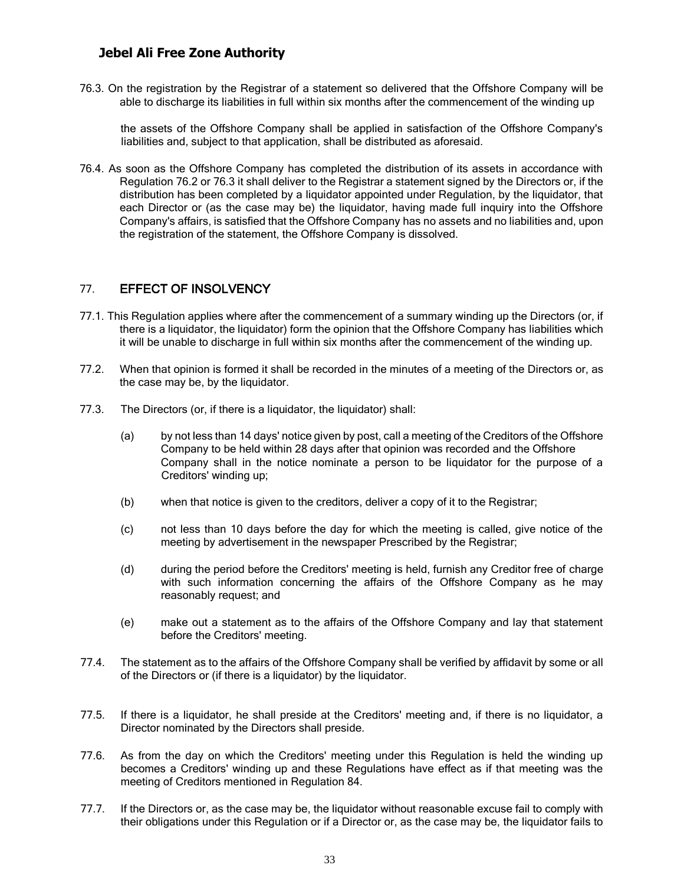76.3. On the registration by the Registrar of a statement so delivered that the Offshore Company will be able to discharge its liabilities in full within six months after the commencement of the winding up

the assets of the Offshore Company shall be applied in satisfaction of the Offshore Company's liabilities and, subject to that application, shall be distributed as aforesaid.

76.4. As soon as the Offshore Company has completed the distribution of its assets in accordance with Regulation 76.2 or 76.3 it shall deliver to the Registrar a statement signed by the Directors or, if the distribution has been completed by a liquidator appointed under Regulation, by the liquidator, that each Director or (as the case may be) the liquidator, having made full inquiry into the Offshore Company's affairs, is satisfied that the Offshore Company has no assets and no liabilities and, upon the registration of the statement, the Offshore Company is dissolved.

## 77. EFFECT OF INSOLVENCY

77.1. This Regulation applies where after the commencement of a summary winding up the Directors (or, if there is a liquidator, the liquidator) form the opinion that the Offshore Company has liabilities which it will be unable to discharge in full within six months after the commencement of the winding up.

77.2. When that opinion is formed it shall be recorded in the minutes of a meeting of the Directors or, as the case may be, by the liquidator.

77.3. The Directors (or, if there is a liquidator, the liquidator) shall:

(a) by not less than 14 days' notice given by post, call a meeting of the Creditors of the Offshore Company to be held within 28 days after that opinion was recorded and the Offshore Company shall in the notice nominate a person to be liquidator for the purpose of a Creditors' winding up;

(b) when that notice is given to the creditors, deliver a copy of it to the Registrar;

(c) not less than 10 days before the day for which the meeting is called, give notice of the meeting by advertisement in the newspaper Prescribed by the Registrar;

(d) during the period before the Creditors' meeting is held, furnish any Creditor free of charge with such information concerning the affairs of the Offshore Company as he may reasonably request; and

(e) make out a statement as to the affairs of the Offshore Company and lay that statement before the Creditors' meeting.

77.4. The statement as to the affairs of the Offshore Company shall be verified by affidavit by some or all of the Directors or (if there is a liquidator) by the liquidator.

77.5. If there is a liquidator, he shall preside at the Creditors' meeting and, if there is no liquidator, a Director nominated by the Directors shall preside.

77.6. As from the day on which the Creditors' meeting under this Regulation is held the winding up becomes a Creditors' winding up and these Regulations have effect as if that meeting was the meeting of Creditors mentioned in Regulation 84.

77.7. If the Directors or, as the case may be, the liquidator without reasonable excuse fail to comply with their obligations under this Regulation or if a Director or, as the case may be, the liquidator fails to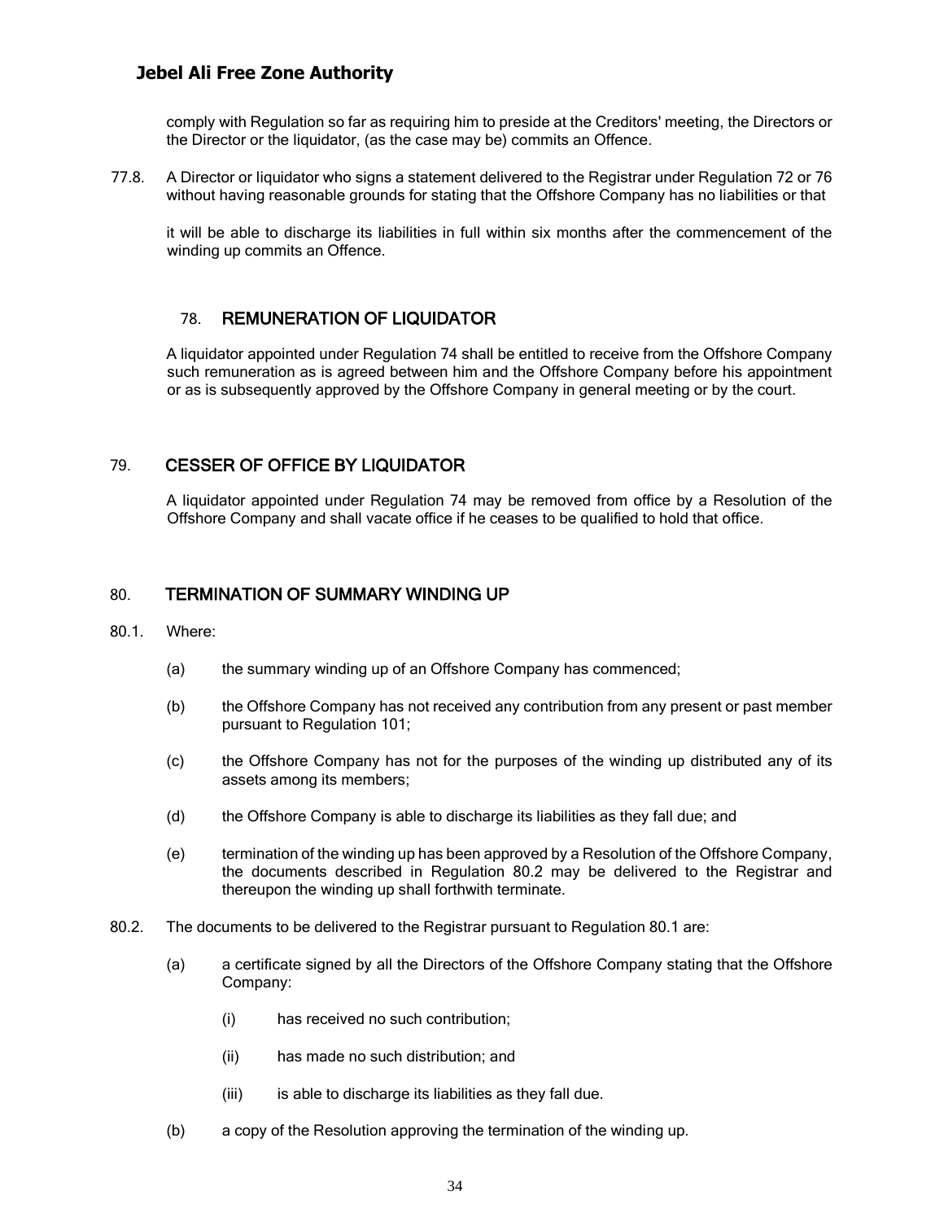comply with Regulation so far as requiring him to preside at the Creditors' meeting, the Directors or the Director or the liquidator, (as the case may be) commits an Offence.

77.8. A Director or liquidator who signs a statement delivered to the Registrar under Regulation 72 or 76 without having reasonable grounds for stating that the Offshore Company has no liabilities or that it will be able to discharge its liabilities in full within six months after the commencement of the winding up commits an Offence.

## 78. REMUNERATION OF LIQUIDATOR

A liquidator appointed under Regulation 74 shall be entitled to receive from the Offshore Company such remuneration as is agreed between him and the Offshore Company before his appointment or as is subsequently approved by the Offshore Company in general meeting or by the court.

## 79. CESSER OF OFFICE BY LIQUIDATOR

A liquidator appointed under Regulation 74 may be removed from office by a Resolution of the Offshore Company and shall vacate office if he ceases to be qualified to hold that office.

## 80. TERMINATION OF SUMMARY WINDING UP

80.1. Where:

(a) the summary winding up of an Offshore Company has commenced;

(b) the Offshore Company has not received any contribution from any present or past member pursuant to Regulation 101;

(c) the Offshore Company has not for the purposes of the winding up distributed any of its assets among its members;

(d) the Offshore Company is able to discharge its liabilities as they fall due; and

(e) termination of the winding up has been approved by a Resolution of the Offshore Company, the documents described in Regulation 80.2 may be delivered to the Registrar and thereupon the winding up shall forthwith terminate.

80.2. The documents to be delivered to the Registrar pursuant to Regulation 80.1 are:

(a) a certificate signed by all the Directors of the Offshore Company stating that the Offshore Company:

(i) has received no such contribution;

(ii) has made no such distribution; and

(iii) is able to discharge its liabilities as they fall due.

(b) a copy of the Resolution approving the termination of the winding up.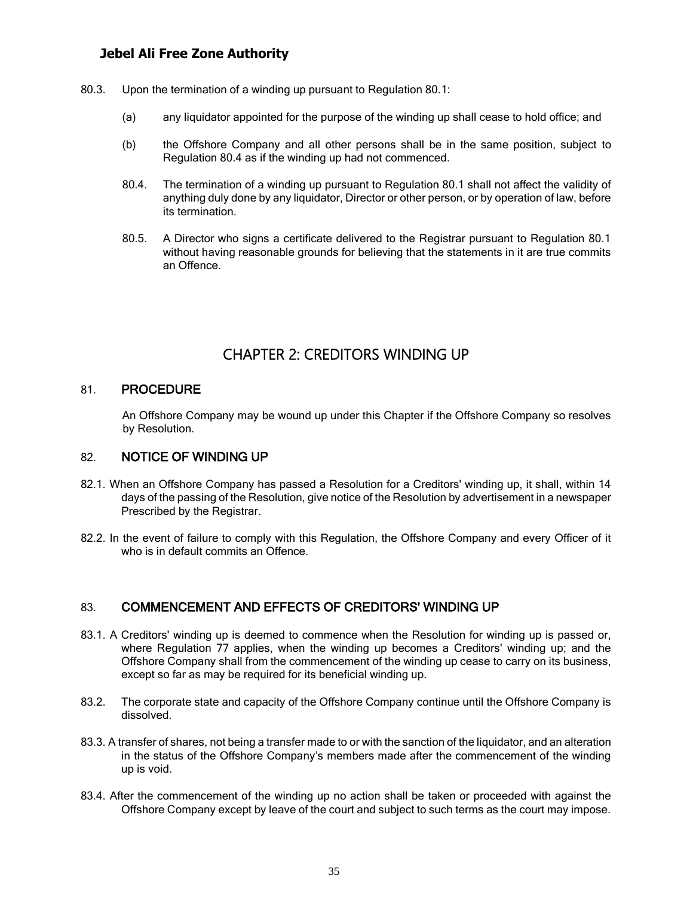80.3. Upon the termination of a winding up pursuant to Regulation 80.1:

(a) any liquidator appointed for the purpose of the winding up shall cease to hold office; and

(b) the Offshore Company and all other persons shall be in the same position, subject to Regulation 80.4 as if the winding up had not commenced.

80.4. The termination of a winding up pursuant to Regulation 80.1 shall not affect the validity of anything duly done by any liquidator, Director or other person, or by operation of law, before its termination.

80.5. A Director who signs a certificate delivered to the Registrar pursuant to Regulation 80.1 without having reasonable grounds for believing that the statements in it are true commits an Offence.

# CHAPTER 2: CREDITORS WINDING UP

## 81. PROCEDURE

An Offshore Company may be wound up under this Chapter if the Offshore Company so resolves by Resolution.

## 82. NOTICE OF WINDING UP

82.1. When an Offshore Company has passed a Resolution for a Creditors' winding up, it shall, within 14 days of the passing of the Resolution, give notice of the Resolution by advertisement in a newspaper Prescribed by the Registrar.

82.2. In the event of failure to comply with this Regulation, the Offshore Company and every Officer of it who is in default commits an Offence.

## 83. COMMENCEMENT AND EFFECTS OF CREDITORS' WINDING UP

83.1. A Creditors' winding up is deemed to commence when the Resolution for winding up is passed or, where Regulation 77 applies, when the winding up becomes a Creditors' winding up; and the Offshore Company shall from the commencement of the winding up cease to carry on its business, except so far as may be required for its beneficial winding up.

83.2. The corporate state and capacity of the Offshore Company continue until the Offshore Company is dissolved.

83.3. A transfer of shares, not being a transfer made to or with the sanction of the liquidator, and an alteration in the status of the Offshore Company's members made after the commencement of the winding up is void.

83.4. After the commencement of the winding up no action shall be taken or proceeded with against the Offshore Company except by leave of the court and subject to such terms as the court may impose.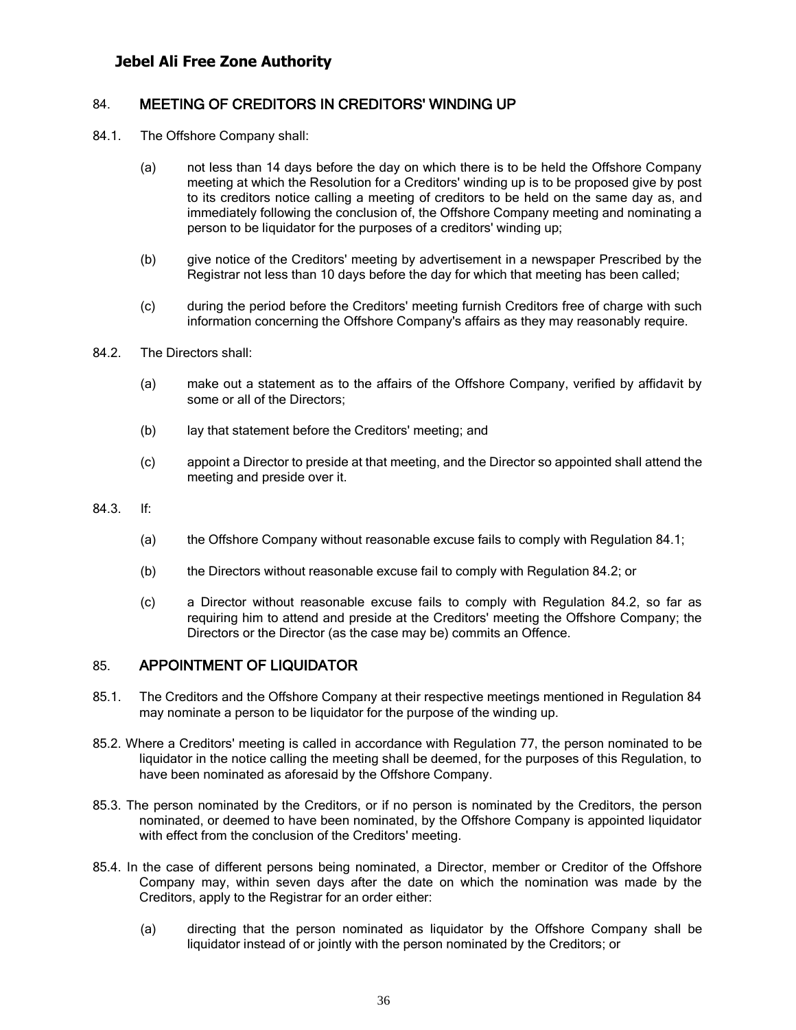## 84. MEETING OF CREDITORS IN CREDITORS' WINDING UP

84.1. The Offshore Company shall:

(a) not less than 14 days before the day on which there is to be held the Offshore Company meeting at which the Resolution for a Creditors' winding up is to be proposed give by post to its creditors notice calling a meeting of creditors to be held on the same day as, and immediately following the conclusion of, the Offshore Company meeting and nominating a person to be liquidator for the purposes of a creditors' winding up;

(b) give notice of the Creditors' meeting by advertisement in a newspaper Prescribed by the Registrar not less than 10 days before the day for which that meeting has been called;

(c) during the period before the Creditors' meeting furnish Creditors free of charge with such information concerning the Offshore Company's affairs as they may reasonably require.

84.2. The Directors shall:

(a) make out a statement as to the affairs of the Offshore Company, verified by affidavit by some or all of the Directors;

(b) lay that statement before the Creditors' meeting; and

(c) appoint a Director to preside at that meeting, and the Director so appointed shall attend the meeting and preside over it.

84.3. If:

(a) the Offshore Company without reasonable excuse fails to comply with Regulation 84.1;

(b) the Directors without reasonable excuse fail to comply with Regulation 84.2; or

(c) a Director without reasonable excuse fails to comply with Regulation 84.2, so far as requiring him to attend and preside at the Creditors' meeting the Offshore Company; the Directors or the Director (as the case may be) commits an Offence.

## 85. APPOINTMENT OF LIQUIDATOR

85.1. The Creditors and the Offshore Company at their respective meetings mentioned in Regulation 84 may nominate a person to be liquidator for the purpose of the winding up.

85.2. Where a Creditors' meeting is called in accordance with Regulation 77, the person nominated to be liquidator in the notice calling the meeting shall be deemed, for the purposes of this Regulation, to have been nominated as aforesaid by the Offshore Company.

85.3. The person nominated by the Creditors, or if no person is nominated by the Creditors, the person nominated, or deemed to have been nominated, by the Offshore Company is appointed liquidator with effect from the conclusion of the Creditors' meeting.

85.4. In the case of different persons being nominated, a Director, member or Creditor of the Offshore Company may, within seven days after the date on which the nomination was made by the Creditors, apply to the Registrar for an order either:

(a) directing that the person nominated as liquidator by the Offshore Company shall be liquidator instead of or jointly with the person nominated by the Creditors; or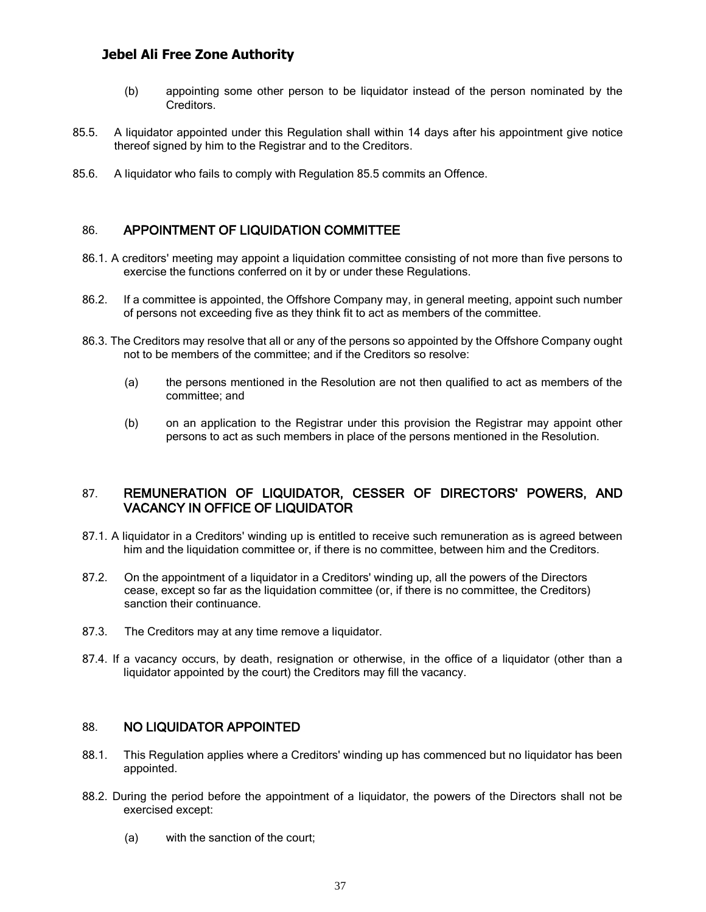(b) appointing some other person to be liquidator instead of the person nominated by the Creditors.

85.5. A liquidator appointed under this Regulation shall within 14 days after his appointment give notice thereof signed by him to the Registrar and to the Creditors.

85.6. A liquidator who fails to comply with Regulation 85.5 commits an Offence.

## 86. APPOINTMENT OF LIQUIDATION COMMITTEE

86.1. A creditors' meeting may appoint a liquidation committee consisting of not more than five persons to exercise the functions conferred on it by or under these Regulations.

86.2. If a committee is appointed, the Offshore Company may, in general meeting, appoint such number of persons not exceeding five as they think fit to act as members of the committee.

86.3. The Creditors may resolve that all or any of the persons so appointed by the Offshore Company ought not to be members of the committee; and if the Creditors so resolve:

(a) the persons mentioned in the Resolution are not then qualified to act as members of the committee; and

(b) on an application to the Registrar under this provision the Registrar may appoint other persons to act as such members in place of the persons mentioned in the Resolution.

## 87. REMUNERATION OF LIQUIDATOR, CESSER OF DIRECTORS' POWERS, AND VACANCY IN OFFICE OF LIQUIDATOR

87.1. A liquidator in a Creditors' winding up is entitled to receive such remuneration as is agreed between him and the liquidation committee or, if there is no committee, between him and the Creditors.

87.2. On the appointment of a liquidator in a Creditors' winding up, all the powers of the Directors cease, except so far as the liquidation committee (or, if there is no committee, the Creditors) sanction their continuance.

87.3. The Creditors may at any time remove a liquidator.

87.4. If a vacancy occurs, by death, resignation or otherwise, in the office of a liquidator (other than a liquidator appointed by the court) the Creditors may fill the vacancy.

## 88. NO LIQUIDATOR APPOINTED

88.1. This Regulation applies where a Creditors' winding up has commenced but no liquidator has been appointed.

88.2. During the period before the appointment of a liquidator, the powers of the Directors shall not be exercised except:

(a) with the sanction of the court;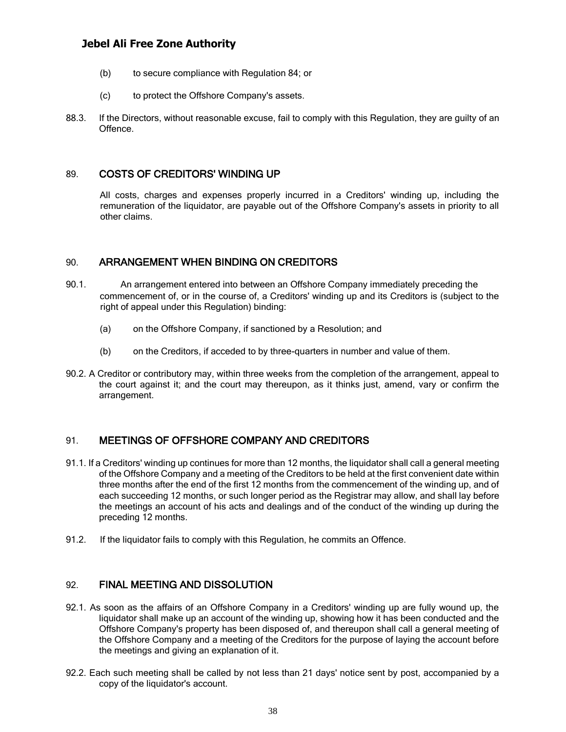(b) to secure compliance with Regulation 84; or

(c) to protect the Offshore Company's assets.

88.3. If the Directors, without reasonable excuse, fail to comply with this Regulation, they are guilty of an Offence.

## 89. COSTS OF CREDITORS' WINDING UP

All costs, charges and expenses properly incurred in a Creditors' winding up, including the remuneration of the liquidator, are payable out of the Offshore Company's assets in priority to all other claims.

## 90. ARRANGEMENT WHEN BINDING ON CREDITORS

90.1. An arrangement entered into between an Offshore Company immediately preceding the commencement of, or in the course of, a Creditors' winding up and its Creditors is (subject to the right of appeal under this Regulation) binding:

(a) on the Offshore Company, if sanctioned by a Resolution; and

(b) on the Creditors, if acceded to by three-quarters in number and value of them.

90.2. A Creditor or contributory may, within three weeks from the completion of the arrangement, appeal to the court against it; and the court may thereupon, as it thinks just, amend, vary or confirm the arrangement.

## 91. MEETINGS OF OFFSHORE COMPANY AND CREDITORS

91.1. If a Creditors' winding up continues for more than 12 months, the liquidator shall call a general meeting of the Offshore Company and a meeting of the Creditors to be held at the first convenient date within three months after the end of the first 12 months from the commencement of the winding up, and of each succeeding 12 months, or such longer period as the Registrar may allow, and shall lay before the meetings an account of his acts and dealings and of the conduct of the winding up during the preceding 12 months.

91.2. If the liquidator fails to comply with this Regulation, he commits an Offence.

## 92. FINAL MEETING AND DISSOLUTION

92.1. As soon as the affairs of an Offshore Company in a Creditors' winding up are fully wound up, the liquidator shall make up an account of the winding up, showing how it has been conducted and the Offshore Company's property has been disposed of, and thereupon shall call a general meeting of the Offshore Company and a meeting of the Creditors for the purpose of laying the account before the meetings and giving an explanation of it.

92.2. Each such meeting shall be called by not less than 21 days' notice sent by post, accompanied by a copy of the liquidator's account.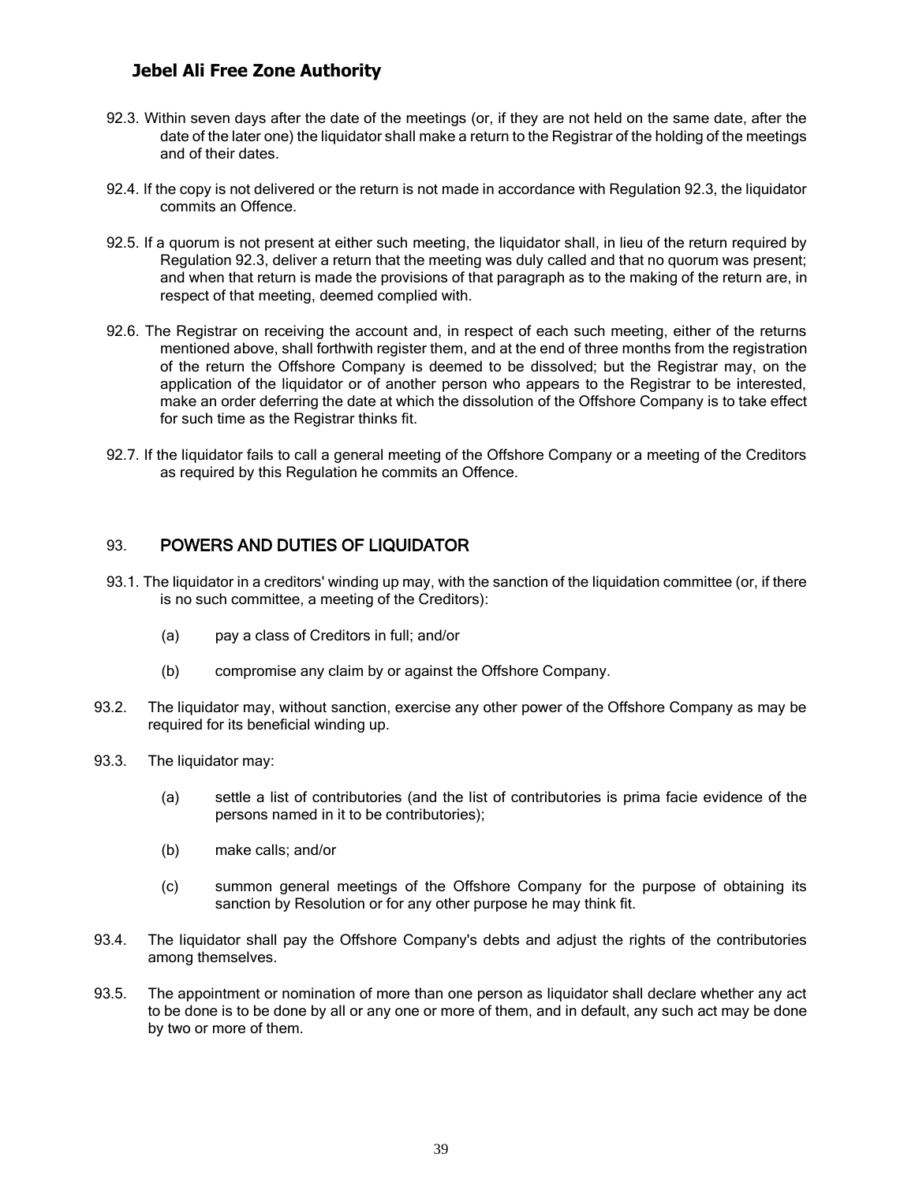92.3. Within seven days after the date of the meetings (or, if they are not held on the same date, after the date of the later one) the liquidator shall make a return to the Registrar of the holding of the meetings and of their dates.

92.4. If the copy is not delivered or the return is not made in accordance with Regulation 92.3, the liquidator commits an Offence.

92.5. If a quorum is not present at either such meeting, the liquidator shall, in lieu of the return required by Regulation 92.3, deliver a return that the meeting was duly called and that no quorum was present; and when that return is made the provisions of that paragraph as to the making of the return are, in respect of that meeting, deemed complied with.

92.6. The Registrar on receiving the account and, in respect of each such meeting, either of the returns mentioned above, shall forthwith register them, and at the end of three months from the registration of the return the Offshore Company is deemed to be dissolved; but the Registrar may, on the application of the liquidator or of another person who appears to the Registrar to be interested, make an order deferring the date at which the dissolution of the Offshore Company is to take effect for such time as the Registrar thinks fit.

92.7. If the liquidator fails to call a general meeting of the Offshore Company or a meeting of the Creditors as required by this Regulation he commits an Offence.

## 93. POWERS AND DUTIES OF LIQUIDATOR

93.1. The liquidator in a creditors' winding up may, with the sanction of the liquidation committee (or, if there is no such committee, a meeting of the Creditors):

- (a) pay a class of Creditors in full; and/or
- (b) compromise any claim by or against the Offshore Company.

93.2. The liquidator may, without sanction, exercise any other power of the Offshore Company as may be required for its beneficial winding up.

93.3. The liquidator may:

- (a) settle a list of contributories (and the list of contributories is prima facie evidence of the persons named in it to be contributories);
- (b) make calls; and/or
- (c) summon general meetings of the Offshore Company for the purpose of obtaining its sanction by Resolution or for any other purpose he may think fit.

93.4. The liquidator shall pay the Offshore Company's debts and adjust the rights of the contributories among themselves.

93.5. The appointment or nomination of more than one person as liquidator shall declare whether any act to be done is to be done by all or any one or more of them, and in default, any such act may be done by two or more of them.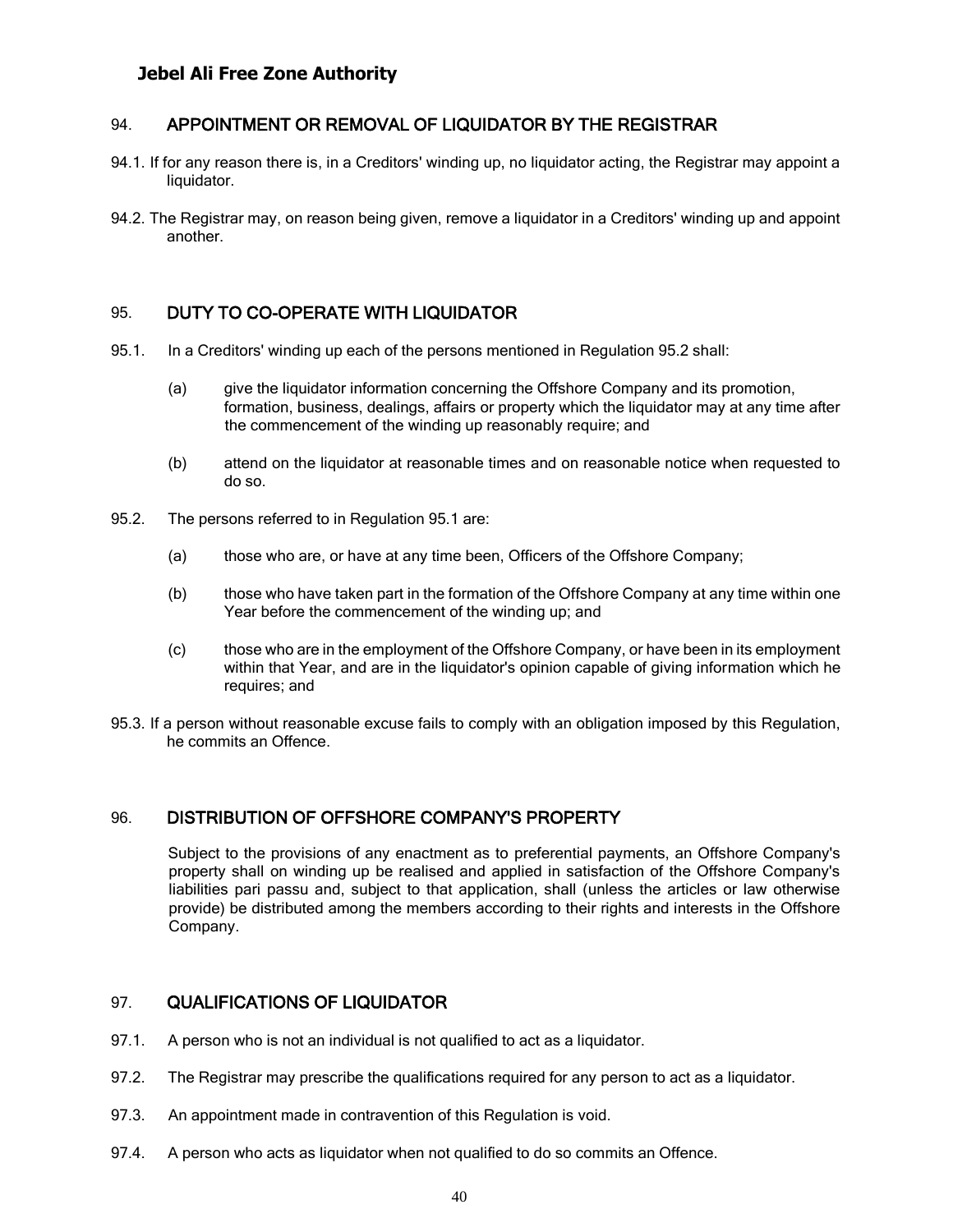## 94. APPOINTMENT OR REMOVAL OF LIQUIDATOR BY THE REGISTRAR

94.1. If for any reason there is, in a Creditors' winding up, no liquidator acting, the Registrar may appoint a liquidator.

94.2. The Registrar may, on reason being given, remove a liquidator in a Creditors' winding up and appoint another.

## 95. DUTY TO CO-OPERATE WITH LIQUIDATOR

95.1. In a Creditors' winding up each of the persons mentioned in Regulation 95.2 shall:

(a) give the liquidator information concerning the Offshore Company and its promotion, formation, business, dealings, affairs or property which the liquidator may at any time after the commencement of the winding up reasonably require; and

(b) attend on the liquidator at reasonable times and on reasonable notice when requested to do so.

95.2. The persons referred to in Regulation 95.1 are:

(a) those who are, or have at any time been, Officers of the Offshore Company;

(b) those who have taken part in the formation of the Offshore Company at any time within one Year before the commencement of the winding up; and

(c) those who are in the employment of the Offshore Company, or have been in its employment within that Year, and are in the liquidator's opinion capable of giving information which he requires; and

95.3. If a person without reasonable excuse fails to comply with an obligation imposed by this Regulation, he commits an Offence.

## 96. DISTRIBUTION OF OFFSHORE COMPANY'S PROPERTY

Subject to the provisions of any enactment as to preferential payments, an Offshore Company's property shall on winding up be realised and applied in satisfaction of the Offshore Company's liabilities pari passu and, subject to that application, shall (unless the articles or law otherwise provide) be distributed among the members according to their rights and interests in the Offshore Company.

## 97. QUALIFICATIONS OF LIQUIDATOR

97.1. A person who is not an individual is not qualified to act as a liquidator.

97.2. The Registrar may prescribe the qualifications required for any person to act as a liquidator.

97.3. An appointment made in contravention of this Regulation is void.

97.4. A person who acts as liquidator when not qualified to do so commits an Offence.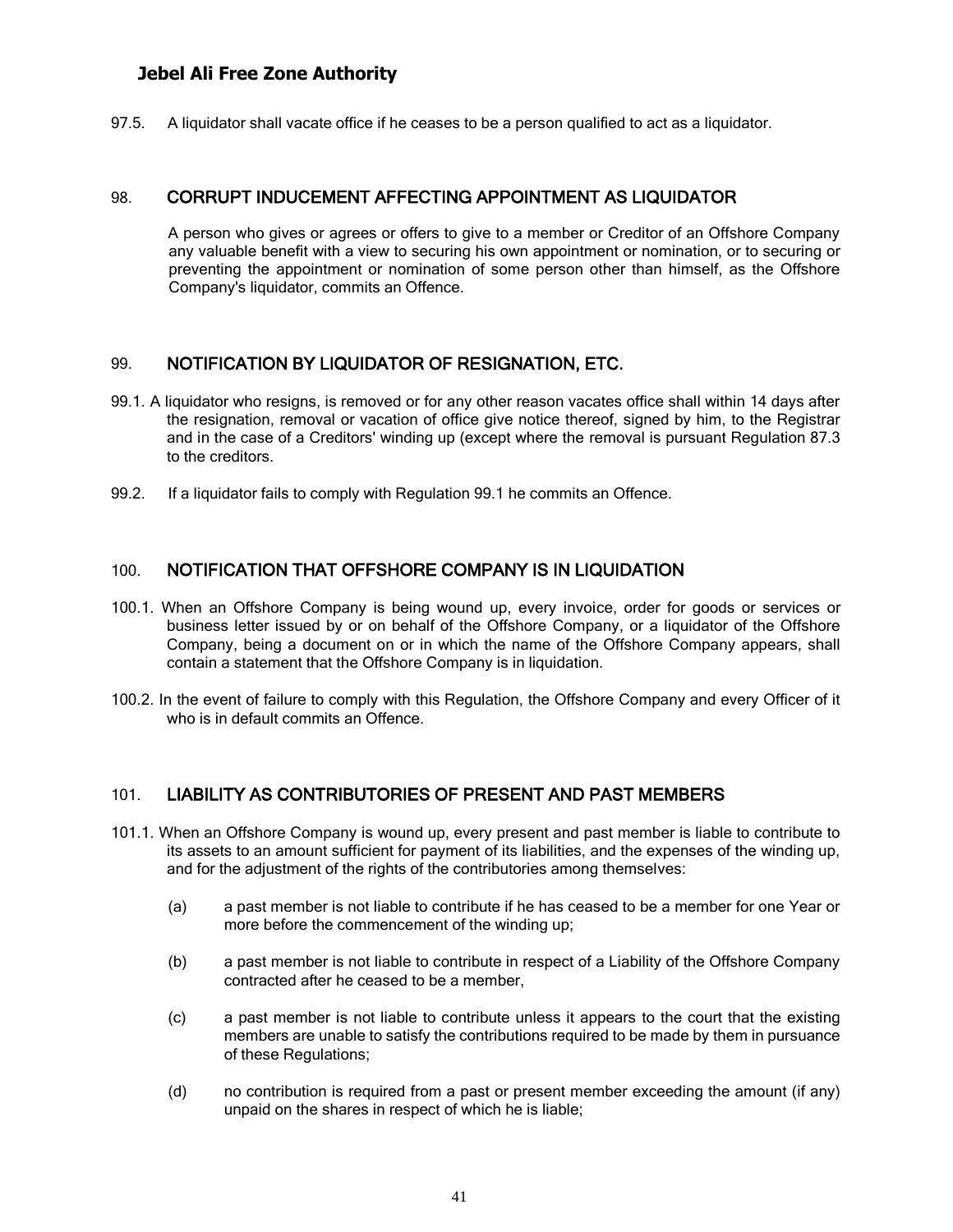97.5. A liquidator shall vacate office if he ceases to be a person qualified to act as a liquidator.

## 98. CORRUPT INDUCEMENT AFFECTING APPOINTMENT AS LIQUIDATOR

A person who gives or agrees or offers to give to a member or Creditor of an Offshore Company any valuable benefit with a view to securing his own appointment or nomination, or to securing or preventing the appointment or nomination of some person other than himself, as the Offshore Company's liquidator, commits an Offence.

## 99. NOTIFICATION BY LIQUIDATOR OF RESIGNATION, ETC.

99.1. A liquidator who resigns, is removed or for any other reason vacates office shall within 14 days after the resignation, removal or vacation of office give notice thereof, signed by him, to the Registrar and in the case of a Creditors' winding up (except where the removal is pursuant Regulation 87.3 to the creditors.

99.2. If a liquidator fails to comply with Regulation 99.1 he commits an Offence.

## 100. NOTIFICATION THAT OFFSHORE COMPANY IS IN LIQUIDATION

100.1. When an Offshore Company is being wound up, every invoice, order for goods or services or business letter issued by or on behalf of the Offshore Company, or a liquidator of the Offshore Company, being a document on or in which the name of the Offshore Company appears, shall contain a statement that the Offshore Company is in liquidation.

100.2. In the event of failure to comply with this Regulation, the Offshore Company and every Officer of it who is in default commits an Offence.

## 101. LIABILITY AS CONTRIBUTORIES OF PRESENT AND PAST MEMBERS

101.1. When an Offshore Company is wound up, every present and past member is liable to contribute to its assets to an amount sufficient for payment of its liabilities, and the expenses of the winding up, and for the adjustment of the rights of the contributories among themselves:

(a) a past member is not liable to contribute if he has ceased to be a member for one Year or more before the commencement of the winding up;

(b) a past member is not liable to contribute in respect of a Liability of the Offshore Company contracted after he ceased to be a member,

(c) a past member is not liable to contribute unless it appears to the court that the existing members are unable to satisfy the contributions required to be made by them in pursuance of these Regulations;

(d) no contribution is required from a past or present member exceeding the amount (if any) unpaid on the shares in respect of which he is liable;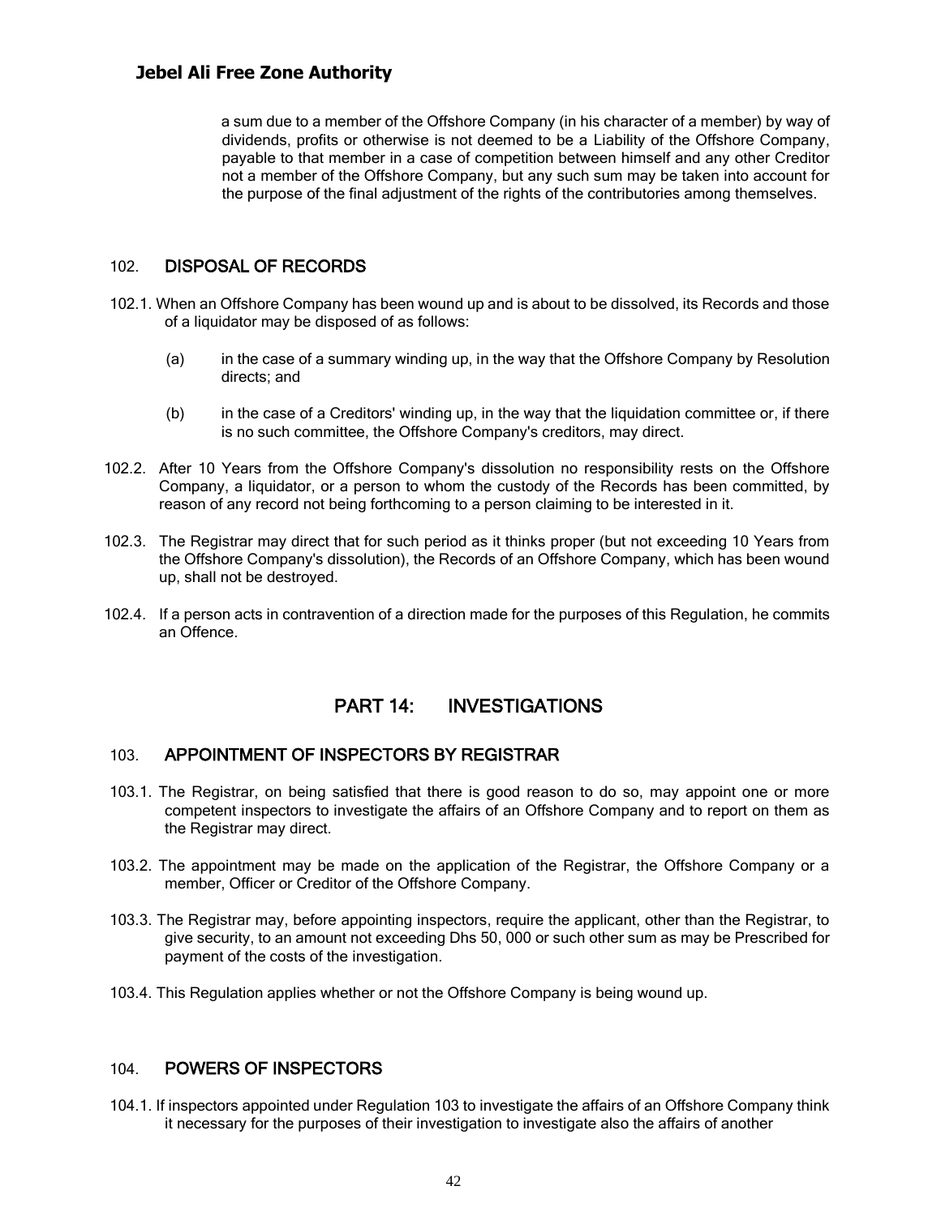a sum due to a member of the Offshore Company (in his character of a member) by way of dividends, profits or otherwise is not deemed to be a Liability of the Offshore Company, payable to that member in a case of competition between himself and any other Creditor not a member of the Offshore Company, but any such sum may be taken into account for the purpose of the final adjustment of the rights of the contributories among themselves.

### 102. DISPOSAL OF RECORDS

102.1. When an Offshore Company has been wound up and is about to be dissolved, its Records and those of a liquidator may be disposed of as follows:

(a) in the case of a summary winding up, in the way that the Offshore Company by Resolution directs; and

(b) in the case of a Creditors' winding up, in the way that the liquidation committee or, if there is no such committee, the Offshore Company's creditors, may direct.

102.2. After 10 Years from the Offshore Company's dissolution no responsibility rests on the Offshore Company, a liquidator, or a person to whom the custody of the Records has been committed, by reason of any record not being forthcoming to a person claiming to be interested in it.

102.3. The Registrar may direct that for such period as it thinks proper (but not exceeding 10 Years from the Offshore Company's dissolution), the Records of an Offshore Company, which has been wound up, shall not be destroyed.

102.4. If a person acts in contravention of a direction made for the purposes of this Regulation, he commits an Offence.

## PART 14: INVESTIGATIONS

### 103. APPOINTMENT OF INSPECTORS BY REGISTRAR

103.1. The Registrar, on being satisfied that there is good reason to do so, may appoint one or more competent inspectors to investigate the affairs of an Offshore Company and to report on them as the Registrar may direct.

103.2. The appointment may be made on the application of the Registrar, the Offshore Company or a member, Officer or Creditor of the Offshore Company.

103.3. The Registrar may, before appointing inspectors, require the applicant, other than the Registrar, to give security, to an amount not exceeding Dhs 50, 000 or such other sum as may be Prescribed for payment of the costs of the investigation.

103.4. This Regulation applies whether or not the Offshore Company is being wound up.

### 104. POWERS OF INSPECTORS

104.1. If inspectors appointed under Regulation 103 to investigate the affairs of an Offshore Company think it necessary for the purposes of their investigation to investigate also the affairs of another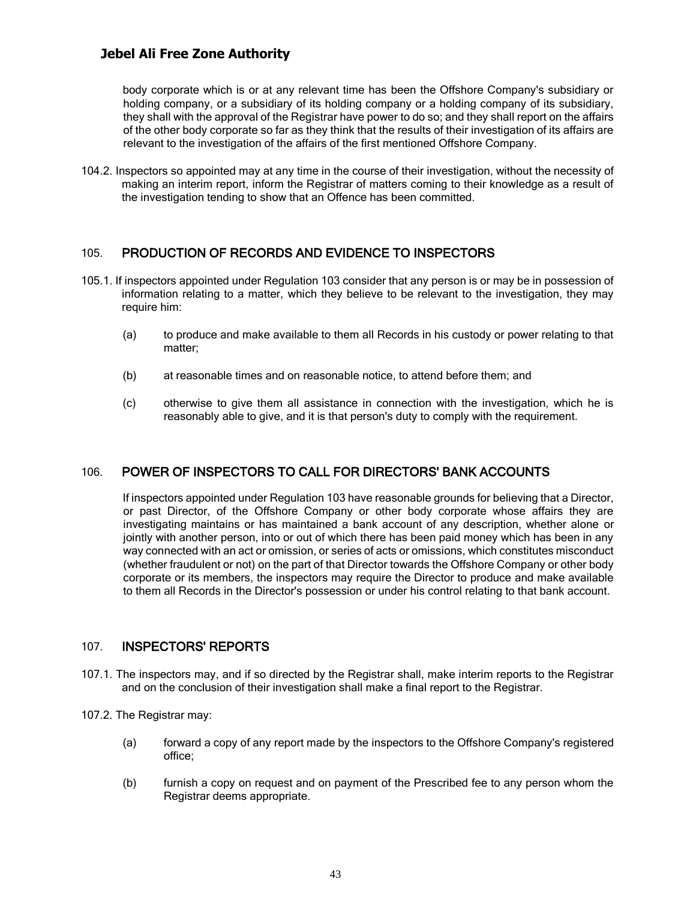body corporate which is or at any relevant time has been the Offshore Company's subsidiary or holding company, or a subsidiary of its holding company or a holding company of its subsidiary, they shall with the approval of the Registrar have power to do so; and they shall report on the affairs of the other body corporate so far as they think that the results of their investigation of its affairs are relevant to the investigation of the affairs of the first mentioned Offshore Company.

104.2. Inspectors so appointed may at any time in the course of their investigation, without the necessity of making an interim report, inform the Registrar of matters coming to their knowledge as a result of the investigation tending to show that an Offence has been committed.

## 105. PRODUCTION OF RECORDS AND EVIDENCE TO INSPECTORS

105.1. If inspectors appointed under Regulation 103 consider that any person is or may be in possession of information relating to a matter, which they believe to be relevant to the investigation, they may require him:

(a) to produce and make available to them all Records in his custody or power relating to that matter;

(b) at reasonable times and on reasonable notice, to attend before them; and

(c) otherwise to give them all assistance in connection with the investigation, which he is reasonably able to give, and it is that person's duty to comply with the requirement.

## 106. POWER OF INSPECTORS TO CALL FOR DIRECTORS' BANK ACCOUNTS

If inspectors appointed under Regulation 103 have reasonable grounds for believing that a Director, or past Director, of the Offshore Company or other body corporate whose affairs they are investigating maintains or has maintained a bank account of any description, whether alone or jointly with another person, into or out of which there has been paid money which has been in any way connected with an act or omission, or series of acts or omissions, which constitutes misconduct (whether fraudulent or not) on the part of that Director towards the Offshore Company or other body corporate or its members, the inspectors may require the Director to produce and make available to them all Records in the Director's possession or under his control relating to that bank account.

## 107. INSPECTORS' REPORTS

107.1. The inspectors may, and if so directed by the Registrar shall, make interim reports to the Registrar and on the conclusion of their investigation shall make a final report to the Registrar.

107.2. The Registrar may:

(a) forward a copy of any report made by the inspectors to the Offshore Company's registered office;

(b) furnish a copy on request and on payment of the Prescribed fee to any person whom the Registrar deems appropriate.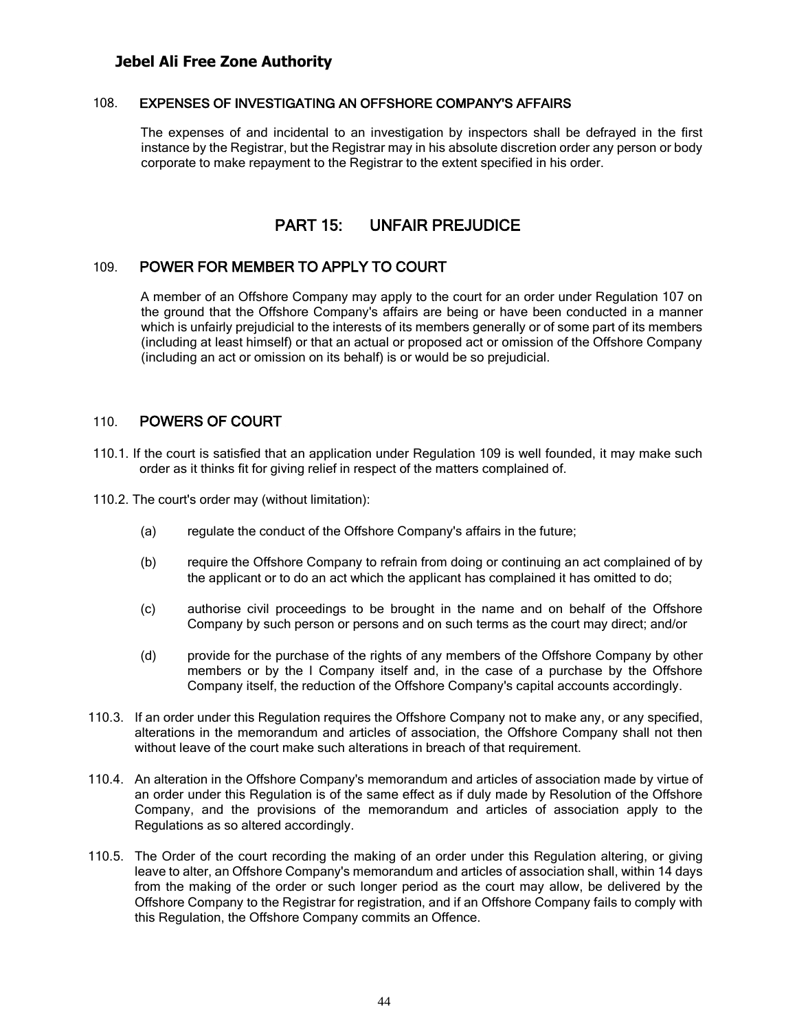## 108. EXPENSES OF INVESTIGATING AN OFFSHORE COMPANY'S AFFAIRS

The expenses of and incidental to an investigation by inspectors shall be defrayed in the first instance by the Registrar, but the Registrar may in his absolute discretion order any person or body corporate to make repayment to the Registrar to the extent specified in his order.

# PART 15: UNFAIR PREJUDICE

## 109. POWER FOR MEMBER TO APPLY TO COURT

A member of an Offshore Company may apply to the court for an order under Regulation 107 on the ground that the Offshore Company's affairs are being or have been conducted in a manner which is unfairly prejudicial to the interests of its members generally or of some part of its members (including at least himself) or that an actual or proposed act or omission of the Offshore Company (including an act or omission on its behalf) is or would be so prejudicial.

## 110. POWERS OF COURT

110.1. If the court is satisfied that an application under Regulation 109 is well founded, it may make such order as it thinks fit for giving relief in respect of the matters complained of.

110.2. The court's order may (without limitation):

(a) regulate the conduct of the Offshore Company's affairs in the future;

(b) require the Offshore Company to refrain from doing or continuing an act complained of by the applicant or to do an act which the applicant has complained it has omitted to do;

(c) authorise civil proceedings to be brought in the name and on behalf of the Offshore Company by such person or persons and on such terms as the court may direct; and/or

(d) provide for the purchase of the rights of any members of the Offshore Company by other members or by the I Company itself and, in the case of a purchase by the Offshore Company itself, the reduction of the Offshore Company's capital accounts accordingly.

110.3. If an order under this Regulation requires the Offshore Company not to make any, or any specified, alterations in the memorandum and articles of association, the Offshore Company shall not then without leave of the court make such alterations in breach of that requirement.

110.4. An alteration in the Offshore Company's memorandum and articles of association made by virtue of an order under this Regulation is of the same effect as if duly made by Resolution of the Offshore Company, and the provisions of the memorandum and articles of association apply to the Regulations as so altered accordingly.

110.5. The Order of the court recording the making of an order under this Regulation altering, or giving leave to alter, an Offshore Company's memorandum and articles of association shall, within 14 days from the making of the order or such longer period as the court may allow, be delivered by the Offshore Company to the Registrar for registration, and if an Offshore Company fails to comply with this Regulation, the Offshore Company commits an Offence.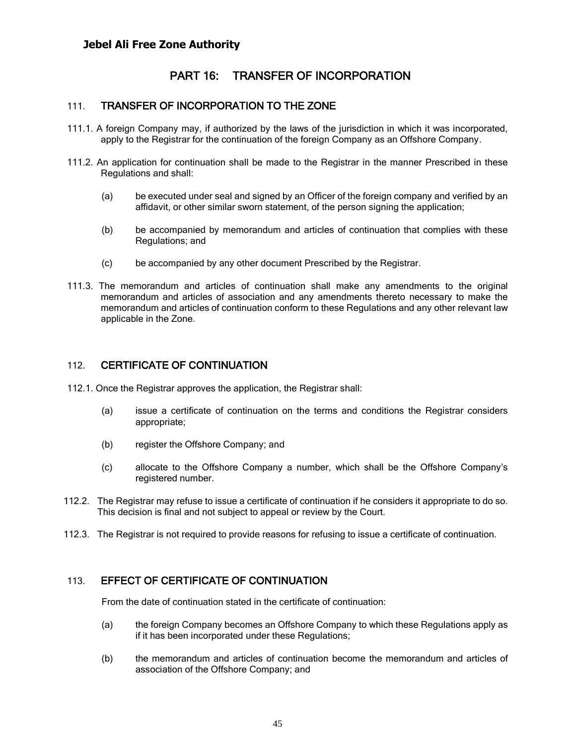## PART 16: TRANSFER OF INCORPORATION

### 111. TRANSFER OF INCORPORATION TO THE ZONE

111.1. A foreign Company may, if authorized by the laws of the jurisdiction in which it was incorporated, apply to the Registrar for the continuation of the foreign Company as an Offshore Company.

111.2. An application for continuation shall be made to the Registrar in the manner Prescribed in these Regulations and shall:

(a) be executed under seal and signed by an Officer of the foreign company and verified by an affidavit, or other similar sworn statement, of the person signing the application;

(b) be accompanied by memorandum and articles of continuation that complies with these Regulations; and

(c) be accompanied by any other document Prescribed by the Registrar.

111.3. The memorandum and articles of continuation shall make any amendments to the original memorandum and articles of association and any amendments thereto necessary to make the memorandum and articles of continuation conform to these Regulations and any other relevant law applicable in the Zone.

### 112. CERTIFICATE OF CONTINUATION

112.1. Once the Registrar approves the application, the Registrar shall:

(a) issue a certificate of continuation on the terms and conditions the Registrar considers appropriate;

(b) register the Offshore Company; and

(c) allocate to the Offshore Company a number, which shall be the Offshore Company's registered number.

112.2. The Registrar may refuse to issue a certificate of continuation if he considers it appropriate to do so. This decision is final and not subject to appeal or review by the Court.

112.3. The Registrar is not required to provide reasons for refusing to issue a certificate of continuation.

### 113. EFFECT OF CERTIFICATE OF CONTINUATION

From the date of continuation stated in the certificate of continuation:

(a) the foreign Company becomes an Offshore Company to which these Regulations apply as if it has been incorporated under these Regulations;

(b) the memorandum and articles of continuation become the memorandum and articles of association of the Offshore Company; and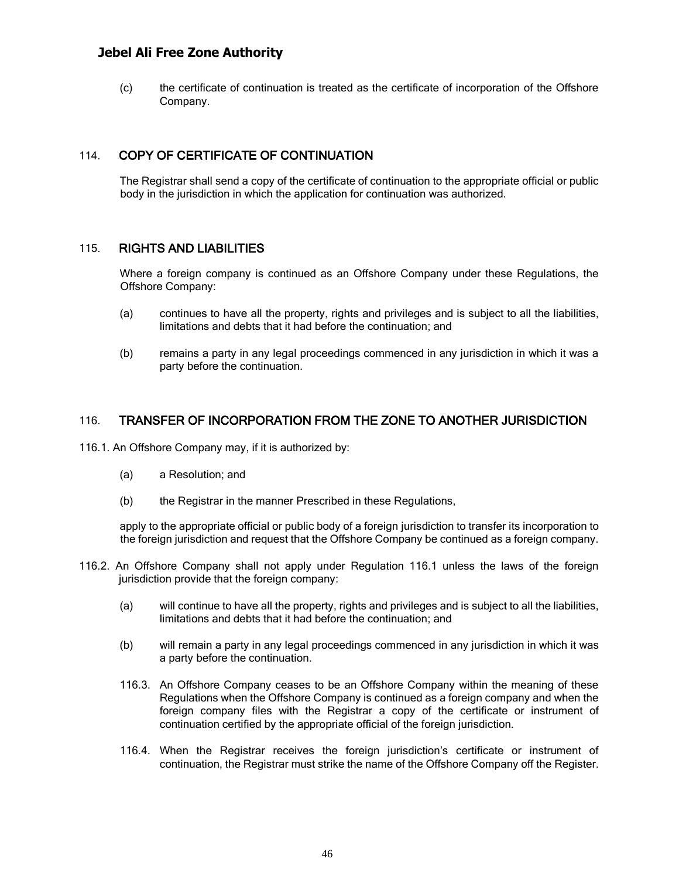(c) the certificate of continuation is treated as the certificate of incorporation of the Offshore Company.

## 114. COPY OF CERTIFICATE OF CONTINUATION

The Registrar shall send a copy of the certificate of continuation to the appropriate official or public body in the jurisdiction in which the application for continuation was authorized.

## 115. RIGHTS AND LIABILITIES

Where a foreign company is continued as an Offshore Company under these Regulations, the Offshore Company:

(a) continues to have all the property, rights and privileges and is subject to all the liabilities, limitations and debts that it had before the continuation; and

(b) remains a party in any legal proceedings commenced in any jurisdiction in which it was a party before the continuation.

## 116. TRANSFER OF INCORPORATION FROM THE ZONE TO ANOTHER JURISDICTION

116.1. An Offshore Company may, if it is authorized by:

(a) a Resolution; and

(b) the Registrar in the manner Prescribed in these Regulations,

apply to the appropriate official or public body of a foreign jurisdiction to transfer its incorporation to the foreign jurisdiction and request that the Offshore Company be continued as a foreign company.

116.2. An Offshore Company shall not apply under Regulation 116.1 unless the laws of the foreign jurisdiction provide that the foreign company:

(a) will continue to have all the property, rights and privileges and is subject to all the liabilities, limitations and debts that it had before the continuation; and

(b) will remain a party in any legal proceedings commenced in any jurisdiction in which it was a party before the continuation.

116.3. An Offshore Company ceases to be an Offshore Company within the meaning of these Regulations when the Offshore Company is continued as a foreign company and when the foreign company files with the Registrar a copy of the certificate or instrument of continuation certified by the appropriate official of the foreign jurisdiction.

116.4. When the Registrar receives the foreign jurisdiction's certificate or instrument of continuation, the Registrar must strike the name of the Offshore Company off the Register.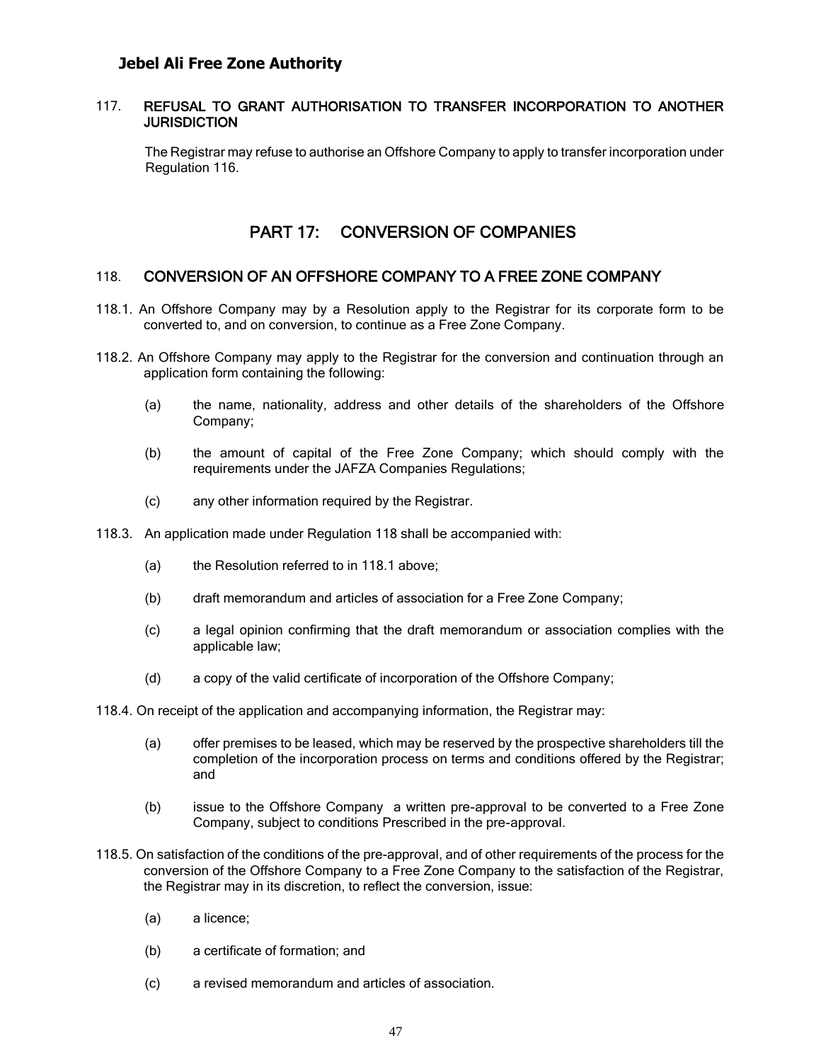### 117. REFUSAL TO GRANT AUTHORISATION TO TRANSFER INCORPORATION TO ANOTHER JURISDICTION

The Registrar may refuse to authorise an Offshore Company to apply to transfer incorporation under Regulation 116.

## PART 17: CONVERSION OF COMPANIES

### 118. CONVERSION OF AN OFFSHORE COMPANY TO A FREE ZONE COMPANY

118.1. An Offshore Company may by a Resolution apply to the Registrar for its corporate form to be converted to, and on conversion, to continue as a Free Zone Company.

118.2. An Offshore Company may apply to the Registrar for the conversion and continuation through an application form containing the following:

- (a) the name, nationality, address and other details of the shareholders of the Offshore Company;
- (b) the amount of capital of the Free Zone Company; which should comply with the requirements under the JAFZA Companies Regulations;
- (c) any other information required by the Registrar.

118.3. An application made under Regulation 118 shall be accompanied with:

- (a) the Resolution referred to in 118.1 above;
- (b) draft memorandum and articles of association for a Free Zone Company;
- (c) a legal opinion confirming that the draft memorandum or association complies with the applicable law;
- (d) a copy of the valid certificate of incorporation of the Offshore Company;

118.4. On receipt of the application and accompanying information, the Registrar may:

- (a) offer premises to be leased, which may be reserved by the prospective shareholders till the completion of the incorporation process on terms and conditions offered by the Registrar; and
- (b) issue to the Offshore Company a written pre-approval to be converted to a Free Zone Company, subject to conditions Prescribed in the pre-approval.

118.5. On satisfaction of the conditions of the pre-approval, and of other requirements of the process for the conversion of the Offshore Company to a Free Zone Company to the satisfaction of the Registrar, the Registrar may in its discretion, to reflect the conversion, issue:

- (a) a licence;
- (b) a certificate of formation; and
- (c) a revised memorandum and articles of association.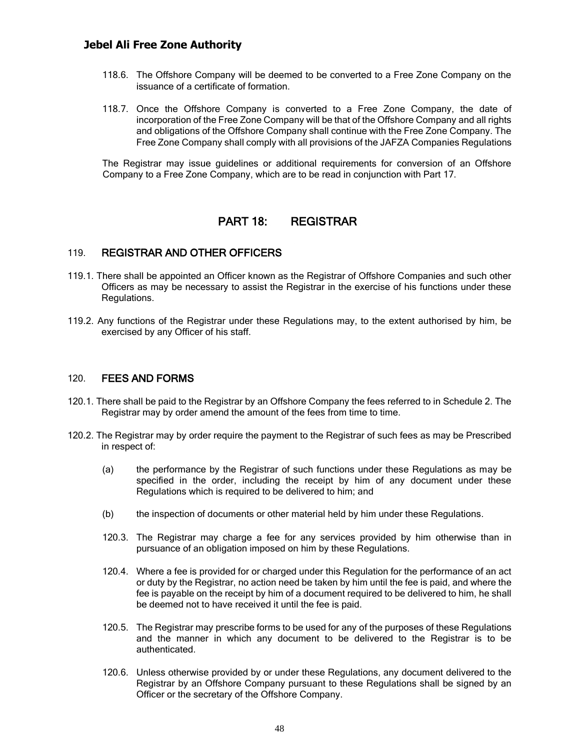118.6. The Offshore Company will be deemed to be converted to a Free Zone Company on the issuance of a certificate of formation.

118.7. Once the Offshore Company is converted to a Free Zone Company, the date of incorporation of the Free Zone Company will be that of the Offshore Company and all rights and obligations of the Offshore Company shall continue with the Free Zone Company. The Free Zone Company shall comply with all provisions of the JAFZA Companies Regulations

The Registrar may issue guidelines or additional requirements for conversion of an Offshore Company to a Free Zone Company, which are to be read in conjunction with Part 17.

## PART 18: REGISTRAR

### 119. REGISTRAR AND OTHER OFFICERS

119.1. There shall be appointed an Officer known as the Registrar of Offshore Companies and such other Officers as may be necessary to assist the Registrar in the exercise of his functions under these Regulations.

119.2. Any functions of the Registrar under these Regulations may, to the extent authorised by him, be exercised by any Officer of his staff.

### 120. FEES AND FORMS

120.1. There shall be paid to the Registrar by an Offshore Company the fees referred to in Schedule 2. The Registrar may by order amend the amount of the fees from time to time.

120.2. The Registrar may by order require the payment to the Registrar of such fees as may be Prescribed in respect of:

(a) the performance by the Registrar of such functions under these Regulations as may be specified in the order, including the receipt by him of any document under these Regulations which is required to be delivered to him; and

(b) the inspection of documents or other material held by him under these Regulations.

120.3. The Registrar may charge a fee for any services provided by him otherwise than in pursuance of an obligation imposed on him by these Regulations.

120.4. Where a fee is provided for or charged under this Regulation for the performance of an act or duty by the Registrar, no action need be taken by him until the fee is paid, and where the fee is payable on the receipt by him of a document required to be delivered to him, he shall be deemed not to have received it until the fee is paid.

120.5. The Registrar may prescribe forms to be used for any of the purposes of these Regulations and the manner in which any document to be delivered to the Registrar is to be authenticated.

120.6. Unless otherwise provided by or under these Regulations, any document delivered to the Registrar by an Offshore Company pursuant to these Regulations shall be signed by an Officer or the secretary of the Offshore Company.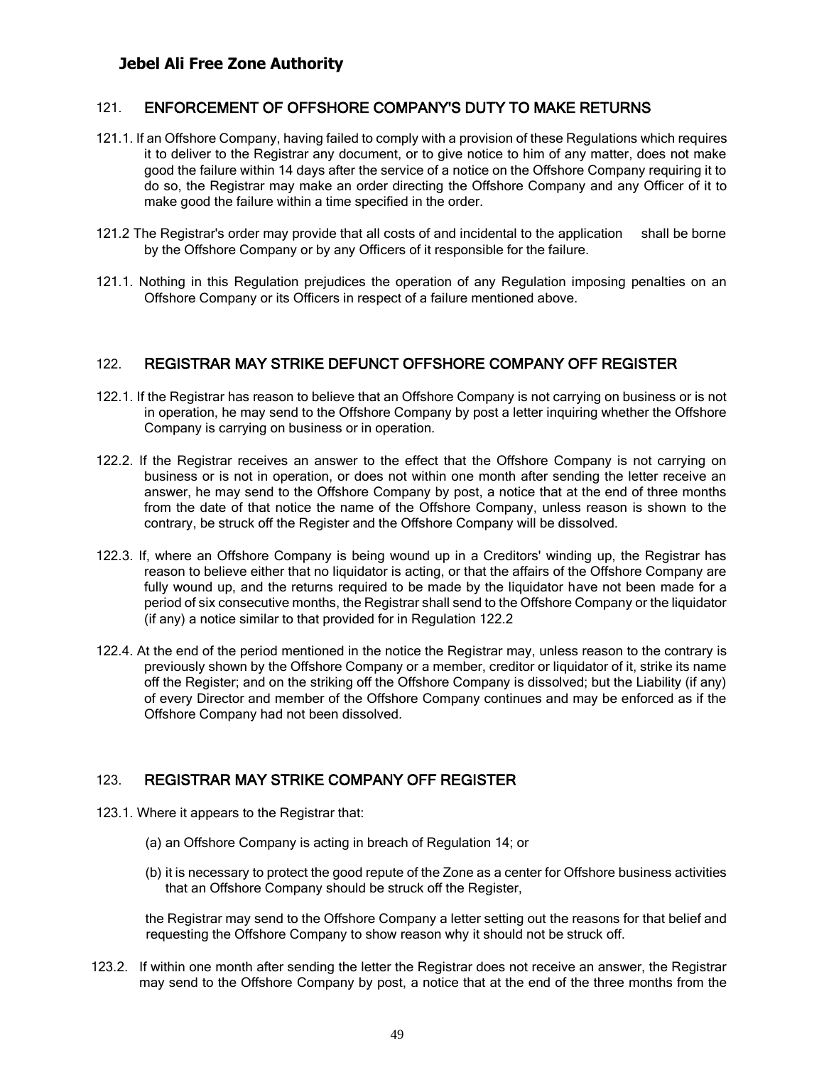## 121. ENFORCEMENT OF OFFSHORE COMPANY'S DUTY TO MAKE RETURNS

121.1. If an Offshore Company, having failed to comply with a provision of these Regulations which requires it to deliver to the Registrar any document, or to give notice to him of any matter, does not make good the failure within 14 days after the service of a notice on the Offshore Company requiring it to do so, the Registrar may make an order directing the Offshore Company and any Officer of it to make good the failure within a time specified in the order.

121.2 The Registrar's order may provide that all costs of and incidental to the application shall be borne by the Offshore Company or by any Officers of it responsible for the failure.

121.1. Nothing in this Regulation prejudices the operation of any Regulation imposing penalties on an Offshore Company or its Officers in respect of a failure mentioned above.

## 122. REGISTRAR MAY STRIKE DEFUNCT OFFSHORE COMPANY OFF REGISTER

122.1. If the Registrar has reason to believe that an Offshore Company is not carrying on business or is not in operation, he may send to the Offshore Company by post a letter inquiring whether the Offshore Company is carrying on business or in operation.

122.2. If the Registrar receives an answer to the effect that the Offshore Company is not carrying on business or is not in operation, or does not within one month after sending the letter receive an answer, he may send to the Offshore Company by post, a notice that at the end of three months from the date of that notice the name of the Offshore Company, unless reason is shown to the contrary, be struck off the Register and the Offshore Company will be dissolved.

122.3. If, where an Offshore Company is being wound up in a Creditors' winding up, the Registrar has reason to believe either that no liquidator is acting, or that the affairs of the Offshore Company are fully wound up, and the returns required to be made by the liquidator have not been made for a period of six consecutive months, the Registrar shall send to the Offshore Company or the liquidator (if any) a notice similar to that provided for in Regulation 122.2

122.4. At the end of the period mentioned in the notice the Registrar may, unless reason to the contrary is previously shown by the Offshore Company or a member, creditor or liquidator of it, strike its name off the Register; and on the striking off the Offshore Company is dissolved; but the Liability (if any) of every Director and member of the Offshore Company continues and may be enforced as if the Offshore Company had not been dissolved.

## 123. REGISTRAR MAY STRIKE COMPANY OFF REGISTER

123.1. Where it appears to the Registrar that:

(a) an Offshore Company is acting in breach of Regulation 14; or

(b) it is necessary to protect the good repute of the Zone as a center for Offshore business activities that an Offshore Company should be struck off the Register,

the Registrar may send to the Offshore Company a letter setting out the reasons for that belief and requesting the Offshore Company to show reason why it should not be struck off.

123.2. If within one month after sending the letter the Registrar does not receive an answer, the Registrar may send to the Offshore Company by post, a notice that at the end of the three months from the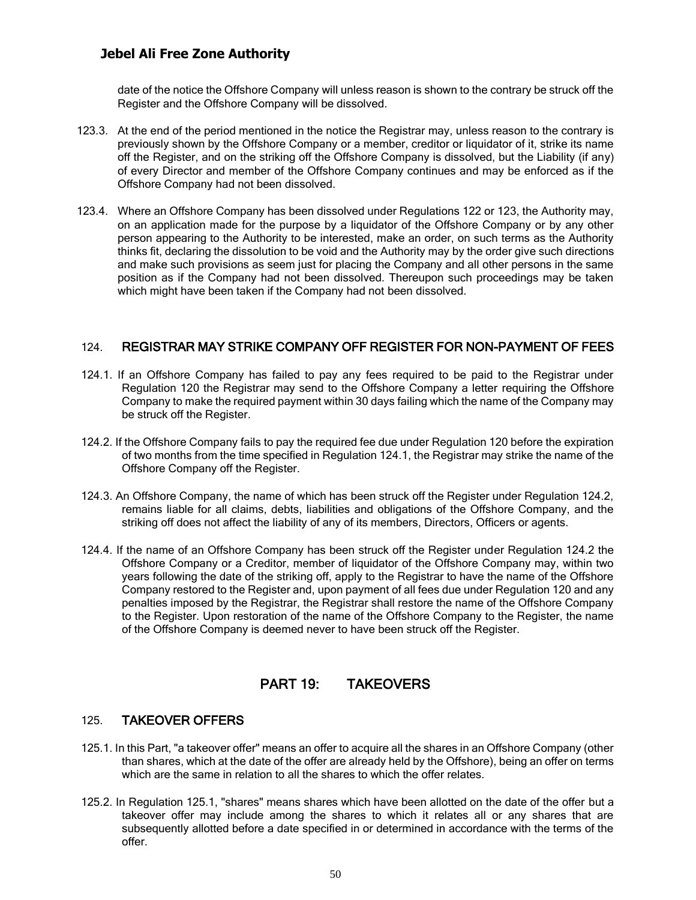date of the notice the Offshore Company will unless reason is shown to the contrary be struck off the Register and the Offshore Company will be dissolved.

123.3. At the end of the period mentioned in the notice the Registrar may, unless reason to the contrary is previously shown by the Offshore Company or a member, creditor or liquidator of it, strike its name off the Register, and on the striking off the Offshore Company is dissolved, but the Liability (if any) of every Director and member of the Offshore Company continues and may be enforced as if the Offshore Company had not been dissolved.

123.4. Where an Offshore Company has been dissolved under Regulations 122 or 123, the Authority may, on an application made for the purpose by a liquidator of the Offshore Company or by any other person appearing to the Authority to be interested, make an order, on such terms as the Authority thinks fit, declaring the dissolution to be void and the Authority may by the order give such directions and make such provisions as seem just for placing the Company and all other persons in the same position as if the Company had not been dissolved. Thereupon such proceedings may be taken which might have been taken if the Company had not been dissolved.

### 124. REGISTRAR MAY STRIKE COMPANY OFF REGISTER FOR NON-PAYMENT OF FEES

124.1. If an Offshore Company has failed to pay any fees required to be paid to the Registrar under Regulation 120 the Registrar may send to the Offshore Company a letter requiring the Offshore Company to make the required payment within 30 days failing which the name of the Company may be struck off the Register.

124.2. If the Offshore Company fails to pay the required fee due under Regulation 120 before the expiration of two months from the time specified in Regulation 124.1, the Registrar may strike the name of the Offshore Company off the Register.

124.3. An Offshore Company, the name of which has been struck off the Register under Regulation 124.2, remains liable for all claims, debts, liabilities and obligations of the Offshore Company, and the striking off does not affect the liability of any of its members, Directors, Officers or agents.

124.4. If the name of an Offshore Company has been struck off the Register under Regulation 124.2 the Offshore Company or a Creditor, member of liquidator of the Offshore Company may, within two years following the date of the striking off, apply to the Registrar to have the name of the Offshore Company restored to the Register and, upon payment of all fees due under Regulation 120 and any penalties imposed by the Registrar, the Registrar shall restore the name of the Offshore Company to the Register. Upon restoration of the name of the Offshore Company to the Register, the name of the Offshore Company is deemed never to have been struck off the Register.

## PART 19: TAKEOVERS

### 125. TAKEOVER OFFERS

125.1. In this Part, "a takeover offer" means an offer to acquire all the shares in an Offshore Company (other than shares, which at the date of the offer are already held by the Offshore), being an offer on terms which are the same in relation to all the shares to which the offer relates.

125.2. In Regulation 125.1, "shares" means shares which have been allotted on the date of the offer but a takeover offer may include among the shares to which it relates all or any shares that are subsequently allotted before a date specified in or determined in accordance with the terms of the offer.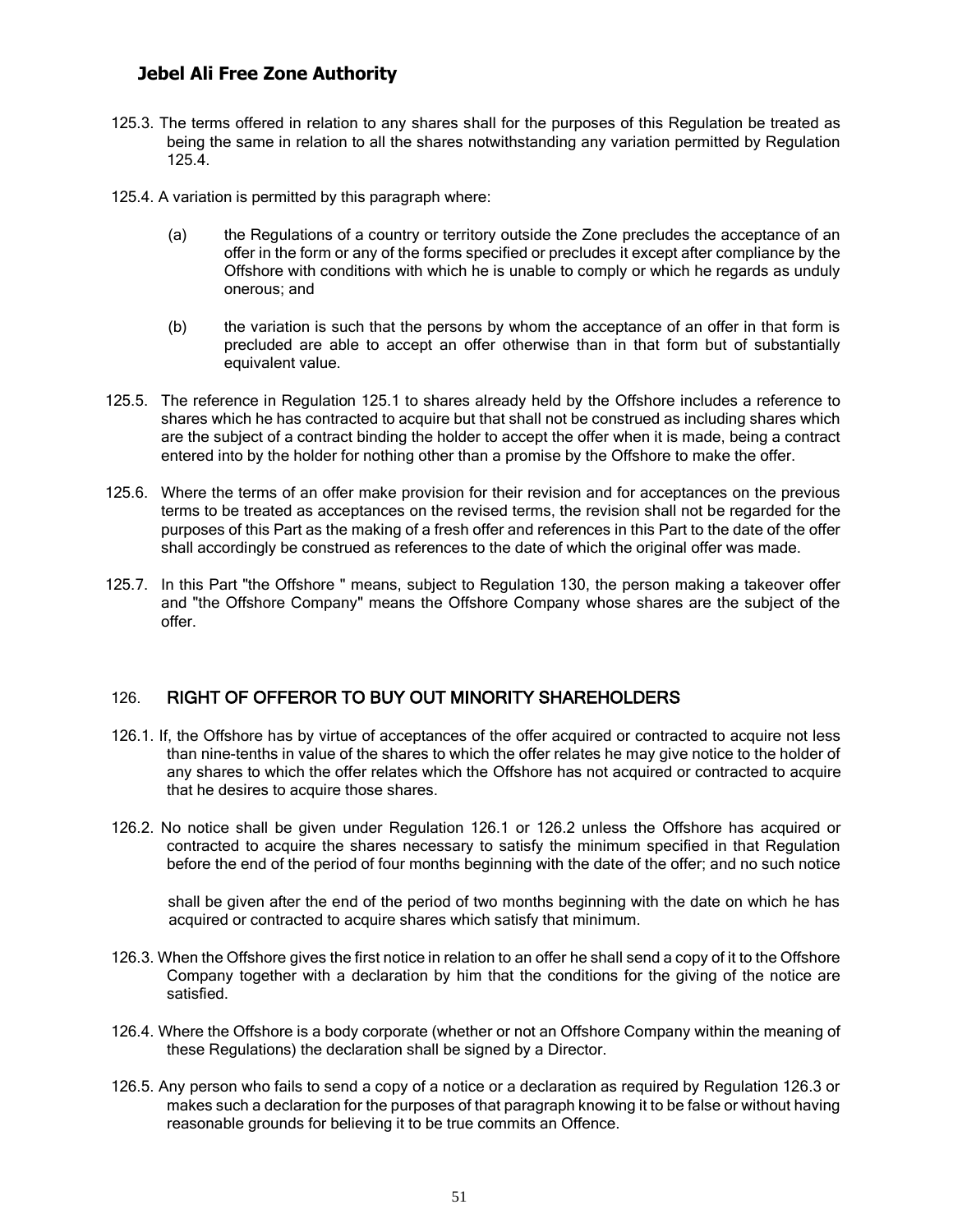125.3. The terms offered in relation to any shares shall for the purposes of this Regulation be treated as being the same in relation to all the shares notwithstanding any variation permitted by Regulation 125.4.

125.4. A variation is permitted by this paragraph where:

(a) the Regulations of a country or territory outside the Zone precludes the acceptance of an offer in the form or any of the forms specified or precludes it except after compliance by the Offshore with conditions with which he is unable to comply or which he regards as unduly onerous; and

(b) the variation is such that the persons by whom the acceptance of an offer in that form is precluded are able to accept an offer otherwise than in that form but of substantially equivalent value.

125.5. The reference in Regulation 125.1 to shares already held by the Offshore includes a reference to shares which he has contracted to acquire but that shall not be construed as including shares which are the subject of a contract binding the holder to accept the offer when it is made, being a contract entered into by the holder for nothing other than a promise by the Offshore to make the offer.

125.6. Where the terms of an offer make provision for their revision and for acceptances on the previous terms to be treated as acceptances on the revised terms, the revision shall not be regarded for the purposes of this Part as the making of a fresh offer and references in this Part to the date of the offer shall accordingly be construed as references to the date of which the original offer was made.

125.7. In this Part "the Offshore " means, subject to Regulation 130, the person making a takeover offer and "the Offshore Company" means the Offshore Company whose shares are the subject of the offer.

## 126. RIGHT OF OFFEROR TO BUY OUT MINORITY SHAREHOLDERS

126.1. If, the Offshore has by virtue of acceptances of the offer acquired or contracted to acquire not less than nine-tenths in value of the shares to which the offer relates he may give notice to the holder of any shares to which the offer relates which the Offshore has not acquired or contracted to acquire that he desires to acquire those shares.

126.2. No notice shall be given under Regulation 126.1 or 126.2 unless the Offshore has acquired or contracted to acquire the shares necessary to satisfy the minimum specified in that Regulation before the end of the period of four months beginning with the date of the offer; and no such notice shall be given after the end of the period of two months beginning with the date on which he has acquired or contracted to acquire shares which satisfy that minimum.

126.3. When the Offshore gives the first notice in relation to an offer he shall send a copy of it to the Offshore Company together with a declaration by him that the conditions for the giving of the notice are satisfied.

126.4. Where the Offshore is a body corporate (whether or not an Offshore Company within the meaning of these Regulations) the declaration shall be signed by a Director.

126.5. Any person who fails to send a copy of a notice or a declaration as required by Regulation 126.3 or makes such a declaration for the purposes of that paragraph knowing it to be false or without having reasonable grounds for believing it to be true commits an Offence.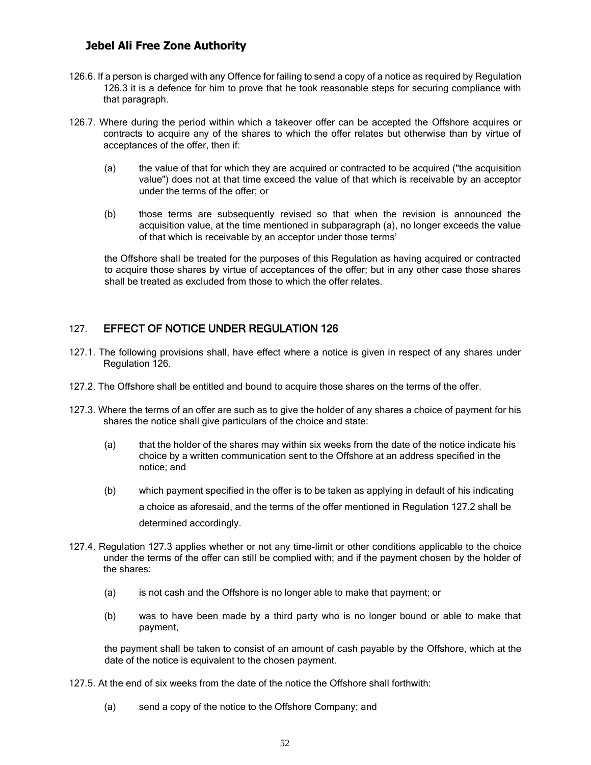126.6. If a person is charged with any Offence for failing to send a copy of a notice as required by Regulation 126.3 it is a defence for him to prove that he took reasonable steps for securing compliance with that paragraph.

126.7. Where during the period within which a takeover offer can be accepted the Offshore acquires or contracts to acquire any of the shares to which the offer relates but otherwise than by virtue of acceptances of the offer, then if:

(a) the value of that for which they are acquired or contracted to be acquired ("the acquisition value") does not at that time exceed the value of that which is receivable by an acceptor under the terms of the offer; or

(b) those terms are subsequently revised so that when the revision is announced the acquisition value, at the time mentioned in subparagraph (a), no longer exceeds the value of that which is receivable by an acceptor under those terms'

the Offshore shall be treated for the purposes of this Regulation as having acquired or contracted to acquire those shares by virtue of acceptances of the offer; but in any other case those shares shall be treated as excluded from those to which the offer relates.

## 127. EFFECT OF NOTICE UNDER REGULATION 126

127.1. The following provisions shall, have effect where a notice is given in respect of any shares under Regulation 126.

127.2. The Offshore shall be entitled and bound to acquire those shares on the terms of the offer.

127.3. Where the terms of an offer are such as to give the holder of any shares a choice of payment for his shares the notice shall give particulars of the choice and state:

(a) that the holder of the shares may within six weeks from the date of the notice indicate his choice by a written communication sent to the Offshore at an address specified in the notice; and

(b) which payment specified in the offer is to be taken as applying in default of his indicating a choice as aforesaid, and the terms of the offer mentioned in Regulation 127.2 shall be determined accordingly.

127.4. Regulation 127.3 applies whether or not any time-limit or other conditions applicable to the choice under the terms of the offer can still be complied with; and if the payment chosen by the holder of the shares:

(a) is not cash and the Offshore is no longer able to make that payment; or

(b) was to have been made by a third party who is no longer bound or able to make that payment,

the payment shall be taken to consist of an amount of cash payable by the Offshore, which at the date of the notice is equivalent to the chosen payment.

127.5. At the end of six weeks from the date of the notice the Offshore shall forthwith:

(a) send a copy of the notice to the Offshore Company; and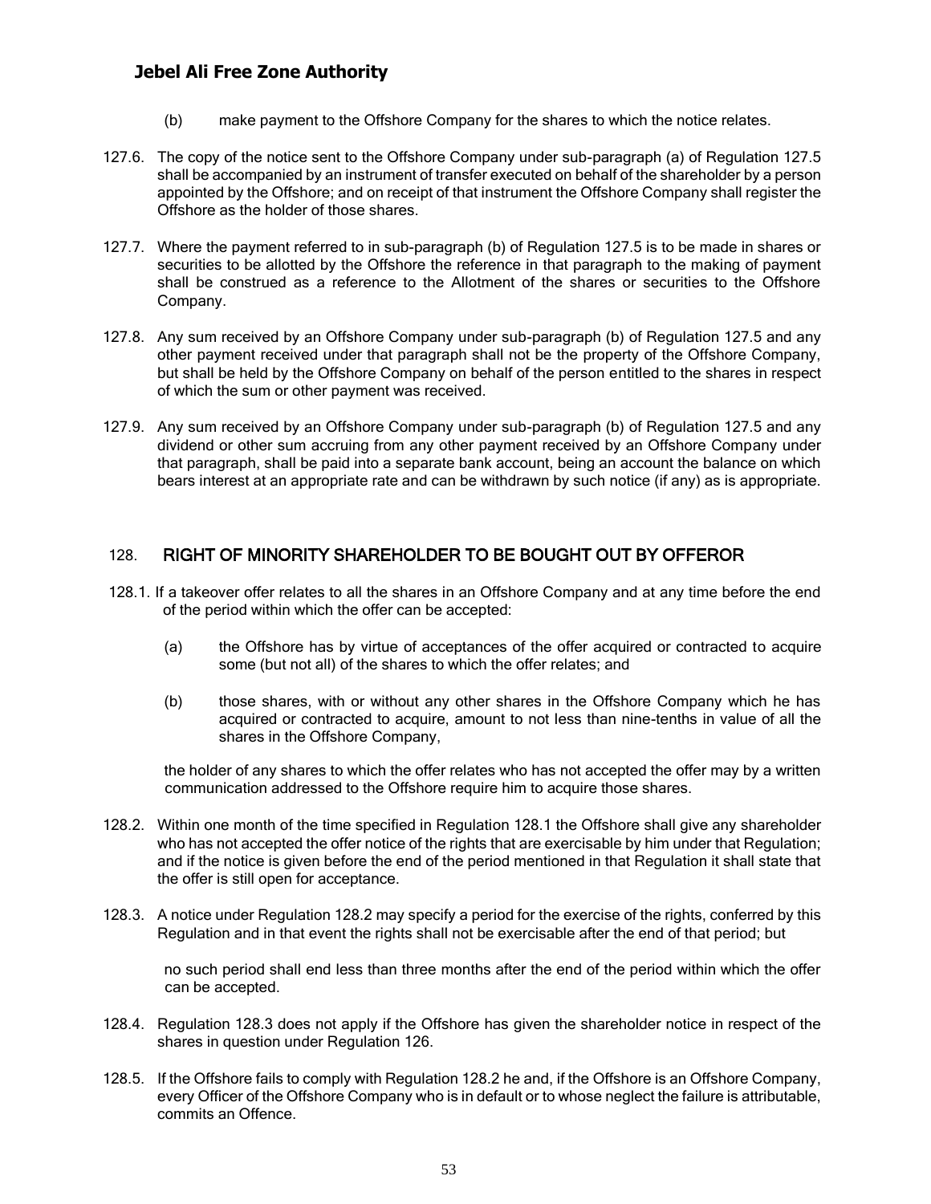(b) make payment to the Offshore Company for the shares to which the notice relates.

127.6. The copy of the notice sent to the Offshore Company under sub-paragraph (a) of Regulation 127.5 shall be accompanied by an instrument of transfer executed on behalf of the shareholder by a person appointed by the Offshore; and on receipt of that instrument the Offshore Company shall register the Offshore as the holder of those shares.

127.7. Where the payment referred to in sub-paragraph (b) of Regulation 127.5 is to be made in shares or securities to be allotted by the Offshore the reference in that paragraph to the making of payment shall be construed as a reference to the Allotment of the shares or securities to the Offshore Company.

127.8. Any sum received by an Offshore Company under sub-paragraph (b) of Regulation 127.5 and any other payment received under that paragraph shall not be the property of the Offshore Company, but shall be held by the Offshore Company on behalf of the person entitled to the shares in respect of which the sum or other payment was received.

127.9. Any sum received by an Offshore Company under sub-paragraph (b) of Regulation 127.5 and any dividend or other sum accruing from any other payment received by an Offshore Company under that paragraph, shall be paid into a separate bank account, being an account the balance on which bears interest at an appropriate rate and can be withdrawn by such notice (if any) as is appropriate.

## 128. RIGHT OF MINORITY SHAREHOLDER TO BE BOUGHT OUT BY OFFEROR

128.1. If a takeover offer relates to all the shares in an Offshore Company and at any time before the end of the period within which the offer can be accepted:

(a) the Offshore has by virtue of acceptances of the offer acquired or contracted to acquire some (but not all) of the shares to which the offer relates; and

(b) those shares, with or without any other shares in the Offshore Company which he has acquired or contracted to acquire, amount to not less than nine-tenths in value of all the shares in the Offshore Company,

the holder of any shares to which the offer relates who has not accepted the offer may by a written communication addressed to the Offshore require him to acquire those shares.

128.2. Within one month of the time specified in Regulation 128.1 the Offshore shall give any shareholder who has not accepted the offer notice of the rights that are exercisable by him under that Regulation; and if the notice is given before the end of the period mentioned in that Regulation it shall state that the offer is still open for acceptance.

128.3. A notice under Regulation 128.2 may specify a period for the exercise of the rights, conferred by this Regulation and in that event the rights shall not be exercisable after the end of that period; but

no such period shall end less than three months after the end of the period within which the offer can be accepted.

128.4. Regulation 128.3 does not apply if the Offshore has given the shareholder notice in respect of the shares in question under Regulation 126.

128.5. If the Offshore fails to comply with Regulation 128.2 he and, if the Offshore is an Offshore Company, every Officer of the Offshore Company who is in default or to whose neglect the failure is attributable, commits an Offence.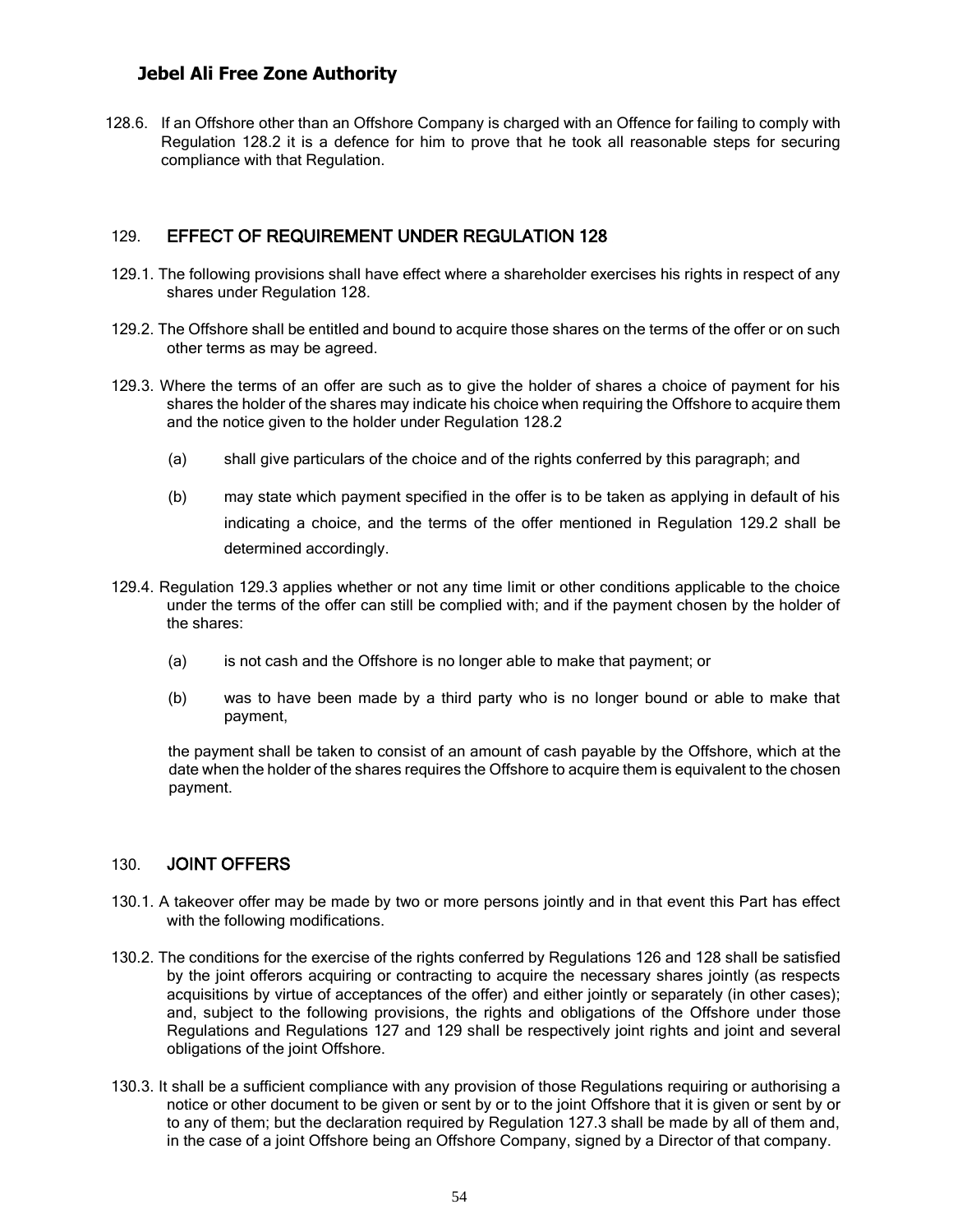128.6. If an Offshore other than an Offshore Company is charged with an Offence for failing to comply with Regulation 128.2 it is a defence for him to prove that he took all reasonable steps for securing compliance with that Regulation.

## 129. EFFECT OF REQUIREMENT UNDER REGULATION 128

129.1. The following provisions shall have effect where a shareholder exercises his rights in respect of any shares under Regulation 128.

129.2. The Offshore shall be entitled and bound to acquire those shares on the terms of the offer or on such other terms as may be agreed.

129.3. Where the terms of an offer are such as to give the holder of shares a choice of payment for his shares the holder of the shares may indicate his choice when requiring the Offshore to acquire them and the notice given to the holder under Regulation 128.2

(a) shall give particulars of the choice and of the rights conferred by this paragraph; and

(b) may state which payment specified in the offer is to be taken as applying in default of his indicating a choice, and the terms of the offer mentioned in Regulation 129.2 shall be determined accordingly.

129.4. Regulation 129.3 applies whether or not any time limit or other conditions applicable to the choice under the terms of the offer can still be complied with; and if the payment chosen by the holder of the shares:

(a) is not cash and the Offshore is no longer able to make that payment; or

(b) was to have been made by a third party who is no longer bound or able to make that payment,

the payment shall be taken to consist of an amount of cash payable by the Offshore, which at the date when the holder of the shares requires the Offshore to acquire them is equivalent to the chosen payment.

## 130. JOINT OFFERS

130.1. A takeover offer may be made by two or more persons jointly and in that event this Part has effect with the following modifications.

130.2. The conditions for the exercise of the rights conferred by Regulations 126 and 128 shall be satisfied by the joint offerors acquiring or contracting to acquire the necessary shares jointly (as respects acquisitions by virtue of acceptances of the offer) and either jointly or separately (in other cases); and, subject to the following provisions, the rights and obligations of the Offshore under those Regulations and Regulations 127 and 129 shall be respectively joint rights and joint and several obligations of the joint Offshore.

130.3. It shall be a sufficient compliance with any provision of those Regulations requiring or authorising a notice or other document to be given or sent by or to the joint Offshore that it is given or sent by or to any of them; but the declaration required by Regulation 127.3 shall be made by all of them and, in the case of a joint Offshore being an Offshore Company, signed by a Director of that company.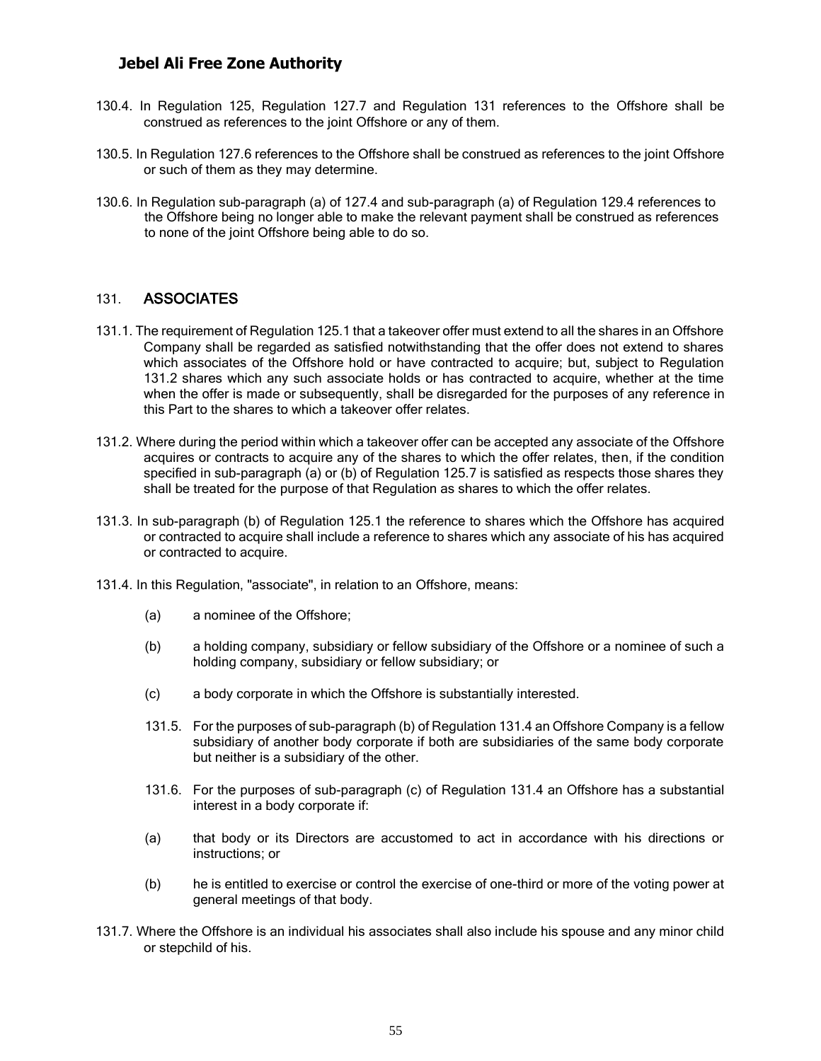130.4. In Regulation 125, Regulation 127.7 and Regulation 131 references to the Offshore shall be construed as references to the joint Offshore or any of them.

130.5. In Regulation 127.6 references to the Offshore shall be construed as references to the joint Offshore or such of them as they may determine.

130.6. In Regulation sub-paragraph (a) of 127.4 and sub-paragraph (a) of Regulation 129.4 references to the Offshore being no longer able to make the relevant payment shall be construed as references to none of the joint Offshore being able to do so.

## 131. ASSOCIATES

131.1. The requirement of Regulation 125.1 that a takeover offer must extend to all the shares in an Offshore Company shall be regarded as satisfied notwithstanding that the offer does not extend to shares which associates of the Offshore hold or have contracted to acquire; but, subject to Regulation 131.2 shares which any such associate holds or has contracted to acquire, whether at the time when the offer is made or subsequently, shall be disregarded for the purposes of any reference in this Part to the shares to which a takeover offer relates.

131.2. Where during the period within which a takeover offer can be accepted any associate of the Offshore acquires or contracts to acquire any of the shares to which the offer relates, then, if the condition specified in sub-paragraph (a) or (b) of Regulation 125.7 is satisfied as respects those shares they shall be treated for the purpose of that Regulation as shares to which the offer relates.

131.3. In sub-paragraph (b) of Regulation 125.1 the reference to shares which the Offshore has acquired or contracted to acquire shall include a reference to shares which any associate of his has acquired or contracted to acquire.

131.4. In this Regulation, "associate", in relation to an Offshore, means:

(a) a nominee of the Offshore;

(b) a holding company, subsidiary or fellow subsidiary of the Offshore or a nominee of such a holding company, subsidiary or fellow subsidiary; or

(c) a body corporate in which the Offshore is substantially interested.

131.5. For the purposes of sub-paragraph (b) of Regulation 131.4 an Offshore Company is a fellow subsidiary of another body corporate if both are subsidiaries of the same body corporate but neither is a subsidiary of the other.

131.6. For the purposes of sub-paragraph (c) of Regulation 131.4 an Offshore has a substantial interest in a body corporate if:

(a) that body or its Directors are accustomed to act in accordance with his directions or instructions; or

(b) he is entitled to exercise or control the exercise of one-third or more of the voting power at general meetings of that body.

131.7. Where the Offshore is an individual his associates shall also include his spouse and any minor child or stepchild of his.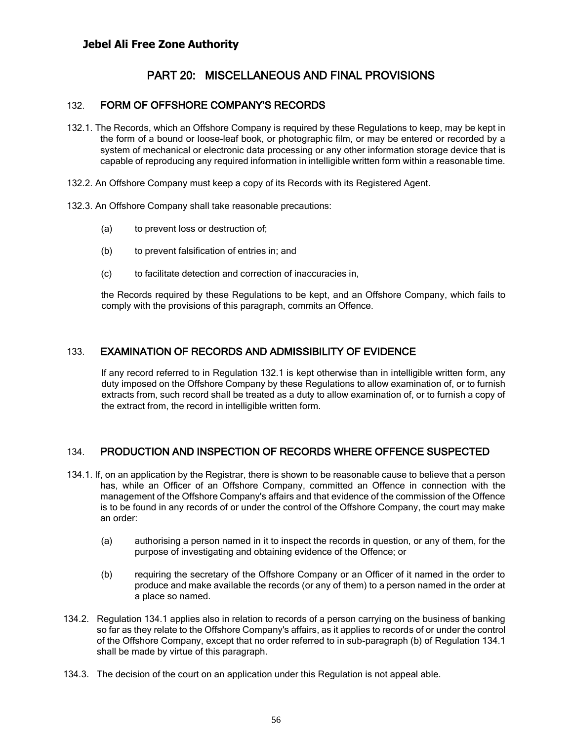## PART 20: MISCELLANEOUS AND FINAL PROVISIONS

### 132. FORM OF OFFSHORE COMPANY'S RECORDS

132.1. The Records, which an Offshore Company is required by these Regulations to keep, may be kept in the form of a bound or loose-leaf book, or photographic film, or may be entered or recorded by a system of mechanical or electronic data processing or any other information storage device that is capable of reproducing any required information in intelligible written form within a reasonable time.

132.2. An Offshore Company must keep a copy of its Records with its Registered Agent.

132.3. An Offshore Company shall take reasonable precautions:

- (a) to prevent loss or destruction of;
- (b) to prevent falsification of entries in; and
- (c) to facilitate detection and correction of inaccuracies in,

the Records required by these Regulations to be kept, and an Offshore Company, which fails to comply with the provisions of this paragraph, commits an Offence.

### 133. EXAMINATION OF RECORDS AND ADMISSIBILITY OF EVIDENCE

If any record referred to in Regulation 132.1 is kept otherwise than in intelligible written form, any duty imposed on the Offshore Company by these Regulations to allow examination of, or to furnish extracts from, such record shall be treated as a duty to allow examination of, or to furnish a copy of the extract from, the record in intelligible written form.

### 134. PRODUCTION AND INSPECTION OF RECORDS WHERE OFFENCE SUSPECTED

134.1. If, on an application by the Registrar, there is shown to be reasonable cause to believe that a person has, while an Officer of an Offshore Company, committed an Offence in connection with the management of the Offshore Company's affairs and that evidence of the commission of the Offence is to be found in any records of or under the control of the Offshore Company, the court may make an order:

- (a) authorising a person named in it to inspect the records in question, or any of them, for the purpose of investigating and obtaining evidence of the Offence; or
- (b) requiring the secretary of the Offshore Company or an Officer of it named in the order to produce and make available the records (or any of them) to a person named in the order at a place so named.

134.2. Regulation 134.1 applies also in relation to records of a person carrying on the business of banking so far as they relate to the Offshore Company's affairs, as it applies to records of or under the control of the Offshore Company, except that no order referred to in sub-paragraph (b) of Regulation 134.1 shall be made by virtue of this paragraph.

134.3. The decision of the court on an application under this Regulation is not appeal able.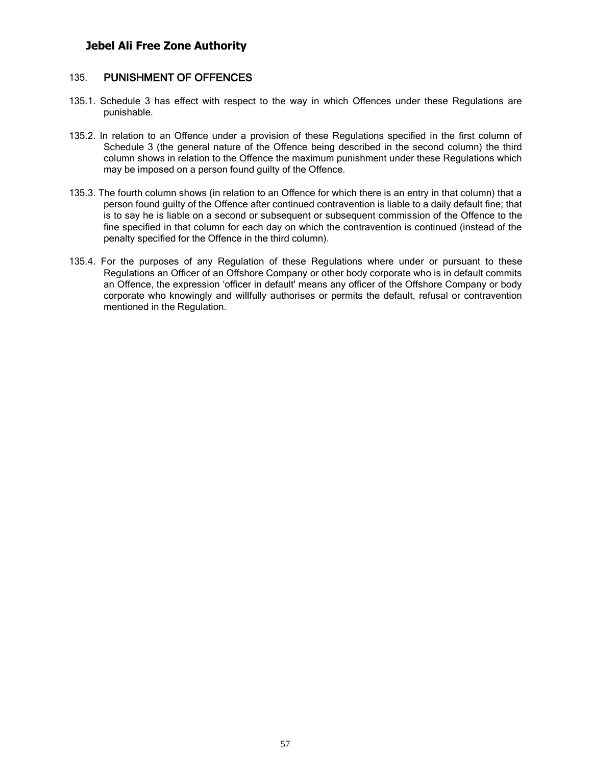## 135. PUNISHMENT OF OFFENCES

135.1. Schedule 3 has effect with respect to the way in which Offences under these Regulations are punishable.

135.2. In relation to an Offence under a provision of these Regulations specified in the first column of Schedule 3 (the general nature of the Offence being described in the second column) the third column shows in relation to the Offence the maximum punishment under these Regulations which may be imposed on a person found guilty of the Offence.

135.3. The fourth column shows (in relation to an Offence for which there is an entry in that column) that a person found guilty of the Offence after continued contravention is liable to a daily default fine; that is to say he is liable on a second or subsequent or subsequent commission of the Offence to the fine specified in that column for each day on which the contravention is continued (instead of the penalty specified for the Offence in the third column).

135.4. For the purposes of any Regulation of these Regulations where under or pursuant to these Regulations an Officer of an Offshore Company or other body corporate who is in default commits an Offence, the expression 'officer in default' means any officer of the Offshore Company or body corporate who knowingly and willfully authorises or permits the default, refusal or contravention mentioned in the Regulation.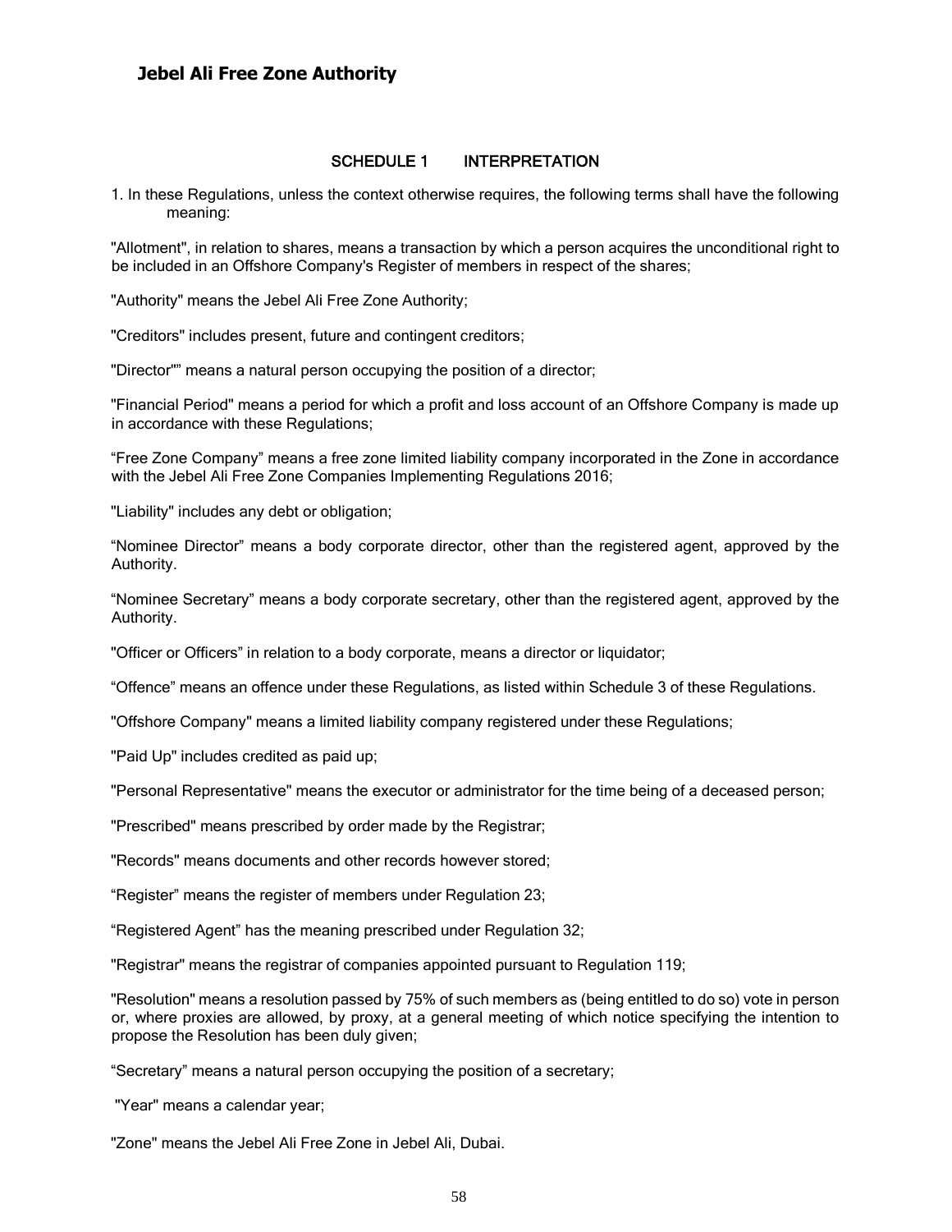## SCHEDULE 1 INTERPRETATION

1. In these Regulations, unless the context otherwise requires, the following terms shall have the following meaning:

"Allotment", in relation to shares, means a transaction by which a person acquires the unconditional right to be included in an Offshore Company's Register of members in respect of the shares;

"Authority" means the Jebel Ali Free Zone Authority;

"Creditors" includes present, future and contingent creditors;

"Director"" means a natural person occupying the position of a director;

"Financial Period" means a period for which a profit and loss account of an Offshore Company is made up in accordance with these Regulations;

"Free Zone Company" means a free zone limited liability company incorporated in the Zone in accordance with the Jebel Ali Free Zone Companies Implementing Regulations 2016;

"Liability" includes any debt or obligation;

"Nominee Director" means a body corporate director, other than the registered agent, approved by the Authority.

"Nominee Secretary" means a body corporate secretary, other than the registered agent, approved by the Authority.

"Officer or Officers" in relation to a body corporate, means a director or liquidator;

"Offence" means an offence under these Regulations, as listed within Schedule 3 of these Regulations.

"Offshore Company" means a limited liability company registered under these Regulations;

"Paid Up" includes credited as paid up;

"Personal Representative" means the executor or administrator for the time being of a deceased person;

"Prescribed" means prescribed by order made by the Registrar;

"Records" means documents and other records however stored;

"Register" means the register of members under Regulation 23;

"Registered Agent" has the meaning prescribed under Regulation 32;

"Registrar" means the registrar of companies appointed pursuant to Regulation 119;

"Resolution" means a resolution passed by 75% of such members as (being entitled to do so) vote in person or, where proxies are allowed, by proxy, at a general meeting of which notice specifying the intention to propose the Resolution has been duly given;

"Secretary" means a natural person occupying the position of a secretary;

"Year" means a calendar year;

"Zone" means the Jebel Ali Free Zone in Jebel Ali, Dubai.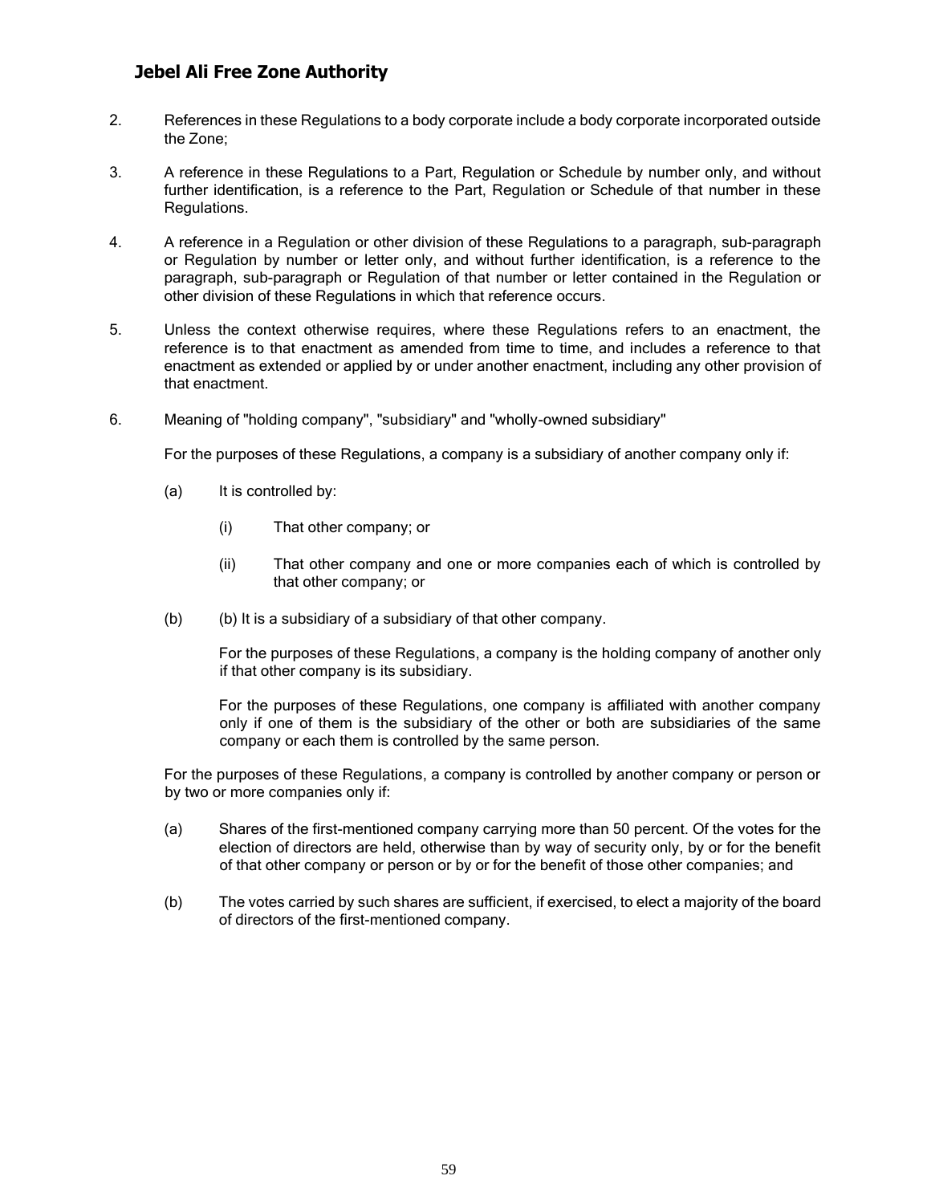2. References in these Regulations to a body corporate include a body corporate incorporated outside the Zone;

3. A reference in these Regulations to a Part, Regulation or Schedule by number only, and without further identification, is a reference to the Part, Regulation or Schedule of that number in these Regulations.

4. A reference in a Regulation or other division of these Regulations to a paragraph, sub-paragraph or Regulation by number or letter only, and without further identification, is a reference to the paragraph, sub-paragraph or Regulation of that number or letter contained in the Regulation or other division of these Regulations in which that reference occurs.

5. Unless the context otherwise requires, where these Regulations refers to an enactment, the reference is to that enactment as amended from time to time, and includes a reference to that enactment as extended or applied by or under another enactment, including any other provision of that enactment.

6. Meaning of "holding company", "subsidiary" and "wholly-owned subsidiary"

   For the purposes of these Regulations, a company is a subsidiary of another company only if:

   (a) It is controlled by:

      (i) That other company; or

      (ii) That other company and one or more companies each of which is controlled by that other company; or

   (b) (b) It is a subsidiary of a subsidiary of that other company.

      For the purposes of these Regulations, a company is the holding company of another only if that other company is its subsidiary.

      For the purposes of these Regulations, one company is affiliated with another company only if one of them is the subsidiary of the other or both are subsidiaries of the same company or each them is controlled by the same person.

   For the purposes of these Regulations, a company is controlled by another company or person or by two or more companies only if:

   (a) Shares of the first-mentioned company carrying more than 50 percent. Of the votes for the election of directors are held, otherwise than by way of security only, by or for the benefit of that other company or person or by or for the benefit of those other companies; and

   (b) The votes carried by such shares are sufficient, if exercised, to elect a majority of the board of directors of the first-mentioned company.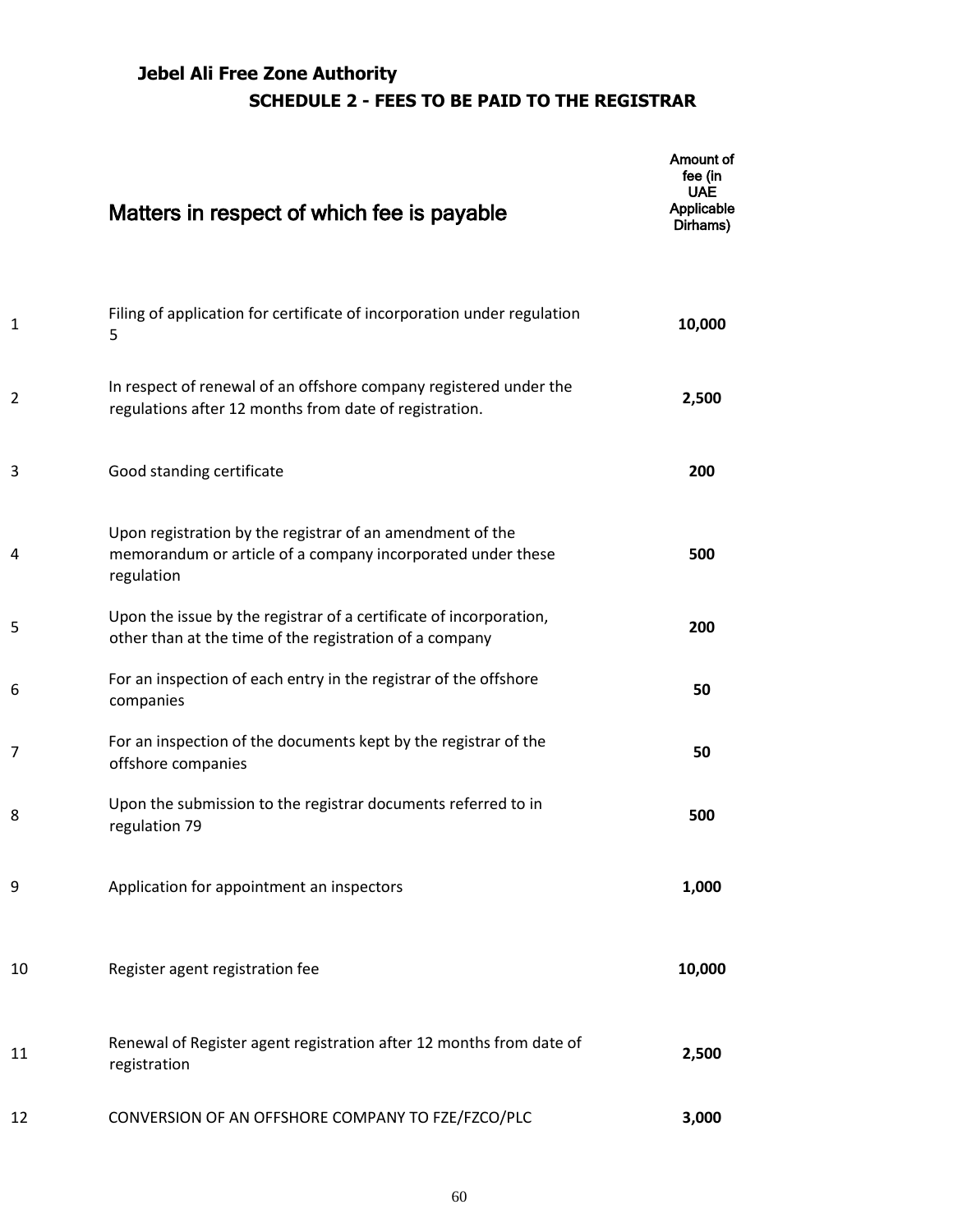## Jebel Ali Free Zone Authority

### SCHEDULE 2 - FEES TO BE PAID TO THE REGISTRAR

| | Matters in respect of which fee is payable | Amount of fee (in UAE Applicable Dirhams) |
|---|---|---|
| 1 | Filing of application for certificate of incorporation under regulation 5 | **10,000** |
| 2 | In respect of renewal of an offshore company registered under the regulations after 12 months from date of registration. | **2,500** |
| 3 | Good standing certificate | **200** |
| 4 | Upon registration by the registrar of an amendment of the memorandum or article of a company incorporated under these regulation | **500** |
| 5 | Upon the issue by the registrar of a certificate of incorporation, other than at the time of the registration of a company | **200** |
| 6 | For an inspection of each entry in the registrar of the offshore companies | **50** |
| 7 | For an inspection of the documents kept by the registrar of the offshore companies | **50** |
| 8 | Upon the submission to the registrar documents referred to in regulation 79 | **500** |
| 9 | Application for appointment an inspectors | **1,000** |
| 10 | Register agent registration fee | **10,000** |
| 11 | Renewal of Register agent registration after 12 months from date of registration | **2,500** |
| 12 | CONVERSION OF AN OFFSHORE COMPANY TO FZE/FZCO/PLC | **3,000** |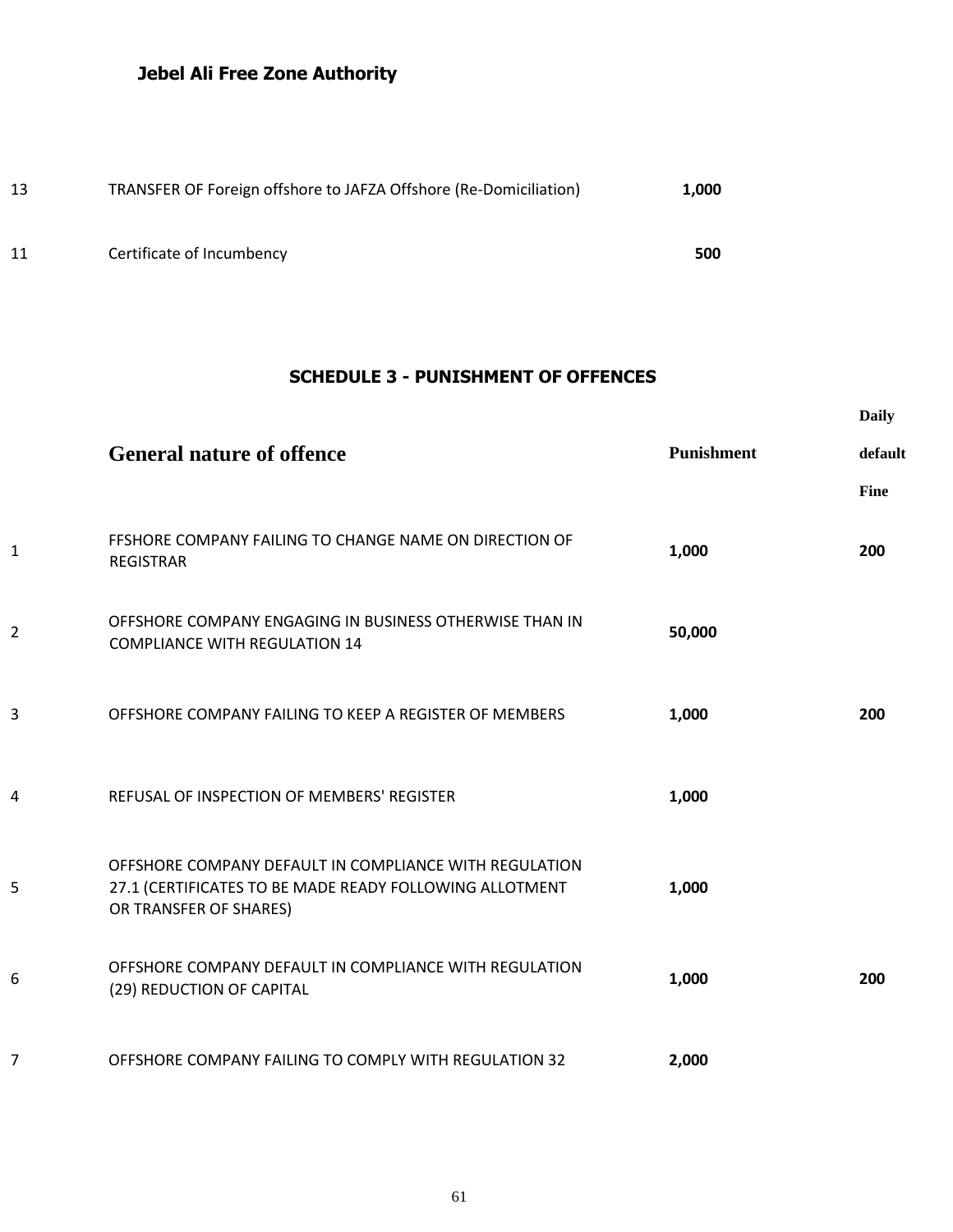**Jebel Ali Free Zone Authority**

| | | |
|---|---|---|
| 13 | TRANSFER OF Foreign offshore to JAFZA Offshore (Re-Domiciliation) | **1,000** |
| 11 | Certificate of Incumbency | **500** |

## SCHEDULE 3 - PUNISHMENT OF OFFENCES

| | General nature of offence | Punishment | Daily default Fine |
|---|---|---|---|
| 1 | FFSHORE COMPANY FAILING TO CHANGE NAME ON DIRECTION OF REGISTRAR | **1,000** | **200** |
| 2 | OFFSHORE COMPANY ENGAGING IN BUSINESS OTHERWISE THAN IN COMPLIANCE WITH REGULATION 14 | **50,000** | |
| 3 | OFFSHORE COMPANY FAILING TO KEEP A REGISTER OF MEMBERS | **1,000** | **200** |
| 4 | REFUSAL OF INSPECTION OF MEMBERS' REGISTER | **1,000** | |
| 5 | OFFSHORE COMPANY DEFAULT IN COMPLIANCE WITH REGULATION 27.1 (CERTIFICATES TO BE MADE READY FOLLOWING ALLOTMENT OR TRANSFER OF SHARES) | **1,000** | |
| 6 | OFFSHORE COMPANY DEFAULT IN COMPLIANCE WITH REGULATION (29) REDUCTION OF CAPITAL | **1,000** | **200** |
| 7 | OFFSHORE COMPANY FAILING TO COMPLY WITH REGULATION 32 | **2,000** | |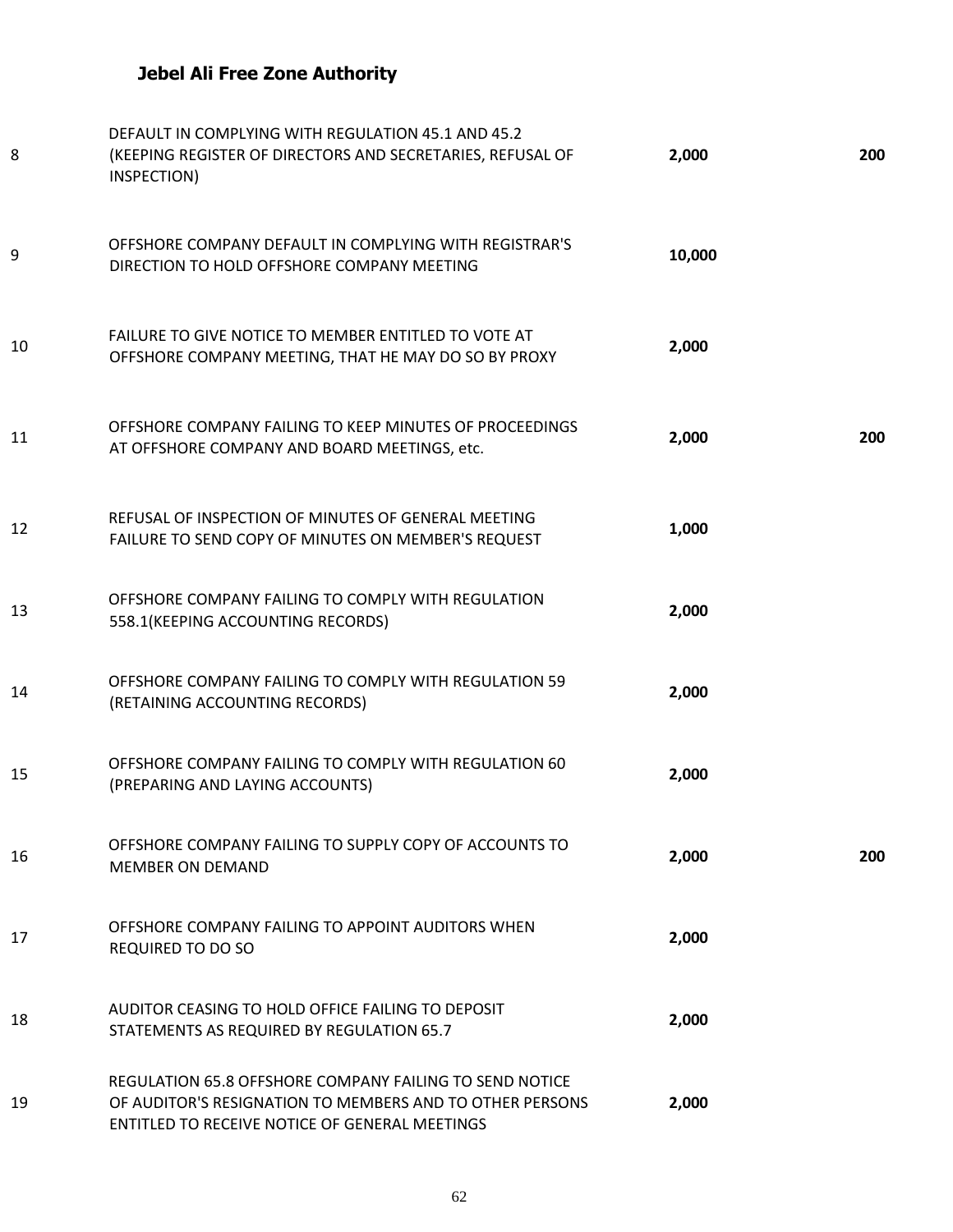**Jebel Ali Free Zone Authority**

| | | | |
|---|---|---|---|
| 8 | DEFAULT IN COMPLYING WITH REGULATION 45.1 AND 45.2 (KEEPING REGISTER OF DIRECTORS AND SECRETARIES, REFUSAL OF INSPECTION) | **2,000** | **200** |
| 9 | OFFSHORE COMPANY DEFAULT IN COMPLYING WITH REGISTRAR'S DIRECTION TO HOLD OFFSHORE COMPANY MEETING | **10,000** | |
| 10 | FAILURE TO GIVE NOTICE TO MEMBER ENTITLED TO VOTE AT OFFSHORE COMPANY MEETING, THAT HE MAY DO SO BY PROXY | **2,000** | |
| 11 | OFFSHORE COMPANY FAILING TO KEEP MINUTES OF PROCEEDINGS AT OFFSHORE COMPANY AND BOARD MEETINGS, etc. | **2,000** | **200** |
| 12 | REFUSAL OF INSPECTION OF MINUTES OF GENERAL MEETING FAILURE TO SEND COPY OF MINUTES ON MEMBER'S REQUEST | **1,000** | |
| 13 | OFFSHORE COMPANY FAILING TO COMPLY WITH REGULATION 558.1(KEEPING ACCOUNTING RECORDS) | **2,000** | |
| 14 | OFFSHORE COMPANY FAILING TO COMPLY WITH REGULATION 59 (RETAINING ACCOUNTING RECORDS) | **2,000** | |
| 15 | OFFSHORE COMPANY FAILING TO COMPLY WITH REGULATION 60 (PREPARING AND LAYING ACCOUNTS) | **2,000** | |
| 16 | OFFSHORE COMPANY FAILING TO SUPPLY COPY OF ACCOUNTS TO MEMBER ON DEMAND | **2,000** | **200** |
| 17 | OFFSHORE COMPANY FAILING TO APPOINT AUDITORS WHEN REQUIRED TO DO SO | **2,000** | |
| 18 | AUDITOR CEASING TO HOLD OFFICE FAILING TO DEPOSIT STATEMENTS AS REQUIRED BY REGULATION 65.7 | **2,000** | |
| 19 | REGULATION 65.8 OFFSHORE COMPANY FAILING TO SEND NOTICE OF AUDITOR'S RESIGNATION TO MEMBERS AND TO OTHER PERSONS ENTITLED TO RECEIVE NOTICE OF GENERAL MEETINGS | **2,000** | |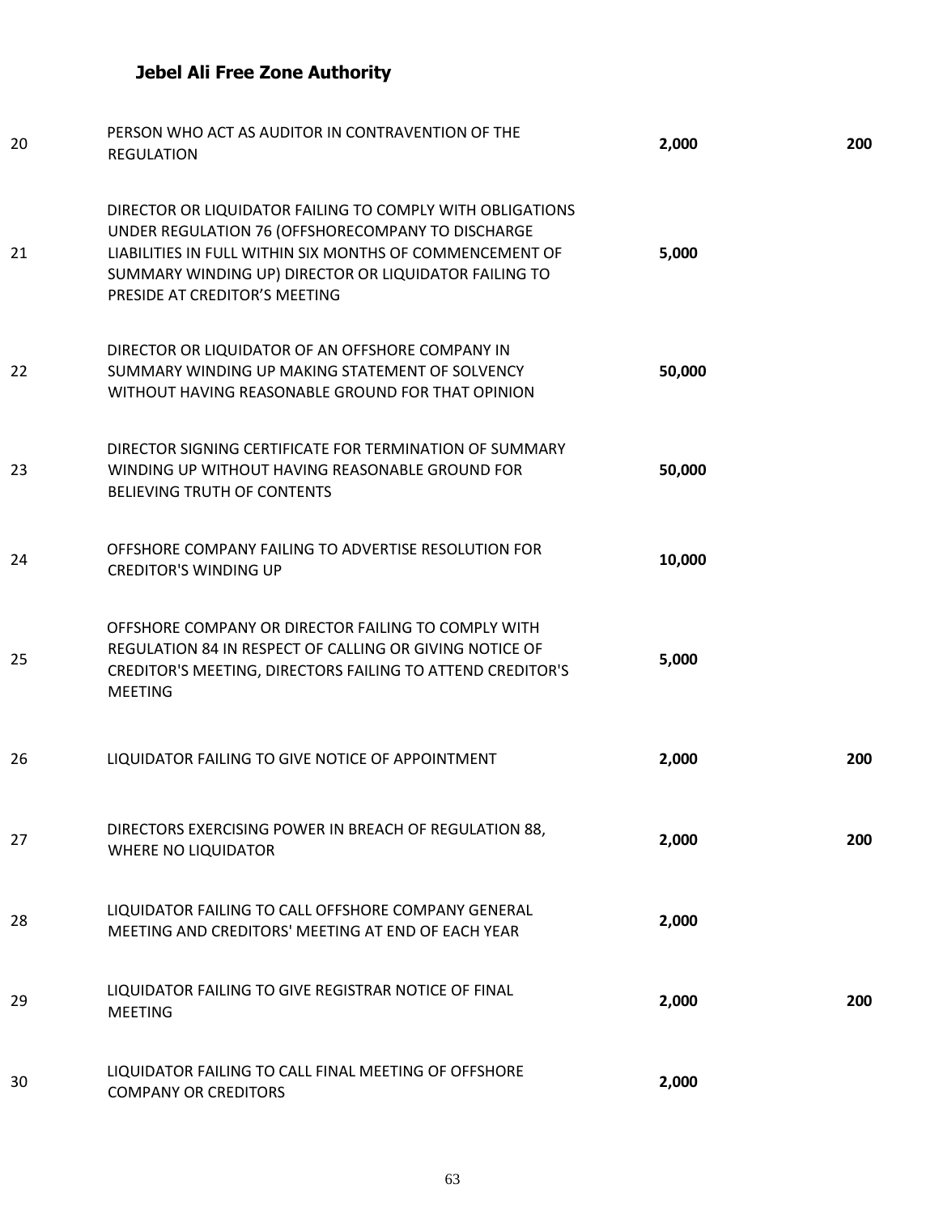**Jebel Ali Free Zone Authority**

| | | | |
|---|---|---|---|
| 20 | PERSON WHO ACT AS AUDITOR IN CONTRAVENTION OF THE REGULATION | **2,000** | **200** |
| 21 | DIRECTOR OR LIQUIDATOR FAILING TO COMPLY WITH OBLIGATIONS UNDER REGULATION 76 (OFFSHORECOMPANY TO DISCHARGE LIABILITIES IN FULL WITHIN SIX MONTHS OF COMMENCEMENT OF SUMMARY WINDING UP) DIRECTOR OR LIQUIDATOR FAILING TO PRESIDE AT CREDITOR'S MEETING | **5,000** | |
| 22 | DIRECTOR OR LIQUIDATOR OF AN OFFSHORE COMPANY IN SUMMARY WINDING UP MAKING STATEMENT OF SOLVENCY WITHOUT HAVING REASONABLE GROUND FOR THAT OPINION | **50,000** | |
| 23 | DIRECTOR SIGNING CERTIFICATE FOR TERMINATION OF SUMMARY WINDING UP WITHOUT HAVING REASONABLE GROUND FOR BELIEVING TRUTH OF CONTENTS | **50,000** | |
| 24 | OFFSHORE COMPANY FAILING TO ADVERTISE RESOLUTION FOR CREDITOR'S WINDING UP | **10,000** | |
| 25 | OFFSHORE COMPANY OR DIRECTOR FAILING TO COMPLY WITH REGULATION 84 IN RESPECT OF CALLING OR GIVING NOTICE OF CREDITOR'S MEETING, DIRECTORS FAILING TO ATTEND CREDITOR'S MEETING | **5,000** | |
| 26 | LIQUIDATOR FAILING TO GIVE NOTICE OF APPOINTMENT | **2,000** | **200** |
| 27 | DIRECTORS EXERCISING POWER IN BREACH OF REGULATION 88, WHERE NO LIQUIDATOR | **2,000** | **200** |
| 28 | LIQUIDATOR FAILING TO CALL OFFSHORE COMPANY GENERAL MEETING AND CREDITORS' MEETING AT END OF EACH YEAR | **2,000** | |
| 29 | LIQUIDATOR FAILING TO GIVE REGISTRAR NOTICE OF FINAL MEETING | **2,000** | **200** |
| 30 | LIQUIDATOR FAILING TO CALL FINAL MEETING OF OFFSHORE COMPANY OR CREDITORS | **2,000** | |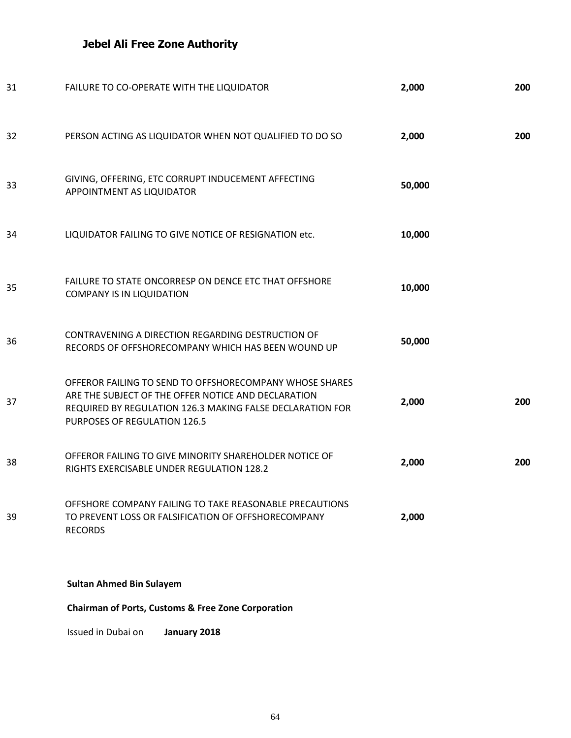**Jebel Ali Free Zone Authority**

| | | | |
|---|---|---|---|
| 31 | FAILURE TO CO-OPERATE WITH THE LIQUIDATOR | **2,000** | **200** |
| 32 | PERSON ACTING AS LIQUIDATOR WHEN NOT QUALIFIED TO DO SO | **2,000** | **200** |
| 33 | GIVING, OFFERING, ETC CORRUPT INDUCEMENT AFFECTING APPOINTMENT AS LIQUIDATOR | **50,000** | |
| 34 | LIQUIDATOR FAILING TO GIVE NOTICE OF RESIGNATION etc. | **10,000** | |
| 35 | FAILURE TO STATE ONCORRESP ON DENCE ETC THAT OFFSHORE COMPANY IS IN LIQUIDATION | **10,000** | |
| 36 | CONTRAVENING A DIRECTION REGARDING DESTRUCTION OF RECORDS OF OFFSHORECOMPANY WHICH HAS BEEN WOUND UP | **50,000** | |
| 37 | OFFEROR FAILING TO SEND TO OFFSHORECOMPANY WHOSE SHARES ARE THE SUBJECT OF THE OFFER NOTICE AND DECLARATION REQUIRED BY REGULATION 126.3 MAKING FALSE DECLARATION FOR PURPOSES OF REGULATION 126.5 | **2,000** | **200** |
| 38 | OFFEROR FAILING TO GIVE MINORITY SHAREHOLDER NOTICE OF RIGHTS EXERCISABLE UNDER REGULATION 128.2 | **2,000** | **200** |
| 39 | OFFSHORE COMPANY FAILING TO TAKE REASONABLE PRECAUTIONS TO PREVENT LOSS OR FALSIFICATION OF OFFSHORECOMPANY RECORDS | **2,000** | |

**Sultan Ahmed Bin Sulayem**

**Chairman of Ports, Customs & Free Zone Corporation**

Issued in Dubai on **January 2018**